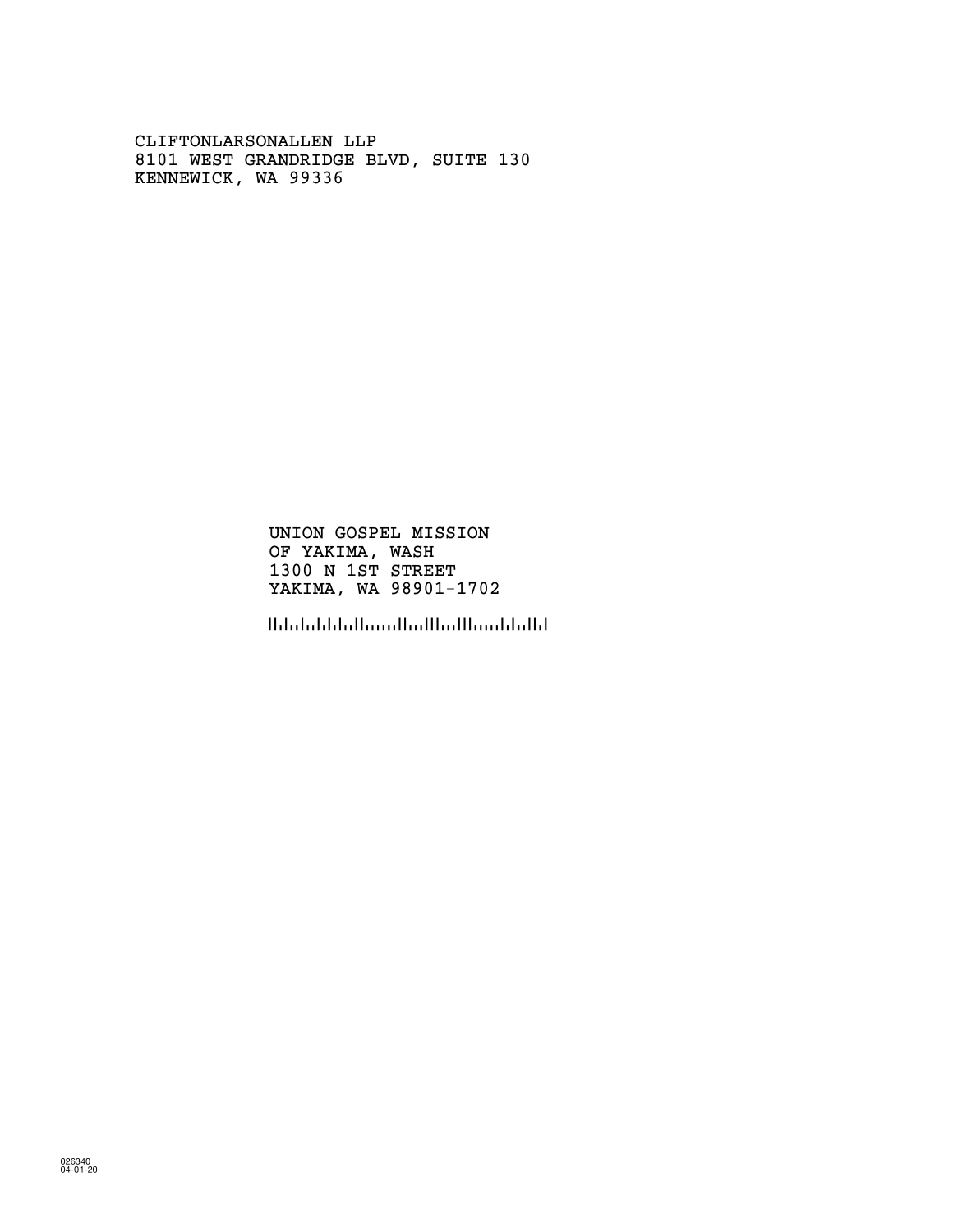CLIFTONLARSONALLEN LLP
8101 WEST GRANDRIDGE BLVD, SUITE 130
KENNEWICK, WA 99336

UNION GOSPEL MISSION
OF YAKIMA, WASH
1300 N 1ST STREET
YAKIMA, WA 98901-1702

026340
04-01-20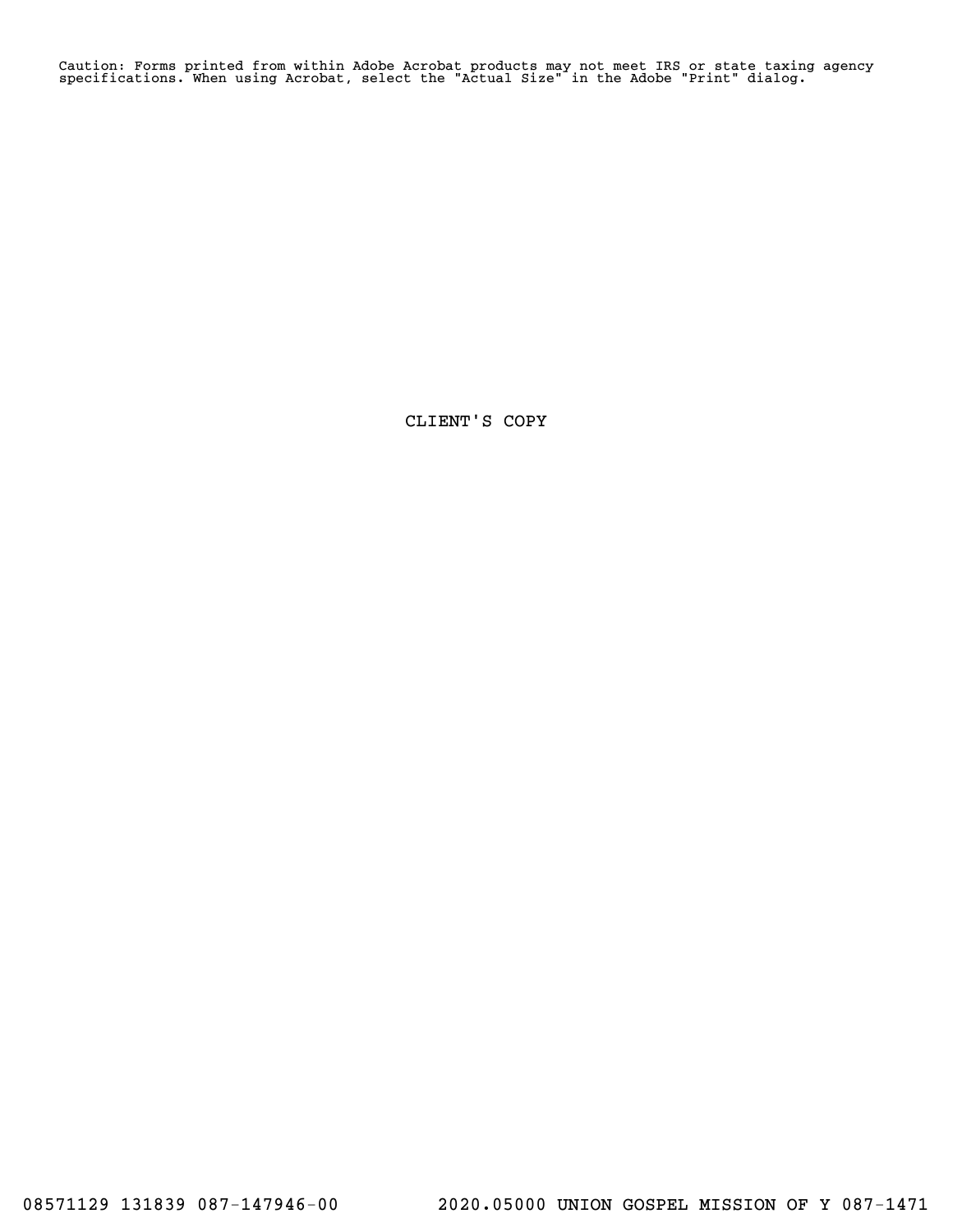Caution: Forms printed from within Adobe Acrobat products may not meet IRS or state taxing agency specifications. When using Acrobat, select the "Actual Size" in the Adobe "Print" dialog.

CLIENT'S COPY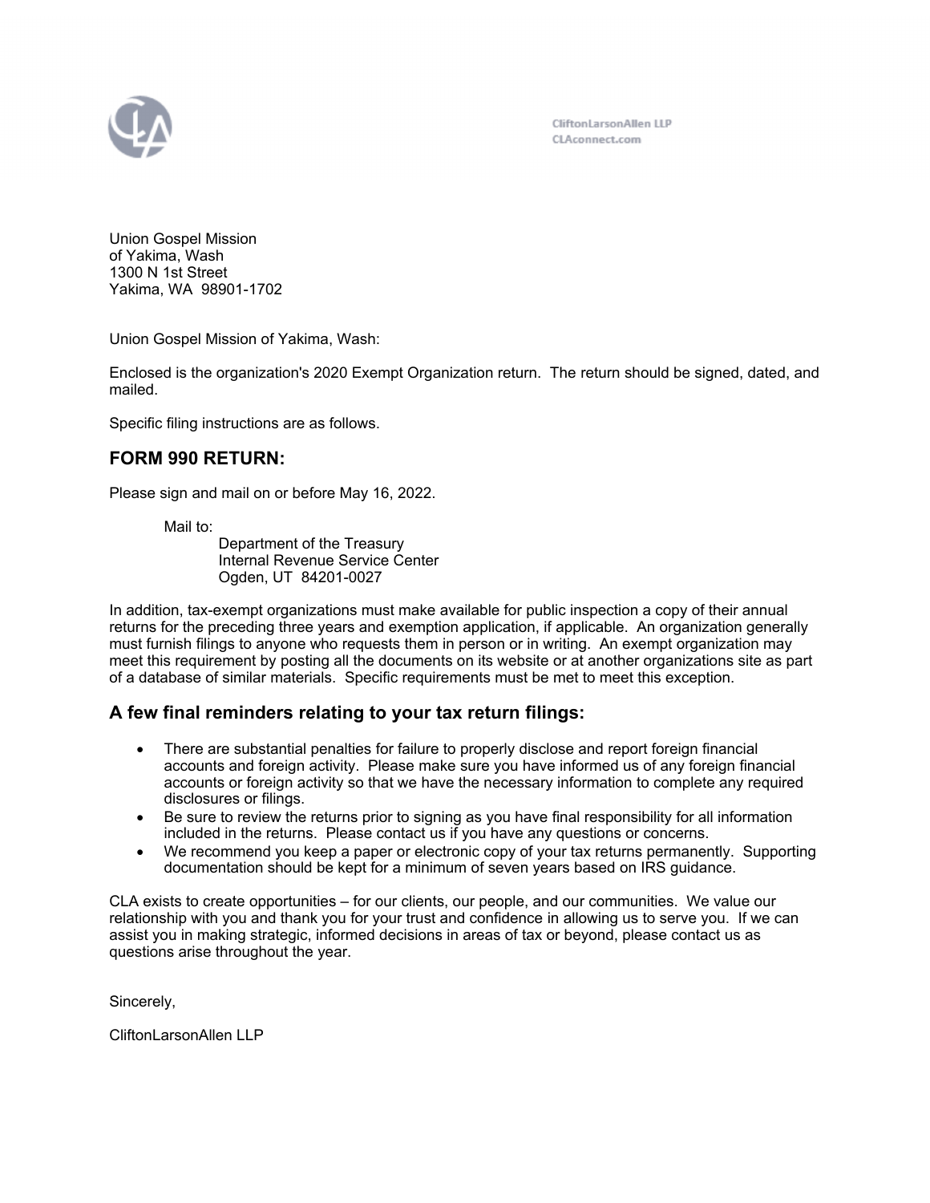CliftonLarsonAllen LLP
CLAconnect.com

Union Gospel Mission
of Yakima, Wash
1300 N 1st Street
Yakima, WA 98901-1702

Union Gospel Mission of Yakima, Wash:

Enclosed is the organization's 2020 Exempt Organization return. The return should be signed, dated, and mailed.

Specific filing instructions are as follows.

## FORM 990 RETURN:

Please sign and mail on or before May 16, 2022.

Mail to:
Department of the Treasury
Internal Revenue Service Center
Ogden, UT 84201-0027

In addition, tax-exempt organizations must make available for public inspection a copy of their annual returns for the preceding three years and exemption application, if applicable. An organization generally must furnish filings to anyone who requests them in person or in writing. An exempt organization may meet this requirement by posting all the documents on its website or at another organizations site as part of a database of similar materials. Specific requirements must be met to meet this exception.

## A few final reminders relating to your tax return filings:

- There are substantial penalties for failure to properly disclose and report foreign financial accounts and foreign activity. Please make sure you have informed us of any foreign financial accounts or foreign activity so that we have the necessary information to complete any required disclosures or filings.
- Be sure to review the returns prior to signing as you have final responsibility for all information included in the returns. Please contact us if you have any questions or concerns.
- We recommend you keep a paper or electronic copy of your tax returns permanently. Supporting documentation should be kept for a minimum of seven years based on IRS guidance.

CLA exists to create opportunities – for our clients, our people, and our communities. We value our relationship with you and thank you for your trust and confidence in allowing us to serve you. If we can assist you in making strategic, informed decisions in areas of tax or beyond, please contact us as questions arise throughout the year.

Sincerely,

CliftonLarsonAllen LLP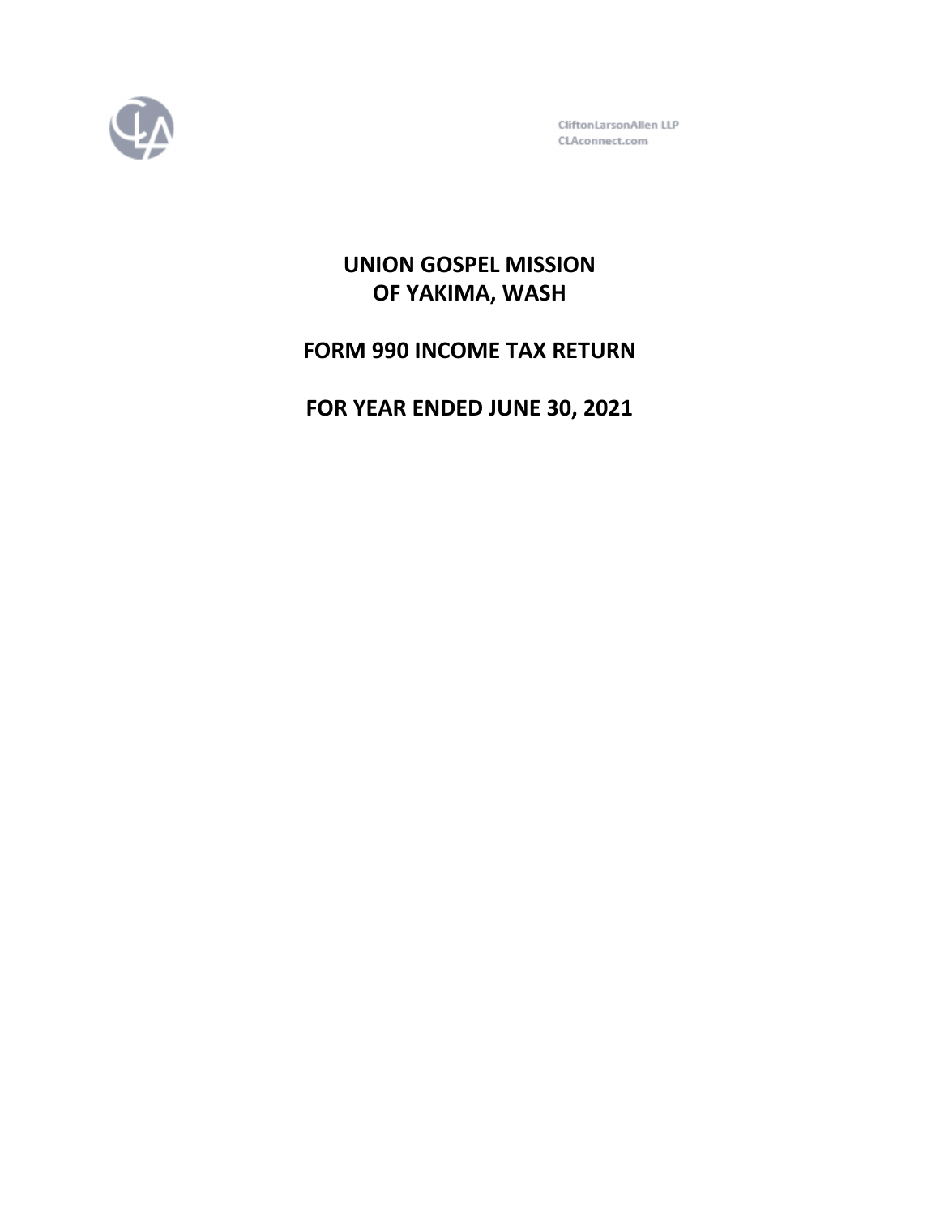CliftonLarsonAllen LLP
CLAconnect.com

# UNION GOSPEL MISSION
# OF YAKIMA, WASH

# FORM 990 INCOME TAX RETURN

# FOR YEAR ENDED JUNE 30, 2021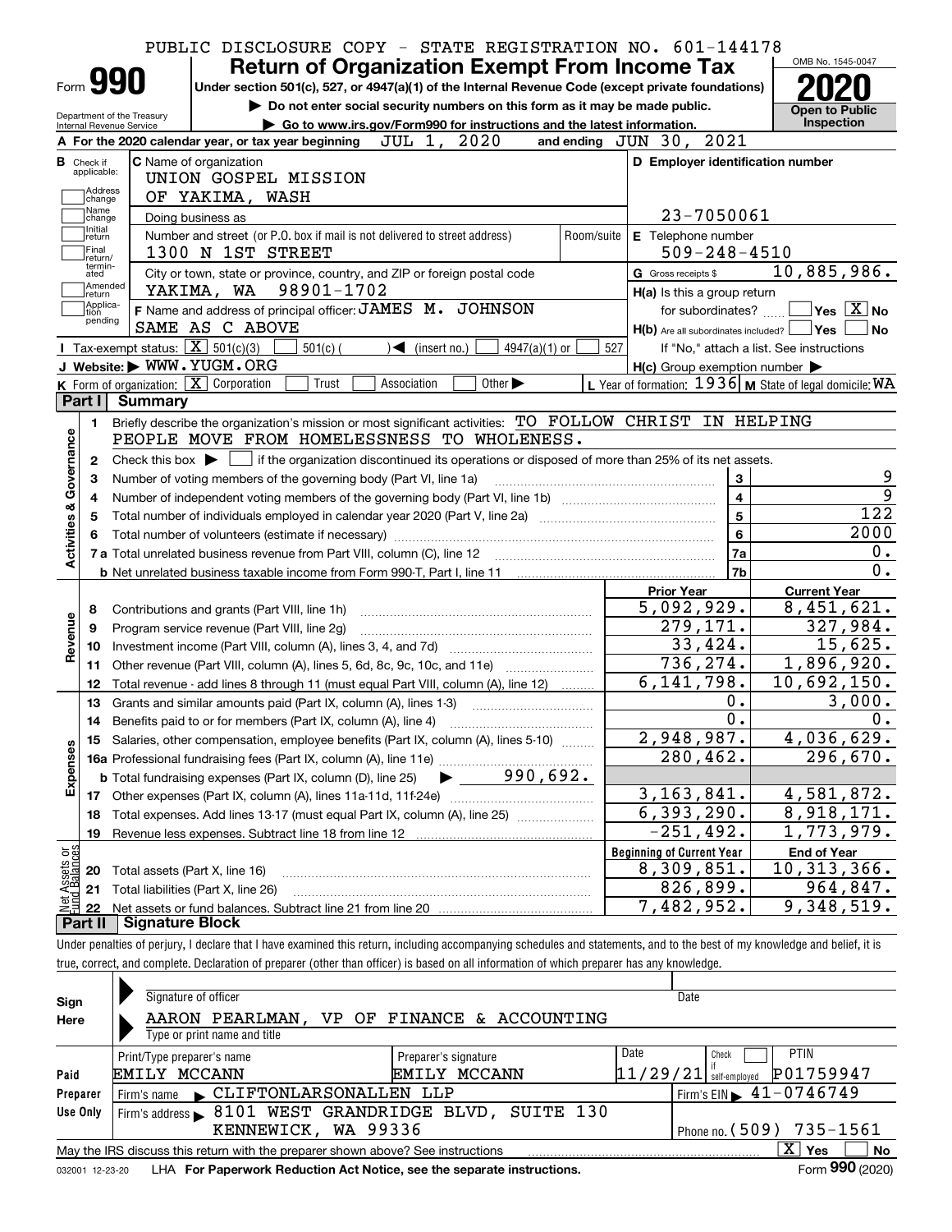PUBLIC DISCLOSURE COPY - STATE REGISTRATION NO. 601-144178

# Form 990 — Return of Organization Exempt From Income Tax (2020)

Under section 501(c), 527, or 4947(a)(1) of the Internal Revenue Code (except private foundations)

▶ Do not enter social security numbers on this form as it may be made public.

▶ Go to www.irs.gov/Form990 for instructions and the latest information.

Department of the Treasury, Internal Revenue Service

OMB No. 1545-0047 — Open to Public Inspection

**A** For the 2020 calendar year, or tax year beginning JUL 1, 2020 and ending JUN 30, 2021

**B** Check if applicable: Address change, Name change, Initial return, Final return/terminated, Amended return, Application pending

**C** Name of organization: UNION GOSPEL MISSION OF YAKIMA, WASH

Doing business as

Number and street (or P.O. box if mail is not delivered to street address): 1300 N 1ST STREET — Room/suite

City or town, state or province, country, and ZIP or foreign postal code: YAKIMA, WA 98901-1702

**D** Employer identification number: 23-7050061

**E** Telephone number: 509-248-4510

**G** Gross receipts $ 10,885,986.

**F** Name and address of principal officer: JAMES M. JOHNSON, SAME AS C ABOVE

**H(a)** Is this a group return for subordinates? Yes [ ] No [X]

**H(b)** Are all subordinates included? Yes [ ] No [ ] — If "No," attach a list. See instructions

**H(c)** Group exemption number ▶

**I** Tax-exempt status: [X] 501(c)(3) [ ] 501(c)( ) ◀ (insert no.) [ ] 4947(a)(1) or [ ] 527

**J** Website: ▶ WWW.YUGM.ORG

**K** Form of organization: [X] Corporation [ ] Trust [ ] Association [ ] Other ▶

**L** Year of formation: 1936 **M** State of legal domicile: WA

## Part I Summary

**Activities & Governance**

1. Briefly describe the organization's mission or most significant activities: TO FOLLOW CHRIST IN HELPING PEOPLE MOVE FROM HOMELESSNESS TO WHOLENESS.
2. Check this box ▶ [ ] if the organization discontinued its operations or disposed of more than 25% of its net assets.

| | | Line | |
|---|---|---|---|
| 3 | Number of voting members of the governing body (Part VI, line 1a) | 3 | 9 |
| 4 | Number of independent voting members of the governing body (Part VI, line 1b) | 4 | 9 |
| 5 | Total number of individuals employed in calendar year 2020 (Part V, line 2a) | 5 | 122 |
| 6 | Total number of volunteers (estimate if necessary) | 6 | 2000 |
| 7a | Total unrelated business revenue from Part VIII, column (C), line 12 | 7a | 0. |
| b | Net unrelated business taxable income from Form 990-T, Part I, line 11 | 7b | 0. |

| | | Prior Year | Current Year |
|---|---|---|---|
| **Revenue** | | | |
| 8 | Contributions and grants (Part VIII, line 1h) | 5,092,929. | 8,451,621. |
| 9 | Program service revenue (Part VIII, line 2g) | 279,171. | 327,984. |
| 10 | Investment income (Part VIII, column (A), lines 3, 4, and 7d) | 33,424. | 15,625. |
| 11 | Other revenue (Part VIII, column (A), lines 5, 6d, 8c, 9c, 10c, and 11e) | 736,274. | 1,896,920. |
| 12 | Total revenue - add lines 8 through 11 (must equal Part VIII, column (A), line 12) | 6,141,798. | 10,692,150. |
| **Expenses** | | | |
| 13 | Grants and similar amounts paid (Part IX, column (A), lines 1-3) | 0. | 3,000. |
| 14 | Benefits paid to or for members (Part IX, column (A), line 4) | 0. | 0. |
| 15 | Salaries, other compensation, employee benefits (Part IX, column (A), lines 5-10) | 2,948,987. | 4,036,629. |
| 16a | Professional fundraising fees (Part IX, column (A), line 11e) | 280,462. | 296,670. |
| b | Total fundraising expenses (Part IX, column (D), line 25) ▶ 990,692. | | |
| 17 | Other expenses (Part IX, column (A), lines 11a-11d, 11f-24e) | 3,163,841. | 4,581,872. |
| 18 | Total expenses. Add lines 13-17 (must equal Part IX, column (A), line 25) | 6,393,290. | 8,918,171. |
| 19 | Revenue less expenses. Subtract line 18 from line 12 | -251,492. | 1,773,979. |

| **Net Assets or Fund Balances** | | Beginning of Current Year | End of Year |
|---|---|---|---|
| 20 | Total assets (Part X, line 16) | 8,309,851. | 10,313,366. |
| 21 | Total liabilities (Part X, line 26) | 826,899. | 964,847. |
| 22 | Net assets or fund balances. Subtract line 21 from line 20 | 7,482,952. | 9,348,519. |

## Part II Signature Block

Under penalties of perjury, I declare that I have examined this return, including accompanying schedules and statements, and to the best of my knowledge and belief, it is true, correct, and complete. Declaration of preparer (other than officer) is based on all information of which preparer has any knowledge.

**Sign Here**

Signature of officer — Date

AARON PEARLMAN, VP OF FINANCE & ACCOUNTING

Type or print name and title

**Paid Preparer Use Only**

| Print/Type preparer's name | Preparer's signature | Date | Check if self-employed | PTIN |
|---|---|---|---|---|
| EMILY MCCANN | EMILY MCCANN | 11/29/21 | [ ] | P01759947 |

Firm's name ▶ CLIFTONLARSONALLEN LLP — Firm's EIN ▶ 41-0746749

Firm's address ▶ 8101 WEST GRANDRIDGE BLVD, SUITE 130, KENNEWICK, WA 99336 — Phone no. (509) 735-1561

May the IRS discuss this return with the preparer shown above? See instructions [X] Yes [ ] No

032001 12-23-20 LHA For Paperwork Reduction Act Notice, see the separate instructions. Form 990 (2020)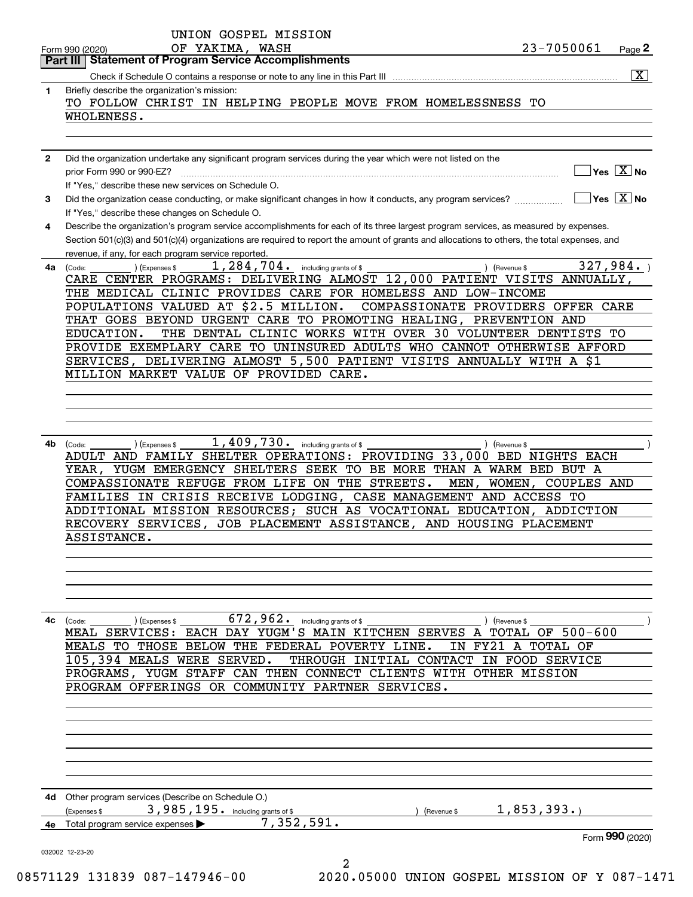UNION GOSPEL MISSION
Form 990 (2020) OF YAKIMA, WASH 23-7050061 Page **2**

**Part III | Statement of Program Service Accomplishments**

Check if Schedule O contains a response or note to any line in this Part III .......... [X]

**1** Briefly describe the organization's mission:
TO FOLLOW CHRIST IN HELPING PEOPLE MOVE FROM HOMELESSNESS TO WHOLENESS.

**2** Did the organization undertake any significant program services during the year which were not listed on the prior Form 990 or 990-EZ? .......... [ ] Yes [X] No
If "Yes," describe these new services on Schedule O.

**3** Did the organization cease conducting, or make significant changes in how it conducts, any program services? .......... [ ] Yes [X] No
If "Yes," describe these changes on Schedule O.

**4** Describe the organization's program service accomplishments for each of its three largest program services, as measured by expenses. Section 501(c)(3) and 501(c)(4) organizations are required to report the amount of grants and allocations to others, the total expenses, and revenue, if any, for each program service reported.

**4a** (Code: ) (Expenses $ 1,284,704. including grants of $ ) (Revenue $ 327,984. )
CARE CENTER PROGRAMS: DELIVERING ALMOST 12,000 PATIENT VISITS ANNUALLY, THE MEDICAL CLINIC PROVIDES CARE FOR HOMELESS AND LOW-INCOME POPULATIONS VALUED AT $2.5 MILLION. COMPASSIONATE PROVIDERS OFFER CARE THAT GOES BEYOND URGENT CARE TO PROMOTING HEALING, PREVENTION AND EDUCATION. THE DENTAL CLINIC WORKS WITH OVER 30 VOLUNTEER DENTISTS TO PROVIDE EXEMPLARY CARE TO UNINSURED ADULTS WHO CANNOT OTHERWISE AFFORD SERVICES, DELIVERING ALMOST 5,500 PATIENT VISITS ANNUALLY WITH A $1 MILLION MARKET VALUE OF PROVIDED CARE.

**4b** (Code: ) (Expenses $ 1,409,730. including grants of $ ) (Revenue $ )
ADULT AND FAMILY SHELTER OPERATIONS: PROVIDING 33,000 BED NIGHTS EACH YEAR, YUGM EMERGENCY SHELTERS SEEK TO BE MORE THAN A WARM BED BUT A COMPASSIONATE REFUGE FROM LIFE ON THE STREETS. MEN, WOMEN, COUPLES AND FAMILIES IN CRISIS RECEIVE LODGING, CASE MANAGEMENT AND ACCESS TO ADDITIONAL MISSION RESOURCES; SUCH AS VOCATIONAL EDUCATION, ADDICTION RECOVERY SERVICES, JOB PLACEMENT ASSISTANCE, AND HOUSING PLACEMENT ASSISTANCE.

**4c** (Code: ) (Expenses $ 672,962. including grants of $ ) (Revenue $ )
MEAL SERVICES: EACH DAY YUGM'S MAIN KITCHEN SERVES A TOTAL OF 500-600 MEALS TO THOSE BELOW THE FEDERAL POVERTY LINE. IN FY21 A TOTAL OF 105,394 MEALS WERE SERVED. THROUGH INITIAL CONTACT IN FOOD SERVICE PROGRAMS, YUGM STAFF CAN THEN CONNECT CLIENTS WITH OTHER MISSION PROGRAM OFFERINGS OR COMMUNITY PARTNER SERVICES.

**4d** Other program services (Describe on Schedule O.)
(Expenses $ 3,985,195. including grants of $ ) (Revenue $ 1,853,393.)

**4e** Total program service expenses ▶ 7,352,591.

Form **990** (2020)

032002 12-23-20

08571129 131839 087-147946-00 2020.05000 UNION GOSPEL MISSION OF Y 087-1471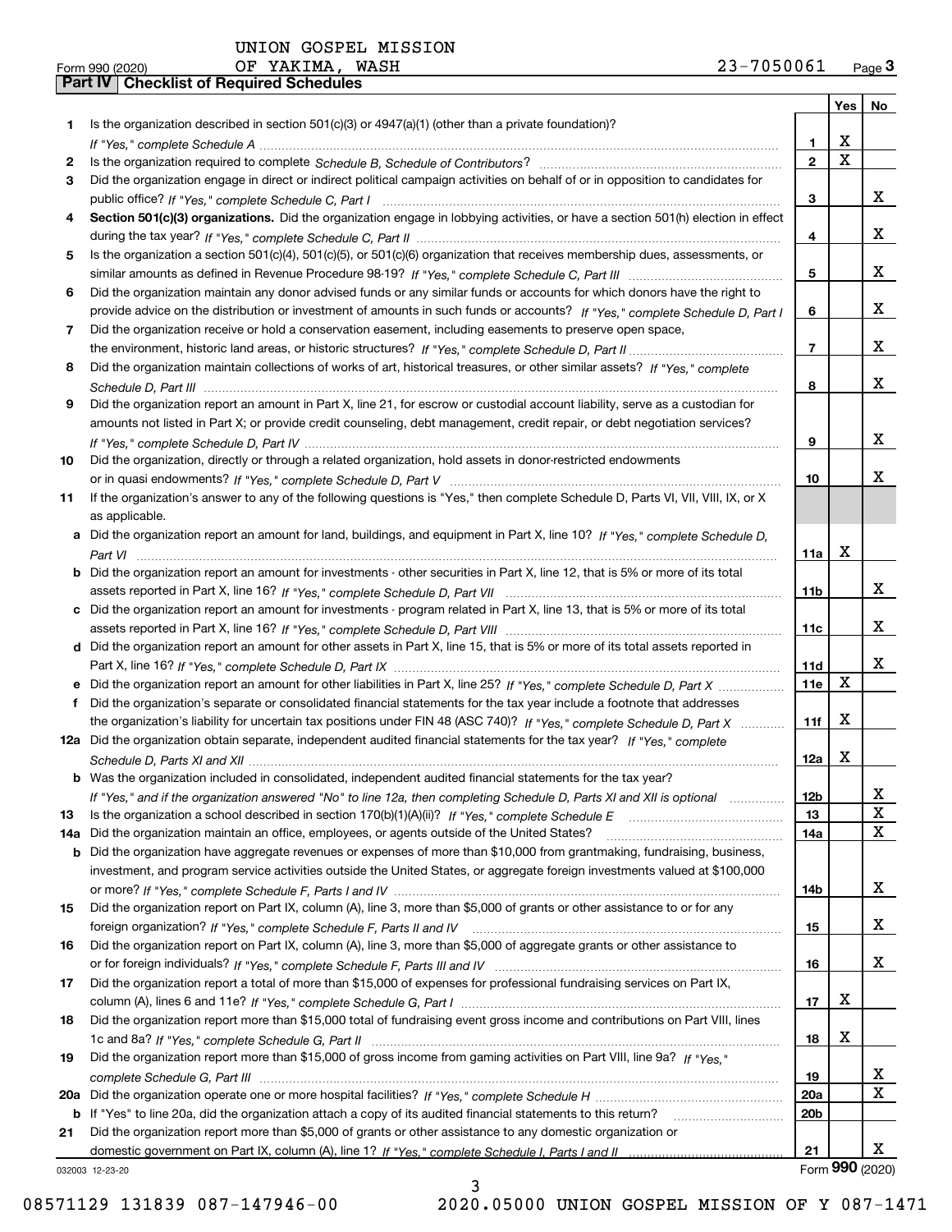UNION GOSPEL MISSION
Form 990 (2020) OF YAKIMA, WASH 23-7050061 Page **3**

## Part IV | Checklist of Required Schedules

| | | | Yes | No |
|---|---|---|---|---|
| **1** | Is the organization described in section 501(c)(3) or 4947(a)(1) (other than a private foundation)? *If "Yes," complete Schedule A* | 1 | X | |
| **2** | Is the organization required to complete *Schedule B, Schedule of Contributors*? | 2 | X | |
| **3** | Did the organization engage in direct or indirect political campaign activities on behalf of or in opposition to candidates for public office? *If "Yes," complete Schedule C, Part I* | 3 | | X |
| **4** | **Section 501(c)(3) organizations.** Did the organization engage in lobbying activities, or have a section 501(h) election in effect during the tax year? *If "Yes," complete Schedule C, Part II* | 4 | | X |
| **5** | Is the organization a section 501(c)(4), 501(c)(5), or 501(c)(6) organization that receives membership dues, assessments, or similar amounts as defined in Revenue Procedure 98-19? *If "Yes," complete Schedule C, Part III* | 5 | | X |
| **6** | Did the organization maintain any donor advised funds or any similar funds or accounts for which donors have the right to provide advice on the distribution or investment of amounts in such funds or accounts? *If "Yes," complete Schedule D, Part I* | 6 | | X |
| **7** | Did the organization receive or hold a conservation easement, including easements to preserve open space, the environment, historic land areas, or historic structures? *If "Yes," complete Schedule D, Part II* | 7 | | X |
| **8** | Did the organization maintain collections of works of art, historical treasures, or other similar assets? *If "Yes," complete Schedule D, Part III* | 8 | | X |
| **9** | Did the organization report an amount in Part X, line 21, for escrow or custodial account liability, serve as a custodian for amounts not listed in Part X; or provide credit counseling, debt management, credit repair, or debt negotiation services? *If "Yes," complete Schedule D, Part IV* | 9 | | X |
| **10** | Did the organization, directly or through a related organization, hold assets in donor-restricted endowments or in quasi endowments? *If "Yes," complete Schedule D, Part V* | 10 | | X |
| **11** | If the organization's answer to any of the following questions is "Yes," then complete Schedule D, Parts VI, VII, VIII, IX, or X as applicable. | | | |
| **a** | Did the organization report an amount for land, buildings, and equipment in Part X, line 10? *If "Yes," complete Schedule D, Part VI* | 11a | X | |
| **b** | Did the organization report an amount for investments - other securities in Part X, line 12, that is 5% or more of its total assets reported in Part X, line 16? *If "Yes," complete Schedule D, Part VII* | 11b | | X |
| **c** | Did the organization report an amount for investments - program related in Part X, line 13, that is 5% or more of its total assets reported in Part X, line 16? *If "Yes," complete Schedule D, Part VIII* | 11c | | X |
| **d** | Did the organization report an amount for other assets in Part X, line 15, that is 5% or more of its total assets reported in Part X, line 16? *If "Yes," complete Schedule D, Part IX* | 11d | | X |
| **e** | Did the organization report an amount for other liabilities in Part X, line 25? *If "Yes," complete Schedule D, Part X* | 11e | X | |
| **f** | Did the organization's separate or consolidated financial statements for the tax year include a footnote that addresses the organization's liability for uncertain tax positions under FIN 48 (ASC 740)? *If "Yes," complete Schedule D, Part X* | 11f | X | |
| **12a** | Did the organization obtain separate, independent audited financial statements for the tax year? *If "Yes," complete Schedule D, Parts XI and XII* | 12a | X | |
| **b** | Was the organization included in consolidated, independent audited financial statements for the tax year? *If "Yes," and if the organization answered "No" to line 12a, then completing Schedule D, Parts XI and XII is optional* | 12b | | X |
| **13** | Is the organization a school described in section 170(b)(1)(A)(ii)? *If "Yes," complete Schedule E* | 13 | | X |
| **14a** | Did the organization maintain an office, employees, or agents outside of the United States? | 14a | | X |
| **b** | Did the organization have aggregate revenues or expenses of more than $10,000 from grantmaking, fundraising, business, investment, and program service activities outside the United States, or aggregate foreign investments valued at $100,000 or more? *If "Yes," complete Schedule F, Parts I and IV* | 14b | | X |
| **15** | Did the organization report on Part IX, column (A), line 3, more than $5,000 of grants or other assistance to or for any foreign organization? *If "Yes," complete Schedule F, Parts II and IV* | 15 | | X |
| **16** | Did the organization report on Part IX, column (A), line 3, more than $5,000 of aggregate grants or other assistance to or for foreign individuals? *If "Yes," complete Schedule F, Parts III and IV* | 16 | | X |
| **17** | Did the organization report a total of more than $15,000 of expenses for professional fundraising services on Part IX, column (A), lines 6 and 11e? *If "Yes," complete Schedule G, Part I* | 17 | X | |
| **18** | Did the organization report more than $15,000 total of fundraising event gross income and contributions on Part VIII, lines 1c and 8a? *If "Yes," complete Schedule G, Part II* | 18 | X | |
| **19** | Did the organization report more than $15,000 of gross income from gaming activities on Part VIII, line 9a? *If "Yes," complete Schedule G, Part III* | 19 | | X |
| **20a** | Did the organization operate one or more hospital facilities? *If "Yes," complete Schedule H* | 20a | | X |
| **b** | If "Yes" to line 20a, did the organization attach a copy of its audited financial statements to this return? | 20b | | |
| **21** | Did the organization report more than $5,000 of grants or other assistance to any domestic organization or domestic government on Part IX, column (A), line 1? *If "Yes," complete Schedule I, Parts I and II* | 21 | | X |

032003 12-23-20 Form **990** (2020)

08571129 131839 087-147946-00 2020.05000 UNION GOSPEL MISSION OF Y 087-1471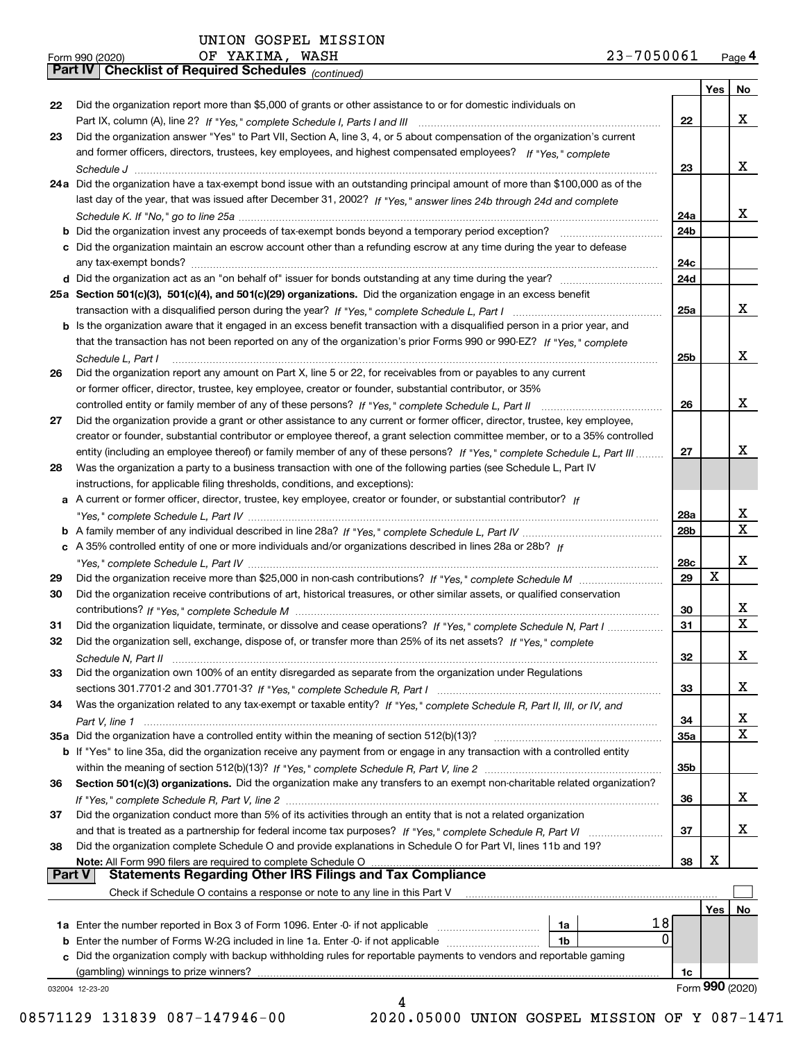UNION GOSPEL MISSION
Form 990 (2020) OF YAKIMA, WASH 23-7050061 Page **4**

**Part IV | Checklist of Required Schedules** *(continued)*

| | | | Yes | No |
|---|---|---|---|---|
| **22** | Did the organization report more than $5,000 of grants or other assistance to or for domestic individuals on Part IX, column (A), line 2? *If "Yes," complete Schedule I, Parts I and III* | **22** | | X |
| **23** | Did the organization answer "Yes" to Part VII, Section A, line 3, 4, or 5 about compensation of the organization's current and former officers, directors, trustees, key employees, and highest compensated employees? *If "Yes," complete Schedule J* | **23** | | X |
| **24a** | Did the organization have a tax-exempt bond issue with an outstanding principal amount of more than $100,000 as of the last day of the year, that was issued after December 31, 2002? *If "Yes," answer lines 24b through 24d and complete Schedule K. If "No," go to line 25a* | **24a** | | X |
| **b** | Did the organization invest any proceeds of tax-exempt bonds beyond a temporary period exception? | **24b** | | |
| **c** | Did the organization maintain an escrow account other than a refunding escrow at any time during the year to defease any tax-exempt bonds? | **24c** | | |
| **d** | Did the organization act as an "on behalf of" issuer for bonds outstanding at any time during the year? | **24d** | | |
| **25a** | **Section 501(c)(3), 501(c)(4), and 501(c)(29) organizations.** Did the organization engage in an excess benefit transaction with a disqualified person during the year? *If "Yes," complete Schedule L, Part I* | **25a** | | X |
| **b** | Is the organization aware that it engaged in an excess benefit transaction with a disqualified person in a prior year, and that the transaction has not been reported on any of the organization's prior Forms 990 or 990-EZ? *If "Yes," complete Schedule L, Part I* | **25b** | | X |
| **26** | Did the organization report any amount on Part X, line 5 or 22, for receivables from or payables to any current or former officer, director, trustee, key employee, creator or founder, substantial contributor, or 35% controlled entity or family member of any of these persons? *If "Yes," complete Schedule L, Part II* | **26** | | X |
| **27** | Did the organization provide a grant or other assistance to any current or former officer, director, trustee, key employee, creator or founder, substantial contributor or employee thereof, a grant selection committee member, or to a 35% controlled entity (including an employee thereof) or family member of any of these persons? *If "Yes," complete Schedule L, Part III* | **27** | | X |
| **28** | Was the organization a party to a business transaction with one of the following parties (see Schedule L, Part IV instructions, for applicable filing thresholds, conditions, and exceptions): | | | |
| **a** | A current or former officer, director, trustee, key employee, creator or founder, or substantial contributor? *If "Yes," complete Schedule L, Part IV* | **28a** | | X |
| **b** | A family member of any individual described in line 28a? *If "Yes," complete Schedule L, Part IV* | **28b** | | X |
| **c** | A 35% controlled entity of one or more individuals and/or organizations described in lines 28a or 28b? *If "Yes," complete Schedule L, Part IV* | **28c** | | X |
| **29** | Did the organization receive more than $25,000 in non-cash contributions? *If "Yes," complete Schedule M* | **29** | X | |
| **30** | Did the organization receive contributions of art, historical treasures, or other similar assets, or qualified conservation contributions? *If "Yes," complete Schedule M* | **30** | | X |
| **31** | Did the organization liquidate, terminate, or dissolve and cease operations? *If "Yes," complete Schedule N, Part I* | **31** | | X |
| **32** | Did the organization sell, exchange, dispose of, or transfer more than 25% of its net assets? *If "Yes," complete Schedule N, Part II* | **32** | | X |
| **33** | Did the organization own 100% of an entity disregarded as separate from the organization under Regulations sections 301.7701-2 and 301.7701-3? *If "Yes," complete Schedule R, Part I* | **33** | | X |
| **34** | Was the organization related to any tax-exempt or taxable entity? *If "Yes," complete Schedule R, Part II, III, or IV, and Part V, line 1* | **34** | | X |
| **35a** | Did the organization have a controlled entity within the meaning of section 512(b)(13)? | **35a** | | X |
| **b** | If "Yes" to line 35a, did the organization receive any payment from or engage in any transaction with a controlled entity within the meaning of section 512(b)(13)? *If "Yes," complete Schedule R, Part V, line 2* | **35b** | | |
| **36** | **Section 501(c)(3) organizations.** Did the organization make any transfers to an exempt non-charitable related organization? *If "Yes," complete Schedule R, Part V, line 2* | **36** | | X |
| **37** | Did the organization conduct more than 5% of its activities through an entity that is not a related organization and that is treated as a partnership for federal income tax purposes? *If "Yes," complete Schedule R, Part VI* | **37** | | X |
| **38** | Did the organization complete Schedule O and provide explanations in Schedule O for Part VI, lines 11b and 19? **Note:** All Form 990 filers are required to complete Schedule O | **38** | X | |

**Part V | Statements Regarding Other IRS Filings and Tax Compliance**

Check if Schedule O contains a response or note to any line in this Part V ☐

| | | | | | Yes | No |
|---|---|---|---|---|---|---|
| **1a** | Enter the number reported in Box 3 of Form 1096. Enter -0- if not applicable | **1a** | 18 | | | |
| **b** | Enter the number of Forms W-2G included in line 1a. Enter -0- if not applicable | **1b** | 0 | | | |
| **c** | Did the organization comply with backup withholding rules for reportable payments to vendors and reportable gaming (gambling) winnings to prize winners? | | | **1c** | | |

032004 12-23-20 Form **990** (2020)

08571129 131839 087-147946-00 2020.05000 UNION GOSPEL MISSION OF Y 087-1471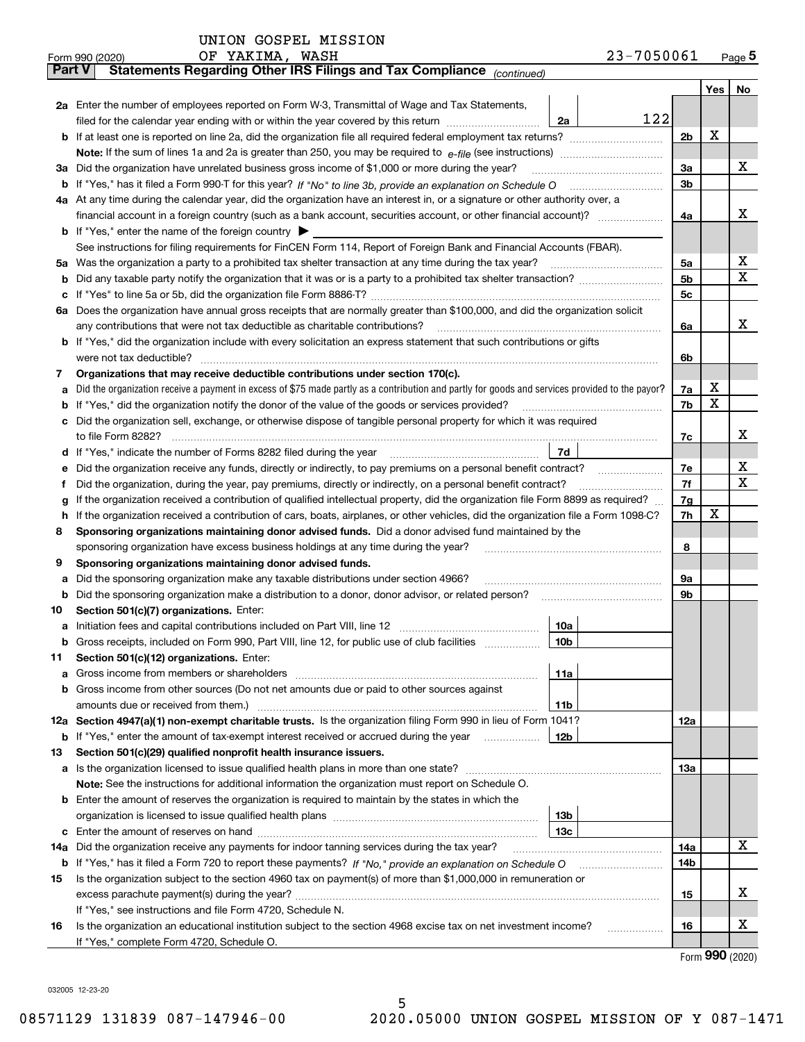UNION GOSPEL MISSION OF YAKIMA, WASH 23-7050061

Form 990 (2020) Page 5

**Part V Statements Regarding Other IRS Filings and Tax Compliance** *(continued)*

| | | | | Yes | No |
|---|---|---|---|---|---|
| **2a** | Enter the number of employees reported on Form W-3, Transmittal of Wage and Tax Statements, filed for the calendar year ending with or within the year covered by this return | 2a | 122 | | |
| **b** | If at least one is reported on line 2a, did the organization file all required federal employment tax returns? | | 2b | X | |
| | **Note:** If the sum of lines 1a and 2a is greater than 250, you may be required to *e-file* (see instructions) | | | | |
| **3a** | Did the organization have unrelated business gross income of $1,000 or more during the year? | | 3a | | X |
| **b** | If "Yes," has it filed a Form 990-T for this year? *If "No" to line 3b, provide an explanation on Schedule O* | | 3b | | |
| **4a** | At any time during the calendar year, did the organization have an interest in, or a signature or other authority over, a financial account in a foreign country (such as a bank account, securities account, or other financial account)? | | 4a | | X |
| **b** | If "Yes," enter the name of the foreign country ▶ | | | | |
| | See instructions for filing requirements for FinCEN Form 114, Report of Foreign Bank and Financial Accounts (FBAR). | | | | |
| **5a** | Was the organization a party to a prohibited tax shelter transaction at any time during the tax year? | | 5a | | X |
| **b** | Did any taxable party notify the organization that it was or is a party to a prohibited tax shelter transaction? | | 5b | | X |
| **c** | If "Yes" to line 5a or 5b, did the organization file Form 8886-T? | | 5c | | |
| **6a** | Does the organization have annual gross receipts that are normally greater than $100,000, and did the organization solicit any contributions that were not tax deductible as charitable contributions? | | 6a | | X |
| **b** | If "Yes," did the organization include with every solicitation an express statement that such contributions or gifts were not tax deductible? | | 6b | | |
| **7** | **Organizations that may receive deductible contributions under section 170(c).** | | | | |
| **a** | Did the organization receive a payment in excess of $75 made partly as a contribution and partly for goods and services provided to the payor? | | 7a | X | |
| **b** | If "Yes," did the organization notify the donor of the value of the goods or services provided? | | 7b | X | |
| **c** | Did the organization sell, exchange, or otherwise dispose of tangible personal property for which it was required to file Form 8282? | | 7c | | X |
| **d** | If "Yes," indicate the number of Forms 8282 filed during the year | 7d | | | |
| **e** | Did the organization receive any funds, directly or indirectly, to pay premiums on a personal benefit contract? | | 7e | | X |
| **f** | Did the organization, during the year, pay premiums, directly or indirectly, on a personal benefit contract? | | 7f | | X |
| **g** | If the organization received a contribution of qualified intellectual property, did the organization file Form 8899 as required? | | 7g | | |
| **h** | If the organization received a contribution of cars, boats, airplanes, or other vehicles, did the organization file a Form 1098-C? | | 7h | X | |
| **8** | **Sponsoring organizations maintaining donor advised funds.** Did a donor advised fund maintained by the sponsoring organization have excess business holdings at any time during the year? | | 8 | | |
| **9** | **Sponsoring organizations maintaining donor advised funds.** | | | | |
| **a** | Did the sponsoring organization make any taxable distributions under section 4966? | | 9a | | |
| **b** | Did the sponsoring organization make a distribution to a donor, donor advisor, or related person? | | 9b | | |
| **10** | **Section 501(c)(7) organizations.** Enter: | | | | |
| **a** | Initiation fees and capital contributions included on Part VIII, line 12 | 10a | | | |
| **b** | Gross receipts, included on Form 990, Part VIII, line 12, for public use of club facilities | 10b | | | |
| **11** | **Section 501(c)(12) organizations.** Enter: | | | | |
| **a** | Gross income from members or shareholders | 11a | | | |
| **b** | Gross income from other sources (Do not net amounts due or paid to other sources against amounts due or received from them.) | 11b | | | |
| **12a** | **Section 4947(a)(1) non-exempt charitable trusts.** Is the organization filing Form 990 in lieu of Form 1041? | | 12a | | |
| **b** | If "Yes," enter the amount of tax-exempt interest received or accrued during the year | 12b | | | |
| **13** | **Section 501(c)(29) qualified nonprofit health insurance issuers.** | | | | |
| **a** | Is the organization licensed to issue qualified health plans in more than one state? | | 13a | | |
| | **Note:** See the instructions for additional information the organization must report on Schedule O. | | | | |
| **b** | Enter the amount of reserves the organization is required to maintain by the states in which the organization is licensed to issue qualified health plans | 13b | | | |
| **c** | Enter the amount of reserves on hand | 13c | | | |
| **14a** | Did the organization receive any payments for indoor tanning services during the tax year? | | 14a | | X |
| **b** | If "Yes," has it filed a Form 720 to report these payments? *If "No," provide an explanation on Schedule O* | | 14b | | |
| **15** | Is the organization subject to the section 4960 tax on payment(s) of more than $1,000,000 in remuneration or excess parachute payment(s) during the year? | | 15 | | X |
| | If "Yes," see instructions and file Form 4720, Schedule N. | | | | |
| **16** | Is the organization an educational institution subject to the section 4968 excise tax on net investment income? | | 16 | | X |
| | If "Yes," complete Form 4720, Schedule O. | | | | |

Form **990** (2020)

032005 12-23-20

08571129 131839 087-147946-00 2020.05000 UNION GOSPEL MISSION OF Y 087-1471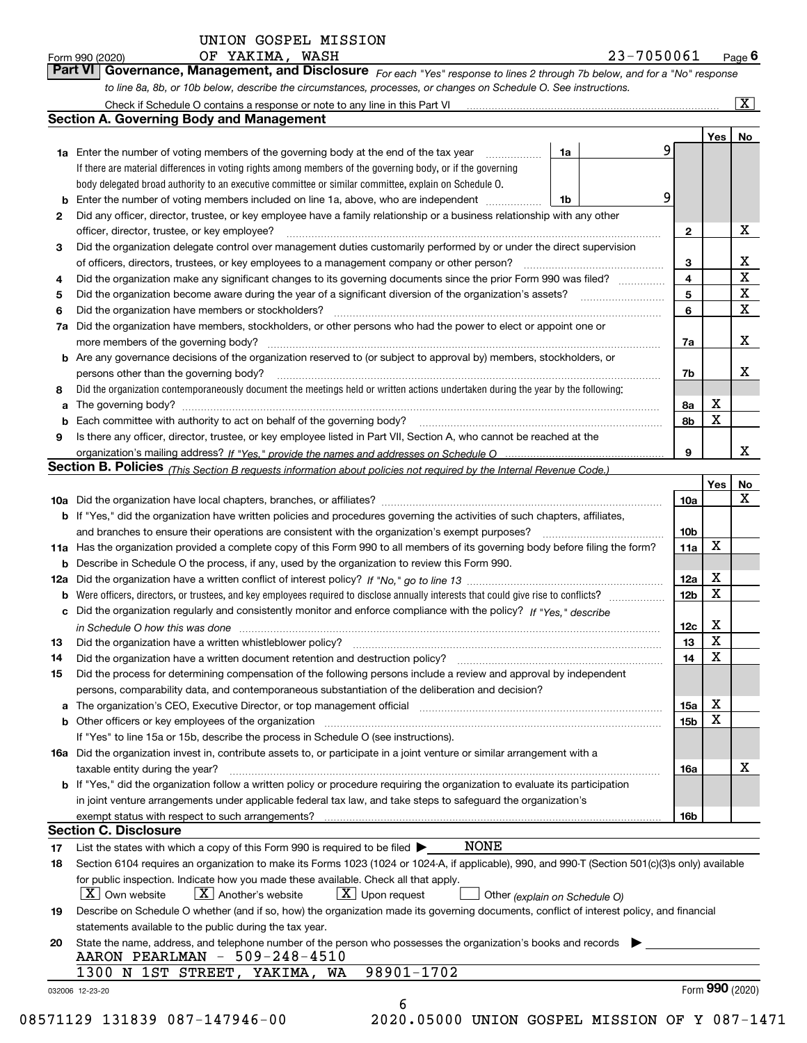UNION GOSPEL MISSION
Form 990 (2020) OF YAKIMA, WASH 23-7050061 Page **6**

**Part VI** **Governance, Management, and Disclosure** *For each "Yes" response to lines 2 through 7b below, and for a "No" response to line 8a, 8b, or 10b below, describe the circumstances, processes, or changes on Schedule O. See instructions.*

Check if Schedule O contains a response or note to any line in this Part VI [X]

## Section A. Governing Body and Management

| | | | | Yes | No |
|---|---|---|---|---|---|
| **1a** | Enter the number of voting members of the governing body at the end of the tax year. If there are material differences in voting rights among members of the governing body, or if the governing body delegated broad authority to an executive committee or similar committee, explain on Schedule O. | 1a | 9 | | |
| **b** | Enter the number of voting members included on line 1a, above, who are independent | 1b | 9 | | |
| **2** | Did any officer, director, trustee, or key employee have a family relationship or a business relationship with any other officer, director, trustee, or key employee? | 2 | | | X |
| **3** | Did the organization delegate control over management duties customarily performed by or under the direct supervision of officers, directors, trustees, or key employees to a management company or other person? | 3 | | | X |
| **4** | Did the organization make any significant changes to its governing documents since the prior Form 990 was filed? | 4 | | | X |
| **5** | Did the organization become aware during the year of a significant diversion of the organization's assets? | 5 | | | X |
| **6** | Did the organization have members or stockholders? | 6 | | | X |
| **7a** | Did the organization have members, stockholders, or other persons who had the power to elect or appoint one or more members of the governing body? | 7a | | | X |
| **b** | Are any governance decisions of the organization reserved to (or subject to approval by) members, stockholders, or persons other than the governing body? | 7b | | | X |
| **8** | Did the organization contemporaneously document the meetings held or written actions undertaken during the year by the following: | | | | |
| **a** | The governing body? | 8a | | X | |
| **b** | Each committee with authority to act on behalf of the governing body? | 8b | | X | |
| **9** | Is there any officer, director, trustee, or key employee listed in Part VII, Section A, who cannot be reached at the organization's mailing address? *If "Yes," provide the names and addresses on Schedule O* | 9 | | | X |

## Section B. Policies *(This Section B requests information about policies not required by the Internal Revenue Code.)*

| | | | Yes | No |
|---|---|---|---|---|
| **10a** | Did the organization have local chapters, branches, or affiliates? | 10a | | X |
| **b** | If "Yes," did the organization have written policies and procedures governing the activities of such chapters, affiliates, and branches to ensure their operations are consistent with the organization's exempt purposes? | 10b | | |
| **11a** | Has the organization provided a complete copy of this Form 990 to all members of its governing body before filing the form? | 11a | X | |
| **b** | Describe in Schedule O the process, if any, used by the organization to review this Form 990. | | | |
| **12a** | Did the organization have a written conflict of interest policy? *If "No," go to line 13* | 12a | X | |
| **b** | Were officers, directors, or trustees, and key employees required to disclose annually interests that could give rise to conflicts? | 12b | X | |
| **c** | Did the organization regularly and consistently monitor and enforce compliance with the policy? *If "Yes," describe in Schedule O how this was done* | 12c | X | |
| **13** | Did the organization have a written whistleblower policy? | 13 | X | |
| **14** | Did the organization have a written document retention and destruction policy? | 14 | X | |
| **15** | Did the process for determining compensation of the following persons include a review and approval by independent persons, comparability data, and contemporaneous substantiation of the deliberation and decision? | | | |
| **a** | The organization's CEO, Executive Director, or top management official | 15a | X | |
| **b** | Other officers or key employees of the organization. If "Yes" to line 15a or 15b, describe the process in Schedule O (see instructions). | 15b | X | |
| **16a** | Did the organization invest in, contribute assets to, or participate in a joint venture or similar arrangement with a taxable entity during the year? | 16a | | X |
| **b** | If "Yes," did the organization follow a written policy or procedure requiring the organization to evaluate its participation in joint venture arrangements under applicable federal tax law, and take steps to safeguard the organization's exempt status with respect to such arrangements? | 16b | | |

## Section C. Disclosure

**17** List the states with which a copy of this Form 990 is required to be filed ▶ NONE

**18** Section 6104 requires an organization to make its Forms 1023 (1024 or 1024-A, if applicable), 990, and 990-T (Section 501(c)(3)s only) available for public inspection. Indicate how you made these available. Check all that apply.

[X] Own website  [X] Another's website  [X] Upon request  [ ] Other *(explain on Schedule O)*

**19** Describe on Schedule O whether (and if so, how) the organization made its governing documents, conflict of interest policy, and financial statements available to the public during the tax year.

**20** State the name, address, and telephone number of the person who possesses the organization's books and records ▶

AARON PEARLMAN - 509-248-4510
1300 N 1ST STREET, YAKIMA, WA 98901-1702

032006 12-23-20 Form **990** (2020)

08571129 131839 087-147946-00 2020.05000 UNION GOSPEL MISSION OF Y 087-1471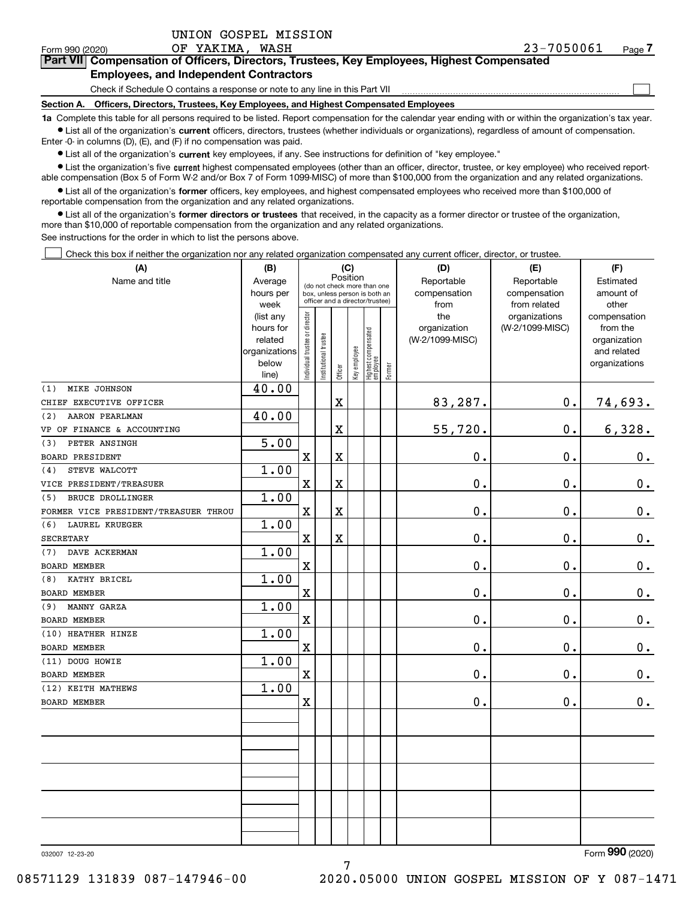UNION GOSPEL MISSION

Form 990 (2020) OF YAKIMA, WASH 23-7050061 Page 7

**Part VII Compensation of Officers, Directors, Trustees, Key Employees, Highest Compensated Employees, and Independent Contractors**

Check if Schedule O contains a response or note to any line in this Part VII ☐

**Section A. Officers, Directors, Trustees, Key Employees, and Highest Compensated Employees**

**1a** Complete this table for all persons required to be listed. Report compensation for the calendar year ending with or within the organization's tax year.

- List all of the organization's **current** officers, directors, trustees (whether individuals or organizations), regardless of amount of compensation. Enter -0- in columns (D), (E), and (F) if no compensation was paid.
- List all of the organization's **current** key employees, if any. See instructions for definition of "key employee."
- List the organization's five **current** highest compensated employees (other than an officer, director, trustee, or key employee) who received reportable compensation (Box 5 of Form W-2 and/or Box 7 of Form 1099-MISC) of more than $100,000 from the organization and any related organizations.
- List all of the organization's **former** officers, key employees, and highest compensated employees who received more than $100,000 of reportable compensation from the organization and any related organizations.
- List all of the organization's **former directors or trustees** that received, in the capacity as a former director or trustee of the organization, more than $10,000 of reportable compensation from the organization and any related organizations.

See instructions for the order in which to list the persons above.

☐ Check this box if neither the organization nor any related organization compensated any current officer, director, or trustee.

| (A) Name and title | (B) Average hours per week (list any hours for related organizations below line) | (C) Position: Individual trustee or director | Institutional trustee | Officer | Key employee | Highest compensated employee | Former | (D) Reportable compensation from the organization (W-2/1099-MISC) | (E) Reportable compensation from related organizations (W-2/1099-MISC) | (F) Estimated amount of other compensation from the organization and related organizations |
|---|---|---|---|---|---|---|---|---|---|---|
| (1) MIKE JOHNSON<br>CHIEF EXECUTIVE OFFICER | 40.00 | | | X | | | | 83,287. | 0. | 74,693. |
| (2) AARON PEARLMAN<br>VP OF FINANCE & ACCOUNTING | 40.00 | | | X | | | | 55,720. | 0. | 6,328. |
| (3) PETER ANSINGH<br>BOARD PRESIDENT | 5.00 | X | | X | | | | 0. | 0. | 0. |
| (4) STEVE WALCOTT<br>VICE PRESIDENT/TREASUER | 1.00 | X | | X | | | | 0. | 0. | 0. |
| (5) BRUCE DROLLINGER<br>FORMER VICE PRESIDENT/TREASURER THROU | 1.00 | X | | X | | | | 0. | 0. | 0. |
| (6) LAUREL KRUEGER<br>SECRETARY | 1.00 | X | | X | | | | 0. | 0. | 0. |
| (7) DAVE ACKERMAN<br>BOARD MEMBER | 1.00 | X | | | | | | 0. | 0. | 0. |
| (8) KATHY BRICEL<br>BOARD MEMBER | 1.00 | X | | | | | | 0. | 0. | 0. |
| (9) MANNY GARZA<br>BOARD MEMBER | 1.00 | X | | | | | | 0. | 0. | 0. |
| (10) HEATHER HINZE<br>BOARD MEMBER | 1.00 | X | | | | | | 0. | 0. | 0. |
| (11) DOUG HOWIE<br>BOARD MEMBER | 1.00 | X | | | | | | 0. | 0. | 0. |
| (12) KEITH MATHEWS<br>BOARD MEMBER | 1.00 | X | | | | | | 0. | 0. | 0. |

032007 12-23-20 Form **990** (2020)

08571129 131839 087-147946-00 2020.05000 UNION GOSPEL MISSION OF Y 087-1471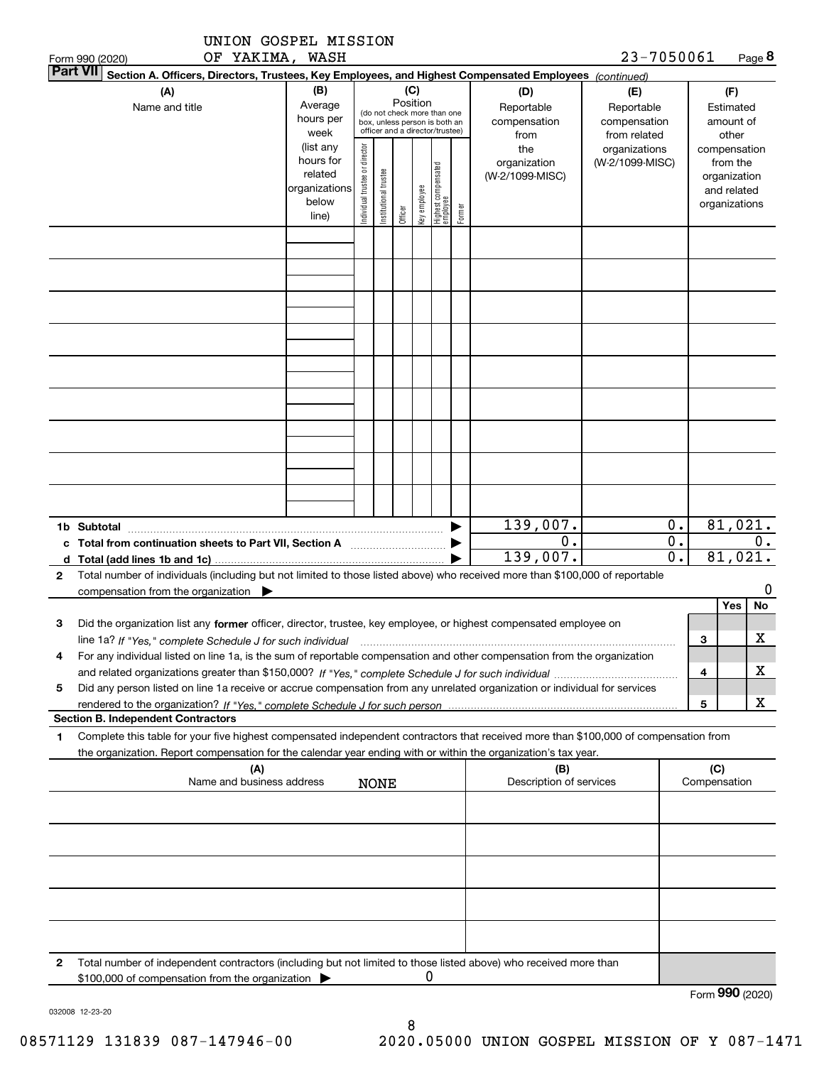UNION GOSPEL MISSION OF YAKIMA, WASH

Form 990 (2020) 23-7050061 Page 8

**Part VII** Section A. Officers, Directors, Trustees, Key Employees, and Highest Compensated Employees *(continued)*

| (A) Name and title | (B) Average hours per week (list any hours for related organizations below line) | (C) Position: Individual trustee or director | Institutional trustee | Officer | Key employee | Highest compensated employee | Former | (D) Reportable compensation from the organization (W-2/1099-MISC) | (E) Reportable compensation from related organizations (W-2/1099-MISC) | (F) Estimated amount of other compensation from the organization and related organizations |
|---|---|---|---|---|---|---|---|---|---|---|
| | | | | | | | | | | |
| | | | | | | | | | | |
| | | | | | | | | | | |
| | | | | | | | | | | |
| | | | | | | | | | | |
| | | | | | | | | | | |
| | | | | | | | | | | |
| | | | | | | | | | | |
| | | | | | | | | | | |
| **1b Subtotal** | | | | | | | | 139,007. | 0. | 81,021. |
| **c Total from continuation sheets to Part VII, Section A** | | | | | | | | 0. | 0. | 0. |
| **d Total (add lines 1b and 1c)** | | | | | | | | 139,007. | 0. | 81,021. |

**2** Total number of individuals (including but not limited to those listed above) who received more than $100,000 of reportable compensation from the organization ▶ 0

| | | Yes | No |
|---|---|---|---|
| **3** Did the organization list any **former** officer, director, trustee, key employee, or highest compensated employee on line 1a? *If "Yes," complete Schedule J for such individual* | 3 | | X |
| **4** For any individual listed on line 1a, is the sum of reportable compensation and other compensation from the organization and related organizations greater than $150,000? *If "Yes," complete Schedule J for such individual* | 4 | | X |
| **5** Did any person listed on line 1a receive or accrue compensation from any unrelated organization or individual for services rendered to the organization? *If "Yes," complete Schedule J for such person* | 5 | | X |

**Section B. Independent Contractors**

**1** Complete this table for your five highest compensated independent contractors that received more than $100,000 of compensation from the organization. Report compensation for the calendar year ending with or within the organization's tax year.

| (A) Name and business address | (B) Description of services | (C) Compensation |
|---|---|---|
| NONE | | |
| | | |
| | | |
| | | |
| | | |

**2** Total number of independent contractors (including but not limited to those listed above) who received more than $100,000 of compensation from the organization ▶ 0

Form **990** (2020)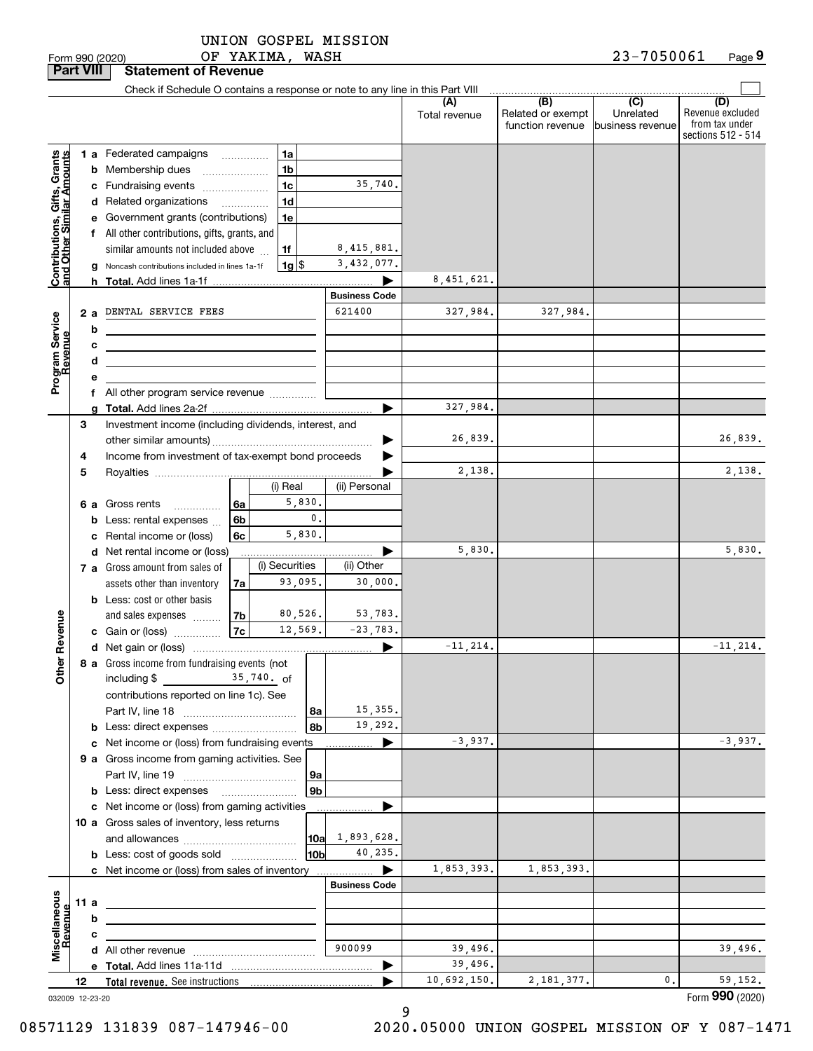UNION GOSPEL MISSION
OF YAKIMA, WASH

Form 990 (2020) 23-7050061 Page 9

**Part VIII Statement of Revenue**

Check if Schedule O contains a response or note to any line in this Part VIII

| | | | | (A) Total revenue | (B) Related or exempt function revenue | (C) Unrelated business revenue | (D) Revenue excluded from tax under sections 512 - 514 |
|---|---|---|---|---|---|---|---|
| **Contributions, Gifts, Grants and Other Similar Amounts** | 1 a Federated campaigns | 1a | | | | | |
| | b Membership dues | 1b | | | | | |
| | c Fundraising events | 1c | 35,740. | | | | |
| | d Related organizations | 1d | | | | | |
| | e Government grants (contributions) | 1e | | | | | |
| | f All other contributions, gifts, grants, and similar amounts not included above | 1f | 8,415,881. | | | | |
| | g Noncash contributions included in lines 1a-1f | 1g $ | 3,432,077. | | | | |
| | h **Total.** Add lines 1a-1f | | | 8,451,621. | | | |
| | | | **Business Code** | | | | |
| **Program Service Revenue** | 2 a DENTAL SERVICE FEES | | 621400 | 327,984. | 327,984. | | |
| | b | | | | | | |
| | c | | | | | | |
| | d | | | | | | |
| | e | | | | | | |
| | f All other program service revenue | | | | | | |
| | g **Total.** Add lines 2a-2f | | | 327,984. | | | |
| **Other Revenue** | 3 Investment income (including dividends, interest, and other similar amounts) | | | 26,839. | | | 26,839. |
| | 4 Income from investment of tax-exempt bond proceeds | | | | | | |
| | 5 Royalties | | | 2,138. | | | 2,138. |
| | | | (i) Real / (ii) Personal | | | | |
| | 6 a Gross rents | 6a | 5,830. | | | | |
| | b Less: rental expenses | 6b | 0. | | | | |
| | c Rental income or (loss) | 6c | 5,830. | | | | |
| | d Net rental income or (loss) | | | 5,830. | | | 5,830. |
| | | | (i) Securities / (ii) Other | | | | |
| | 7 a Gross amount from sales of assets other than inventory | 7a | 93,095. / 30,000. | | | | |
| | b Less: cost or other basis and sales expenses | 7b | 80,526. / 53,783. | | | | |
| | c Gain or (loss) | 7c | 12,569. / -23,783. | | | | |
| | d Net gain or (loss) | | | -11,214. | | | -11,214. |
| | 8 a Gross income from fundraising events (not including $ 35,740. of contributions reported on line 1c). See Part IV, line 18 | 8a | 15,355. | | | | |
| | b Less: direct expenses | 8b | 19,292. | | | | |
| | c Net income or (loss) from fundraising events | | | -3,937. | | | -3,937. |
| | 9 a Gross income from gaming activities. See Part IV, line 19 | 9a | | | | | |
| | b Less: direct expenses | 9b | | | | | |
| | c Net income or (loss) from gaming activities | | | | | | |
| | 10 a Gross sales of inventory, less returns and allowances | 10a | 1,893,628. | | | | |
| | b Less: cost of goods sold | 10b | 40,235. | | | | |
| | c Net income or (loss) from sales of inventory | | | 1,853,393. | 1,853,393. | | |
| | | | **Business Code** | | | | |
| **Miscellaneous Revenue** | 11 a | | | | | | |
| | b | | | | | | |
| | c | | | | | | |
| | d All other revenue | | 900099 | 39,496. | | | 39,496. |
| | e **Total.** Add lines 11a-11d | | | 39,496. | | | |
| | 12 **Total revenue.** See instructions | | | 10,692,150. | 2,181,377. | 0. | 59,152. |

032009 12-23-20

Form **990** (2020)

08571129 131839 087-147946-00 2020.05000 UNION GOSPEL MISSION OF Y 087-1471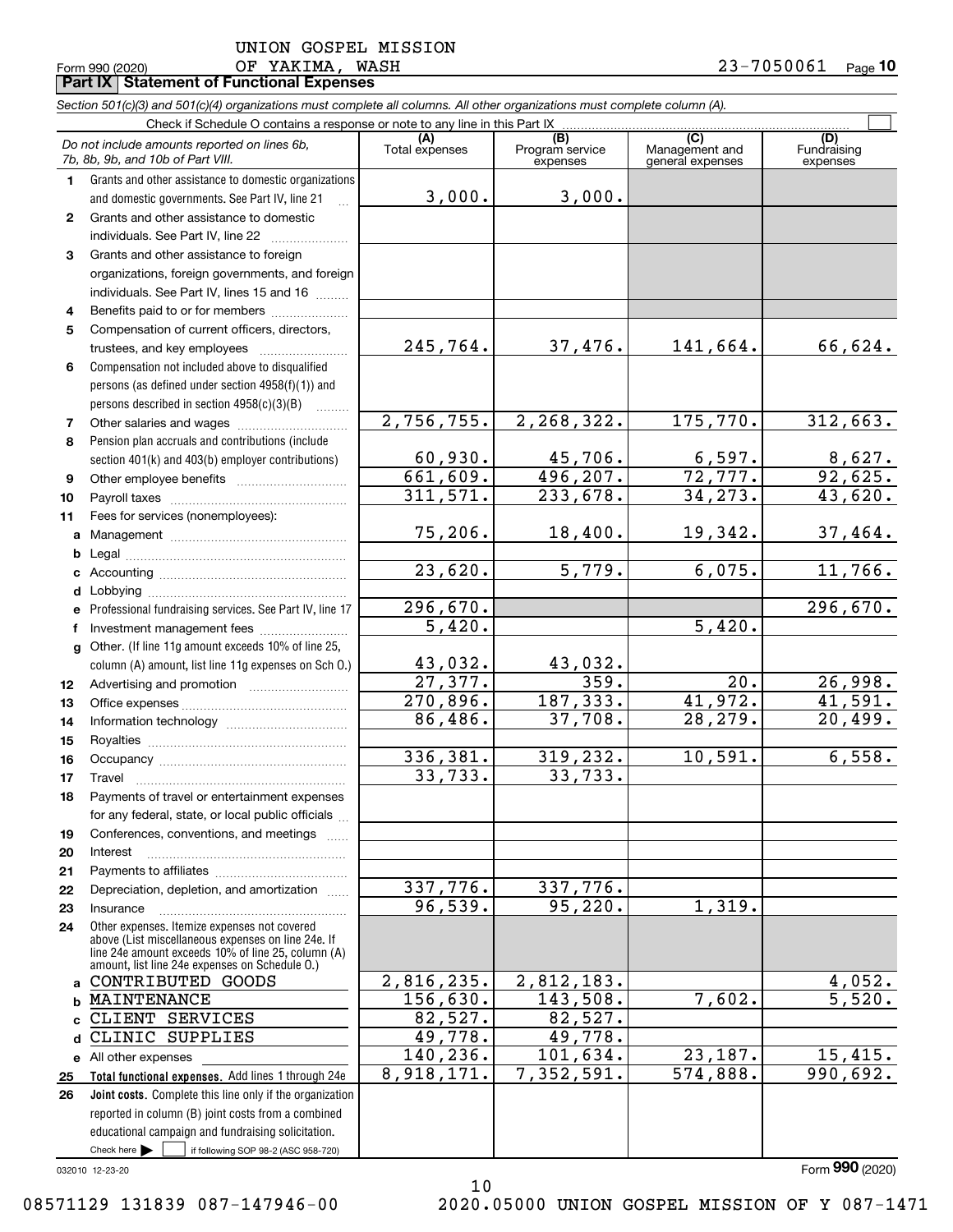UNION GOSPEL MISSION
OF YAKIMA, WASH

Form 990 (2020) 23-7050061 Page 10

**Part IX Statement of Functional Expenses**

*Section 501(c)(3) and 501(c)(4) organizations must complete all columns. All other organizations must complete column (A).*

Check if Schedule O contains a response or note to any line in this Part IX ☐

| *Do not include amounts reported on lines 6b, 7b, 8b, 9b, and 10b of Part VIII.* | (A) Total expenses | (B) Program service expenses | (C) Management and general expenses | (D) Fundraising expenses |
|---|---|---|---|---|
| 1 Grants and other assistance to domestic organizations and domestic governments. See Part IV, line 21 | 3,000. | 3,000. | | |
| 2 Grants and other assistance to domestic individuals. See Part IV, line 22 | | | | |
| 3 Grants and other assistance to foreign organizations, foreign governments, and foreign individuals. See Part IV, lines 15 and 16 | | | | |
| 4 Benefits paid to or for members | | | | |
| 5 Compensation of current officers, directors, trustees, and key employees | 245,764. | 37,476. | 141,664. | 66,624. |
| 6 Compensation not included above to disqualified persons (as defined under section 4958(f)(1)) and persons described in section 4958(c)(3)(B) | | | | |
| 7 Other salaries and wages | 2,756,755. | 2,268,322. | 175,770. | 312,663. |
| 8 Pension plan accruals and contributions (include section 401(k) and 403(b) employer contributions) | 60,930. | 45,706. | 6,597. | 8,627. |
| 9 Other employee benefits | 661,609. | 496,207. | 72,777. | 92,625. |
| 10 Payroll taxes | 311,571. | 233,678. | 34,273. | 43,620. |
| 11 Fees for services (nonemployees): | | | | |
| a Management | 75,206. | 18,400. | 19,342. | 37,464. |
| b Legal | | | | |
| c Accounting | 23,620. | 5,779. | 6,075. | 11,766. |
| d Lobbying | | | | |
| e Professional fundraising services. See Part IV, line 17 | 296,670. | | | 296,670. |
| f Investment management fees | 5,420. | | 5,420. | |
| g Other. (If line 11g amount exceeds 10% of line 25, column (A) amount, list line 11g expenses on Sch O.) | 43,032. | 43,032. | | |
| 12 Advertising and promotion | 27,377. | 359. | 20. | 26,998. |
| 13 Office expenses | 270,896. | 187,333. | 41,972. | 41,591. |
| 14 Information technology | 86,486. | 37,708. | 28,279. | 20,499. |
| 15 Royalties | | | | |
| 16 Occupancy | 336,381. | 319,232. | 10,591. | 6,558. |
| 17 Travel | 33,733. | 33,733. | | |
| 18 Payments of travel or entertainment expenses for any federal, state, or local public officials | | | | |
| 19 Conferences, conventions, and meetings | | | | |
| 20 Interest | | | | |
| 21 Payments to affiliates | | | | |
| 22 Depreciation, depletion, and amortization | 337,776. | 337,776. | | |
| 23 Insurance | 96,539. | 95,220. | 1,319. | |
| 24 Other expenses. Itemize expenses not covered above (List miscellaneous expenses on line 24e. If line 24e amount exceeds 10% of line 25, column (A) amount, list line 24e expenses on Schedule O.) | | | | |
| a CONTRIBUTED GOODS | 2,816,235. | 2,812,183. | | 4,052. |
| b MAINTENANCE | 156,630. | 143,508. | 7,602. | 5,520. |
| c CLIENT SERVICES | 82,527. | 82,527. | | |
| d CLINIC SUPPLIES | 49,778. | 49,778. | | |
| e All other expenses | 140,236. | 101,634. | 23,187. | 15,415. |
| 25 **Total functional expenses.** Add lines 1 through 24e | 8,918,171. | 7,352,591. | 574,888. | 990,692. |
| 26 **Joint costs.** Complete this line only if the organization reported in column (B) joint costs from a combined educational campaign and fundraising solicitation. Check here ☐ if following SOP 98-2 (ASC 958-720) | | | | |

032010 12-23-20

Form **990** (2020)

08571129 131839 087-147946-00 2020.05000 UNION GOSPEL MISSION OF Y 087-1471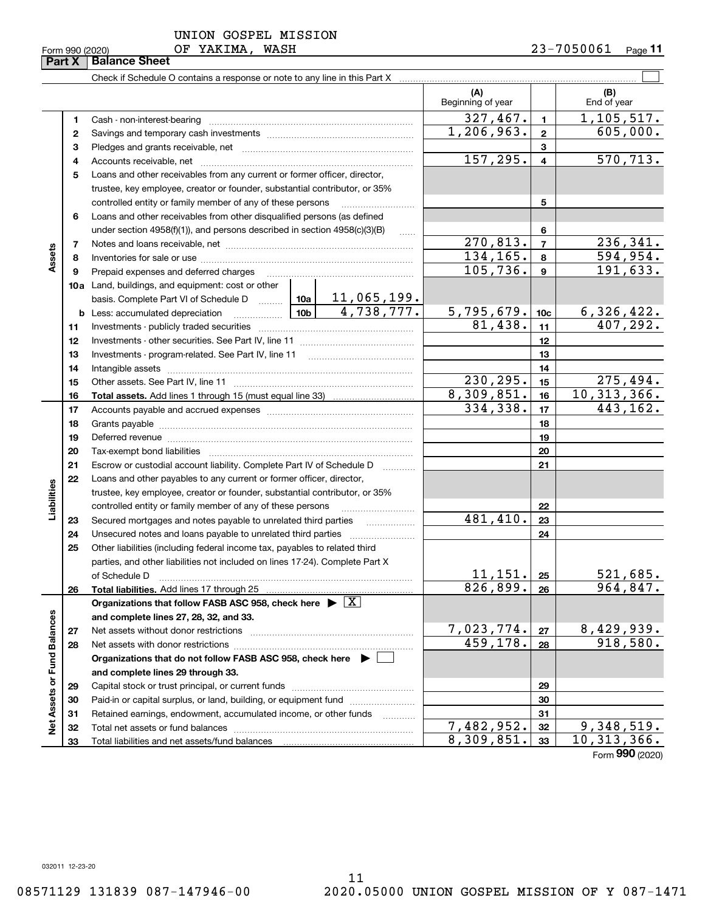UNION GOSPEL MISSION
OF YAKIMA, WASH

Form 990 (2020) 23-7050061 Page **11**

**Part X | Balance Sheet**

Check if Schedule O contains a response or note to any line in this Part X ☐

| | | | | (A) Beginning of year | | (B) End of year |
|---|---|---|---|---|---|---|
| **Assets** | 1 | Cash - non-interest-bearing | | 327,467. | 1 | 1,105,517. |
| | 2 | Savings and temporary cash investments | | 1,206,963. | 2 | 605,000. |
| | 3 | Pledges and grants receivable, net | | | 3 | |
| | 4 | Accounts receivable, net | | 157,295. | 4 | 570,713. |
| | 5 | Loans and other receivables from any current or former officer, director, trustee, key employee, creator or founder, substantial contributor, or 35% controlled entity or family member of any of these persons | | | 5 | |
| | 6 | Loans and other receivables from other disqualified persons (as defined under section 4958(f)(1)), and persons described in section 4958(c)(3)(B) | | | 6 | |
| | 7 | Notes and loans receivable, net | | 270,813. | 7 | 236,341. |
| | 8 | Inventories for sale or use | | 134,165. | 8 | 594,954. |
| | 9 | Prepaid expenses and deferred charges | | 105,736. | 9 | 191,633. |
| | 10a | Land, buildings, and equipment: cost or other basis. Complete Part VI of Schedule D | 10a 11,065,199. | | | |
| | b | Less: accumulated depreciation | 10b 4,738,777. | 5,795,679. | 10c | 6,326,422. |
| | 11 | Investments - publicly traded securities | | 81,438. | 11 | 407,292. |
| | 12 | Investments - other securities. See Part IV, line 11 | | | 12 | |
| | 13 | Investments - program-related. See Part IV, line 11 | | | 13 | |
| | 14 | Intangible assets | | | 14 | |
| | 15 | Other assets. See Part IV, line 11 | | 230,295. | 15 | 275,494. |
| | 16 | **Total assets.** Add lines 1 through 15 (must equal line 33) | | 8,309,851. | 16 | 10,313,366. |
| **Liabilities** | 17 | Accounts payable and accrued expenses | | 334,338. | 17 | 443,162. |
| | 18 | Grants payable | | | 18 | |
| | 19 | Deferred revenue | | | 19 | |
| | 20 | Tax-exempt bond liabilities | | | 20 | |
| | 21 | Escrow or custodial account liability. Complete Part IV of Schedule D | | | 21 | |
| | 22 | Loans and other payables to any current or former officer, director, trustee, key employee, creator or founder, substantial contributor, or 35% controlled entity or family member of any of these persons | | | 22 | |
| | 23 | Secured mortgages and notes payable to unrelated third parties | | 481,410. | 23 | |
| | 24 | Unsecured notes and loans payable to unrelated third parties | | | 24 | |
| | 25 | Other liabilities (including federal income tax, payables to related third parties, and other liabilities not included on lines 17-24). Complete Part X of Schedule D | | 11,151. | 25 | 521,685. |
| | 26 | **Total liabilities.** Add lines 17 through 25 | | 826,899. | 26 | 964,847. |
| **Net Assets or Fund Balances** | | **Organizations that follow FASB ASC 958, check here ▶ ☒ and complete lines 27, 28, 32, and 33.** | | | | |
| | 27 | Net assets without donor restrictions | | 7,023,774. | 27 | 8,429,939. |
| | 28 | Net assets with donor restrictions | | 459,178. | 28 | 918,580. |
| | | **Organizations that do not follow FASB ASC 958, check here ▶ ☐ and complete lines 29 through 33.** | | | | |
| | 29 | Capital stock or trust principal, or current funds | | | 29 | |
| | 30 | Paid-in or capital surplus, or land, building, or equipment fund | | | 30 | |
| | 31 | Retained earnings, endowment, accumulated income, or other funds | | | 31 | |
| | 32 | Total net assets or fund balances | | 7,482,952. | 32 | 9,348,519. |
| | 33 | Total liabilities and net assets/fund balances | | 8,309,851. | 33 | 10,313,366. |

Form **990** (2020)

032011 12-23-20

08571129 131839 087-147946-00 2020.05000 UNION GOSPEL MISSION OF Y 087-1471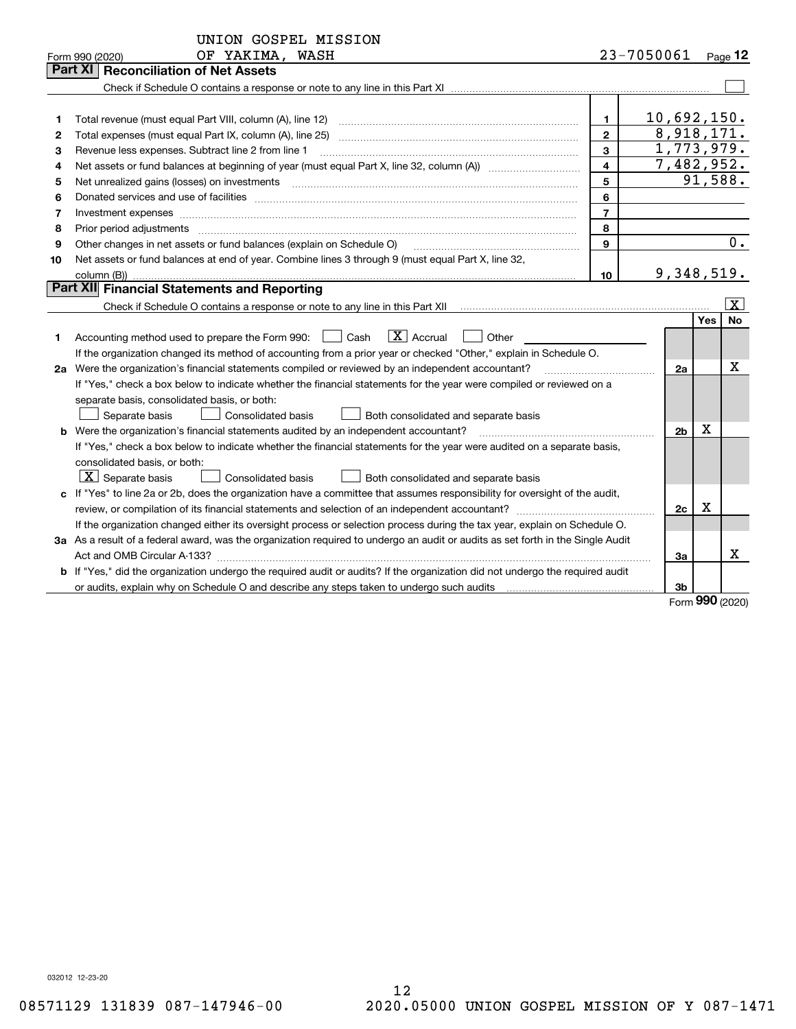UNION GOSPEL MISSION
Form 990 (2020) OF YAKIMA, WASH 23-7050061 Page 12

## Part XI Reconciliation of Net Assets

Check if Schedule O contains a response or note to any line in this Part XI ☐

| | | | |
|---|---|---|---|
| 1 | Total revenue (must equal Part VIII, column (A), line 12) | 1 | 10,692,150. |
| 2 | Total expenses (must equal Part IX, column (A), line 25) | 2 | 8,918,171. |
| 3 | Revenue less expenses. Subtract line 2 from line 1 | 3 | 1,773,979. |
| 4 | Net assets or fund balances at beginning of year (must equal Part X, line 32, column (A)) | 4 | 7,482,952. |
| 5 | Net unrealized gains (losses) on investments | 5 | 91,588. |
| 6 | Donated services and use of facilities | 6 | |
| 7 | Investment expenses | 7 | |
| 8 | Prior period adjustments | 8 | |
| 9 | Other changes in net assets or fund balances (explain on Schedule O) | 9 | 0. |
| 10 | Net assets or fund balances at end of year. Combine lines 3 through 9 (must equal Part X, line 32, column (B)) | 10 | 9,348,519. |

## Part XII Financial Statements and Reporting

Check if Schedule O contains a response or note to any line in this Part XII ☒

| | | | Yes | No |
|---|---|---|---|---|
| 1 | Accounting method used to prepare the Form 990: ☐ Cash ☒ Accrual ☐ Other<br>If the organization changed its method of accounting from a prior year or checked "Other," explain in Schedule O. | | | |
| 2a | Were the organization's financial statements compiled or reviewed by an independent accountant?<br>If "Yes," check a box below to indicate whether the financial statements for the year were compiled or reviewed on a separate basis, consolidated basis, or both:<br>☐ Separate basis ☐ Consolidated basis ☐ Both consolidated and separate basis | 2a | | X |
| b | Were the organization's financial statements audited by an independent accountant?<br>If "Yes," check a box below to indicate whether the financial statements for the year were audited on a separate basis, consolidated basis, or both:<br>☒ Separate basis ☐ Consolidated basis ☐ Both consolidated and separate basis | 2b | X | |
| c | If "Yes" to line 2a or 2b, does the organization have a committee that assumes responsibility for oversight of the audit, review, or compilation of its financial statements and selection of an independent accountant?<br>If the organization changed either its oversight process or selection process during the tax year, explain on Schedule O. | 2c | X | |
| 3a | As a result of a federal award, was the organization required to undergo an audit or audits as set forth in the Single Audit Act and OMB Circular A-133? | 3a | | X |
| b | If "Yes," did the organization undergo the required audit or audits? If the organization did not undergo the required audit or audits, explain why on Schedule O and describe any steps taken to undergo such audits | 3b | | |

Form 990 (2020)

032012 12-23-20

08571129 131839 087-147946-00 2020.05000 UNION GOSPEL MISSION OF Y 087-1471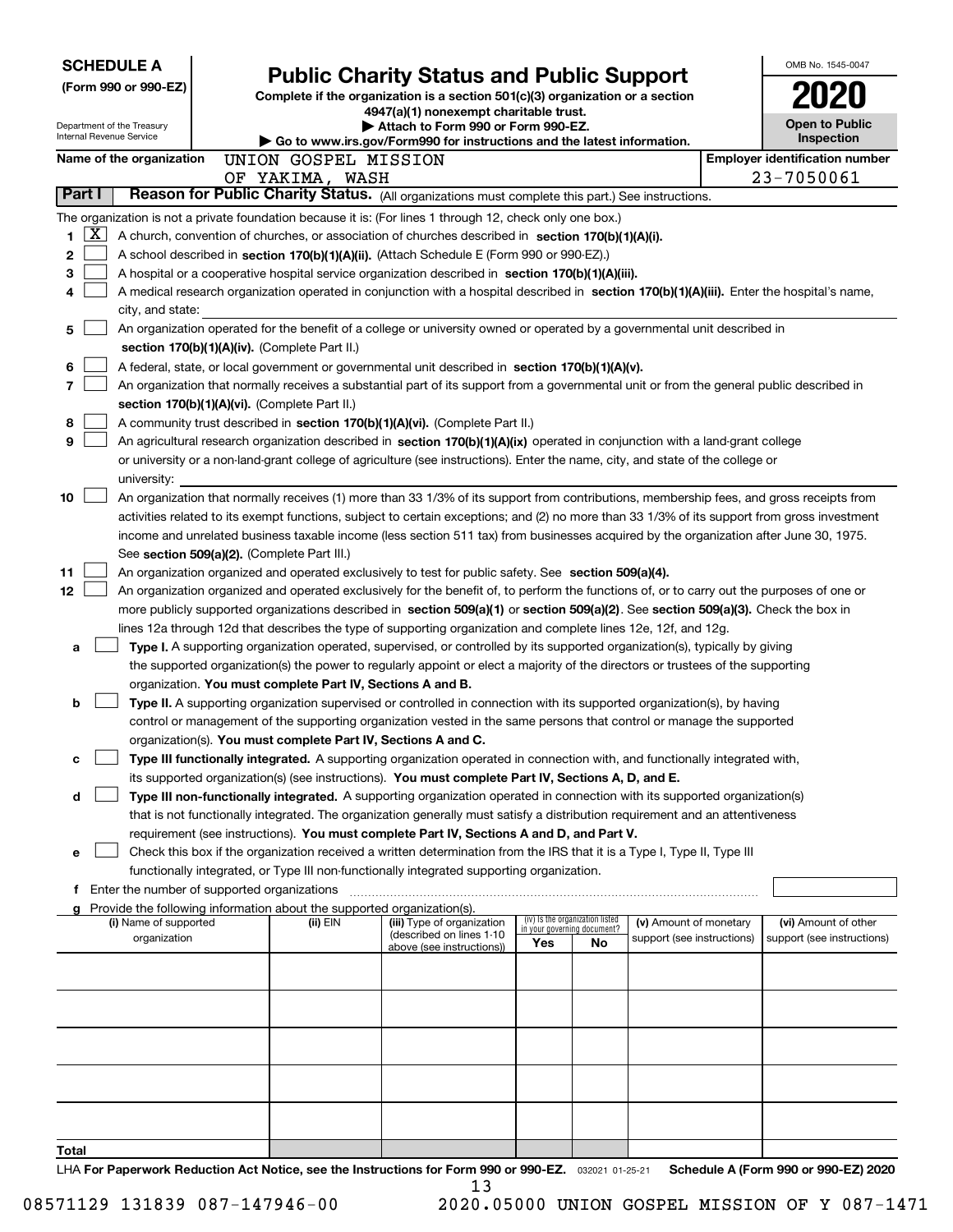**SCHEDULE A**
**(Form 990 or 990-EZ)**

Department of the Treasury
Internal Revenue Service

# Public Charity Status and Public Support

**Complete if the organization is a section 501(c)(3) organization or a section 4947(a)(1) nonexempt charitable trust.**
**▶ Attach to Form 990 or Form 990-EZ.**
**▶ Go to www.irs.gov/Form990 for instructions and the latest information.**

OMB No. 1545-0047
**2020**
**Open to Public Inspection**

**Name of the organization** UNION GOSPEL MISSION OF YAKIMA, WASH
**Employer identification number** 23-7050061

## Part I — Reason for Public Charity Status. (All organizations must complete this part.) See instructions.

The organization is not a private foundation because it is: (For lines 1 through 12, check only one box.)

1. [X] A church, convention of churches, or association of churches described in **section 170(b)(1)(A)(i).**
2. [ ] A school described in **section 170(b)(1)(A)(ii).** (Attach Schedule E (Form 990 or 990-EZ).)
3. [ ] A hospital or a cooperative hospital service organization described in **section 170(b)(1)(A)(iii).**
4. [ ] A medical research organization operated in conjunction with a hospital described in **section 170(b)(1)(A)(iii).** Enter the hospital's name, city, and state:
5. [ ] An organization operated for the benefit of a college or university owned or operated by a governmental unit described in **section 170(b)(1)(A)(iv).** (Complete Part II.)
6. [ ] A federal, state, or local government or governmental unit described in **section 170(b)(1)(A)(v).**
7. [ ] An organization that normally receives a substantial part of its support from a governmental unit or from the general public described in **section 170(b)(1)(A)(vi).** (Complete Part II.)
8. [ ] A community trust described in **section 170(b)(1)(A)(vi).** (Complete Part II.)
9. [ ] An agricultural research organization described in **section 170(b)(1)(A)(ix)** operated in conjunction with a land-grant college or university or a non-land-grant college of agriculture (see instructions). Enter the name, city, and state of the college or university:
10. [ ] An organization that normally receives (1) more than 33 1/3% of its support from contributions, membership fees, and gross receipts from activities related to its exempt functions, subject to certain exceptions; and (2) no more than 33 1/3% of its support from gross investment income and unrelated business taxable income (less section 511 tax) from businesses acquired by the organization after June 30, 1975. See **section 509(a)(2).** (Complete Part III.)
11. [ ] An organization organized and operated exclusively to test for public safety. See **section 509(a)(4).**
12. [ ] An organization organized and operated exclusively for the benefit of, to perform the functions of, or to carry out the purposes of one or more publicly supported organizations described in **section 509(a)(1)** or **section 509(a)(2)**. See **section 509(a)(3).** Check the box in lines 12a through 12d that describes the type of supporting organization and complete lines 12e, 12f, and 12g.
   - **a** [ ] **Type I.** A supporting organization operated, supervised, or controlled by its supported organization(s), typically by giving the supported organization(s) the power to regularly appoint or elect a majority of the directors or trustees of the supporting organization. **You must complete Part IV, Sections A and B.**
   - **b** [ ] **Type II.** A supporting organization supervised or controlled in connection with its supported organization(s), by having control or management of the supporting organization vested in the same persons that control or manage the supported organization(s). **You must complete Part IV, Sections A and C.**
   - **c** [ ] **Type III functionally integrated.** A supporting organization operated in connection with, and functionally integrated with, its supported organization(s) (see instructions). **You must complete Part IV, Sections A, D, and E.**
   - **d** [ ] **Type III non-functionally integrated.** A supporting organization operated in connection with its supported organization(s) that is not functionally integrated. The organization generally must satisfy a distribution requirement and an attentiveness requirement (see instructions). **You must complete Part IV, Sections A and D, and Part V.**
   - **e** [ ] Check this box if the organization received a written determination from the IRS that it is a Type I, Type II, Type III functionally integrated, or Type III non-functionally integrated supporting organization.
   - **f** Enter the number of supported organizations
   - **g** Provide the following information about the supported organization(s).

| (i) Name of supported organization | (ii) EIN | (iii) Type of organization (described on lines 1-10 above (see instructions)) | (iv) Is the organization listed in your governing document? Yes | No | (v) Amount of monetary support (see instructions) | (vi) Amount of other support (see instructions) |
|---|---|---|---|---|---|---|
| | | | | | | |
| | | | | | | |
| | | | | | | |
| | | | | | | |
| | | | | | | |
| **Total** | | | | | | |

LHA **For Paperwork Reduction Act Notice, see the Instructions for Form 990 or 990-EZ.** 032021 01-25-21 **Schedule A (Form 990 or 990-EZ) 2020**

08571129 131839 087-147946-00 2020.05000 UNION GOSPEL MISSION OF Y 087-1471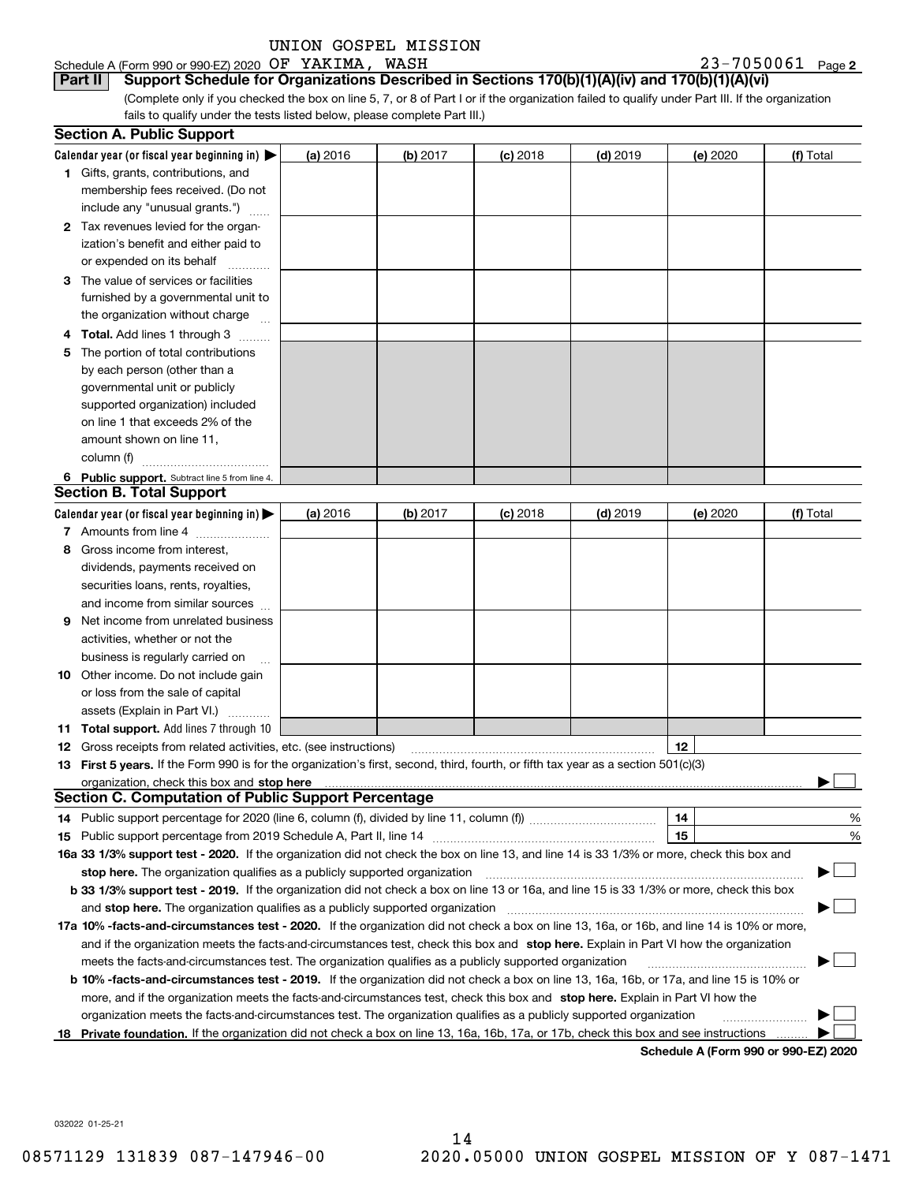UNION GOSPEL MISSION

Schedule A (Form 990 or 990-EZ) 2020 OF YAKIMA, WASH    23-7050061 Page 2

**Part II — Support Schedule for Organizations Described in Sections 170(b)(1)(A)(iv) and 170(b)(1)(A)(vi)**

(Complete only if you checked the box on line 5, 7, or 8 of Part I or if the organization failed to qualify under Part III. If the organization fails to qualify under the tests listed below, please complete Part III.)

### Section A. Public Support

| Calendar year (or fiscal year beginning in) ▶ | (a) 2016 | (b) 2017 | (c) 2018 | (d) 2019 | (e) 2020 | (f) Total |
|---|---|---|---|---|---|---|
| **1** Gifts, grants, contributions, and membership fees received. (Do not include any "unusual grants.") | | | | | | |
| **2** Tax revenues levied for the organization's benefit and either paid to or expended on its behalf | | | | | | |
| **3** The value of services or facilities furnished by a governmental unit to the organization without charge | | | | | | |
| **4 Total.** Add lines 1 through 3 | | | | | | |
| **5** The portion of total contributions by each person (other than a governmental unit or publicly supported organization) included on line 1 that exceeds 2% of the amount shown on line 11, column (f) | | | | | | |
| **6 Public support.** Subtract line 5 from line 4. | | | | | | |

### Section B. Total Support

| Calendar year (or fiscal year beginning in) ▶ | (a) 2016 | (b) 2017 | (c) 2018 | (d) 2019 | (e) 2020 | (f) Total |
|---|---|---|---|---|---|---|
| **7** Amounts from line 4 | | | | | | |
| **8** Gross income from interest, dividends, payments received on securities loans, rents, royalties, and income from similar sources | | | | | | |
| **9** Net income from unrelated business activities, whether or not the business is regularly carried on | | | | | | |
| **10** Other income. Do not include gain or loss from the sale of capital assets (Explain in Part VI.) | | | | | | |
| **11 Total support.** Add lines 7 through 10 | | | | | | |

**12** Gross receipts from related activities, etc. (see instructions) ..... **12**

**13 First 5 years.** If the Form 990 is for the organization's first, second, third, fourth, or fifth tax year as a section 501(c)(3) organization, check this box and **stop here** ..... ▶ ☐

### Section C. Computation of Public Support Percentage

**14** Public support percentage for 2020 (line 6, column (f), divided by line 11, column (f)) ..... **14** %

**15** Public support percentage from 2019 Schedule A, Part II, line 14 ..... **15** %

**16a 33 1/3% support test - 2020.** If the organization did not check the box on line 13, and line 14 is 33 1/3% or more, check this box and **stop here.** The organization qualifies as a publicly supported organization ..... ▶ ☐

**b 33 1/3% support test - 2019.** If the organization did not check a box on line 13 or 16a, and line 15 is 33 1/3% or more, check this box and **stop here.** The organization qualifies as a publicly supported organization ..... ▶ ☐

**17a 10% -facts-and-circumstances test - 2020.** If the organization did not check a box on line 13, 16a, or 16b, and line 14 is 10% or more, and if the organization meets the facts-and-circumstances test, check this box and **stop here.** Explain in Part VI how the organization meets the facts-and-circumstances test. The organization qualifies as a publicly supported organization ..... ▶ ☐

**b 10% -facts-and-circumstances test - 2019.** If the organization did not check a box on line 13, 16a, 16b, or 17a, and line 15 is 10% or more, and if the organization meets the facts-and-circumstances test, check this box and **stop here.** Explain in Part VI how the organization meets the facts-and-circumstances test. The organization qualifies as a publicly supported organization ..... ▶ ☐

**18 Private foundation.** If the organization did not check a box on line 13, 16a, 16b, 17a, or 17b, check this box and see instructions ..... ▶ ☐

**Schedule A (Form 990 or 990-EZ) 2020**

032022 01-25-21

08571129 131839 087-147946-00    2020.05000 UNION GOSPEL MISSION OF Y 087-1471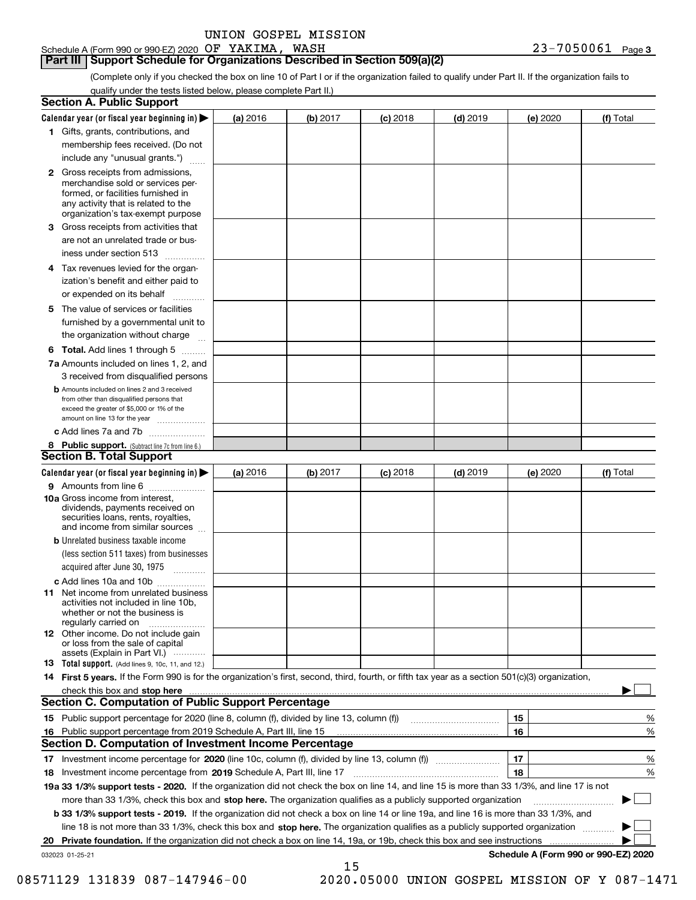UNION GOSPEL MISSION

Schedule A (Form 990 or 990-EZ) 2020 OF YAKIMA, WASH 23-7050061 Page 3

## Part III Support Schedule for Organizations Described in Section 509(a)(2)

(Complete only if you checked the box on line 10 of Part I or if the organization failed to qualify under Part II. If the organization fails to qualify under the tests listed below, please complete Part II.)

### Section A. Public Support

| Calendar year (or fiscal year beginning in) ▶ | (a) 2016 | (b) 2017 | (c) 2018 | (d) 2019 | (e) 2020 | (f) Total |
|---|---|---|---|---|---|---|
| 1 Gifts, grants, contributions, and membership fees received. (Do not include any "unusual grants.") | | | | | | |
| 2 Gross receipts from admissions, merchandise sold or services performed, or facilities furnished in any activity that is related to the organization's tax-exempt purpose | | | | | | |
| 3 Gross receipts from activities that are not an unrelated trade or business under section 513 | | | | | | |
| 4 Tax revenues levied for the organization's benefit and either paid to or expended on its behalf | | | | | | |
| 5 The value of services or facilities furnished by a governmental unit to the organization without charge | | | | | | |
| 6 Total. Add lines 1 through 5 | | | | | | |
| 7a Amounts included on lines 1, 2, and 3 received from disqualified persons | | | | | | |
| b Amounts included on lines 2 and 3 received from other than disqualified persons that exceed the greater of $5,000 or 1% of the amount on line 13 for the year | | | | | | |
| c Add lines 7a and 7b | | | | | | |
| 8 Public support. (Subtract line 7c from line 6.) | | | | | | |

### Section B. Total Support

| Calendar year (or fiscal year beginning in) ▶ | (a) 2016 | (b) 2017 | (c) 2018 | (d) 2019 | (e) 2020 | (f) Total |
|---|---|---|---|---|---|---|
| 9 Amounts from line 6 | | | | | | |
| 10a Gross income from interest, dividends, payments received on securities loans, rents, royalties, and income from similar sources | | | | | | |
| b Unrelated business taxable income (less section 511 taxes) from businesses acquired after June 30, 1975 | | | | | | |
| c Add lines 10a and 10b | | | | | | |
| 11 Net income from unrelated business activities not included in line 10b, whether or not the business is regularly carried on | | | | | | |
| 12 Other income. Do not include gain or loss from the sale of capital assets (Explain in Part VI.) | | | | | | |
| 13 Total support. (Add lines 9, 10c, 11, and 12.) | | | | | | |

14 **First 5 years.** If the Form 990 is for the organization's first, second, third, fourth, or fifth tax year as a section 501(c)(3) organization, check this box and **stop here** ▶ ☐

### Section C. Computation of Public Support Percentage

| | | | |
|---|---|---|---|
| 15 | Public support percentage for 2020 (line 8, column (f), divided by line 13, column (f)) | 15 | % |
| 16 | Public support percentage from 2019 Schedule A, Part III, line 15 | 16 | % |

### Section D. Computation of Investment Income Percentage

| | | | |
|---|---|---|---|
| 17 | Investment income percentage for **2020** (line 10c, column (f), divided by line 13, column (f)) | 17 | % |
| 18 | Investment income percentage from **2019** Schedule A, Part III, line 17 | 18 | % |

19a **33 1/3% support tests - 2020.** If the organization did not check the box on line 14, and line 15 is more than 33 1/3%, and line 17 is not more than 33 1/3%, check this box and **stop here.** The organization qualifies as a publicly supported organization ▶ ☐

b **33 1/3% support tests - 2019.** If the organization did not check a box on line 14 or line 19a, and line 16 is more than 33 1/3%, and line 18 is not more than 33 1/3%, check this box and **stop here.** The organization qualifies as a publicly supported organization ▶ ☐

20 **Private foundation.** If the organization did not check a box on line 14, 19a, or 19b, check this box and see instructions ▶ ☐

032023 01-25-21 **Schedule A (Form 990 or 990-EZ) 2020**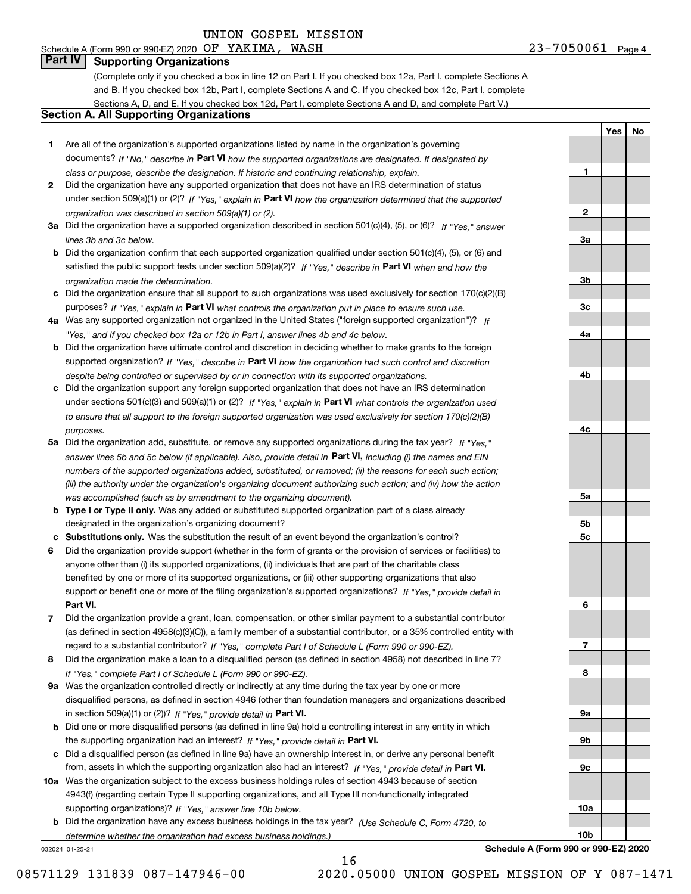UNION GOSPEL MISSION

Schedule A (Form 990 or 990-EZ) 2020 OF YAKIMA, WASH 23-7050061 Page 4

## Part IV Supporting Organizations

(Complete only if you checked a box in line 12 on Part I. If you checked box 12a, Part I, complete Sections A and B. If you checked box 12b, Part I, complete Sections A and C. If you checked box 12c, Part I, complete Sections A, D, and E. If you checked box 12d, Part I, complete Sections A and D, and complete Part V.)

### Section A. All Supporting Organizations

| | | | Yes | No |
|---|---|---|---|---|
| **1** | Are all of the organization's supported organizations listed by name in the organization's governing documents? *If "No," describe in* **Part VI** *how the supported organizations are designated. If designated by class or purpose, describe the designation. If historic and continuing relationship, explain.* | 1 | | |
| **2** | Did the organization have any supported organization that does not have an IRS determination of status under section 509(a)(1) or (2)? *If "Yes," explain in* **Part VI** *how the organization determined that the supported organization was described in section 509(a)(1) or (2).* | 2 | | |
| **3a** | Did the organization have a supported organization described in section 501(c)(4), (5), or (6)? *If "Yes," answer lines 3b and 3c below.* | 3a | | |
| **b** | Did the organization confirm that each supported organization qualified under section 501(c)(4), (5), or (6) and satisfied the public support tests under section 509(a)(2)? *If "Yes," describe in* **Part VI** *when and how the organization made the determination.* | 3b | | |
| **c** | Did the organization ensure that all support to such organizations was used exclusively for section 170(c)(2)(B) purposes? *If "Yes," explain in* **Part VI** *what controls the organization put in place to ensure such use.* | 3c | | |
| **4a** | Was any supported organization not organized in the United States ("foreign supported organization")? *If "Yes," and if you checked box 12a or 12b in Part I, answer lines 4b and 4c below.* | 4a | | |
| **b** | Did the organization have ultimate control and discretion in deciding whether to make grants to the foreign supported organization? *If "Yes," describe in* **Part VI** *how the organization had such control and discretion despite being controlled or supervised by or in connection with its supported organizations.* | 4b | | |
| **c** | Did the organization support any foreign supported organization that does not have an IRS determination under sections 501(c)(3) and 509(a)(1) or (2)? *If "Yes," explain in* **Part VI** *what controls the organization used to ensure that all support to the foreign supported organization was used exclusively for section 170(c)(2)(B) purposes.* | 4c | | |
| **5a** | Did the organization add, substitute, or remove any supported organizations during the tax year? *If "Yes," answer lines 5b and 5c below (if applicable). Also, provide detail in* **Part VI,** *including (i) the names and EIN numbers of the supported organizations added, substituted, or removed; (ii) the reasons for each such action; (iii) the authority under the organization's organizing document authorizing such action; and (iv) how the action was accomplished (such as by amendment to the organizing document).* | 5a | | |
| **b** | **Type I or Type II only.** Was any added or substituted supported organization part of a class already designated in the organization's organizing document? | 5b | | |
| **c** | **Substitutions only.** Was the substitution the result of an event beyond the organization's control? | 5c | | |
| **6** | Did the organization provide support (whether in the form of grants or the provision of services or facilities) to anyone other than (i) its supported organizations, (ii) individuals that are part of the charitable class benefited by one or more of its supported organizations, or (iii) other supporting organizations that also support or benefit one or more of the filing organization's supported organizations? *If "Yes," provide detail in* **Part VI.** | 6 | | |
| **7** | Did the organization provide a grant, loan, compensation, or other similar payment to a substantial contributor (as defined in section 4958(c)(3)(C)), a family member of a substantial contributor, or a 35% controlled entity with regard to a substantial contributor? *If "Yes," complete Part I of Schedule L (Form 990 or 990-EZ).* | 7 | | |
| **8** | Did the organization make a loan to a disqualified person (as defined in section 4958) not described in line 7? *If "Yes," complete Part I of Schedule L (Form 990 or 990-EZ).* | 8 | | |
| **9a** | Was the organization controlled directly or indirectly at any time during the tax year by one or more disqualified persons, as defined in section 4946 (other than foundation managers and organizations described in section 509(a)(1) or (2))? *If "Yes," provide detail in* **Part VI.** | 9a | | |
| **b** | Did one or more disqualified persons (as defined in line 9a) hold a controlling interest in any entity in which the supporting organization had an interest? *If "Yes," provide detail in* **Part VI.** | 9b | | |
| **c** | Did a disqualified person (as defined in line 9a) have an ownership interest in, or derive any personal benefit from, assets in which the supporting organization also had an interest? *If "Yes," provide detail in* **Part VI.** | 9c | | |
| **10a** | Was the organization subject to the excess business holdings rules of section 4943 because of section 4943(f) (regarding certain Type II supporting organizations, and all Type III non-functionally integrated supporting organizations)? *If "Yes," answer line 10b below.* | 10a | | |
| **b** | Did the organization have any excess business holdings in the tax year? *(Use Schedule C, Form 4720, to determine whether the organization had excess business holdings.)* | 10b | | |

032024 01-25-21 **Schedule A (Form 990 or 990-EZ) 2020**

08571129 131839 087-147946-00 2020.05000 UNION GOSPEL MISSION OF Y 087-1471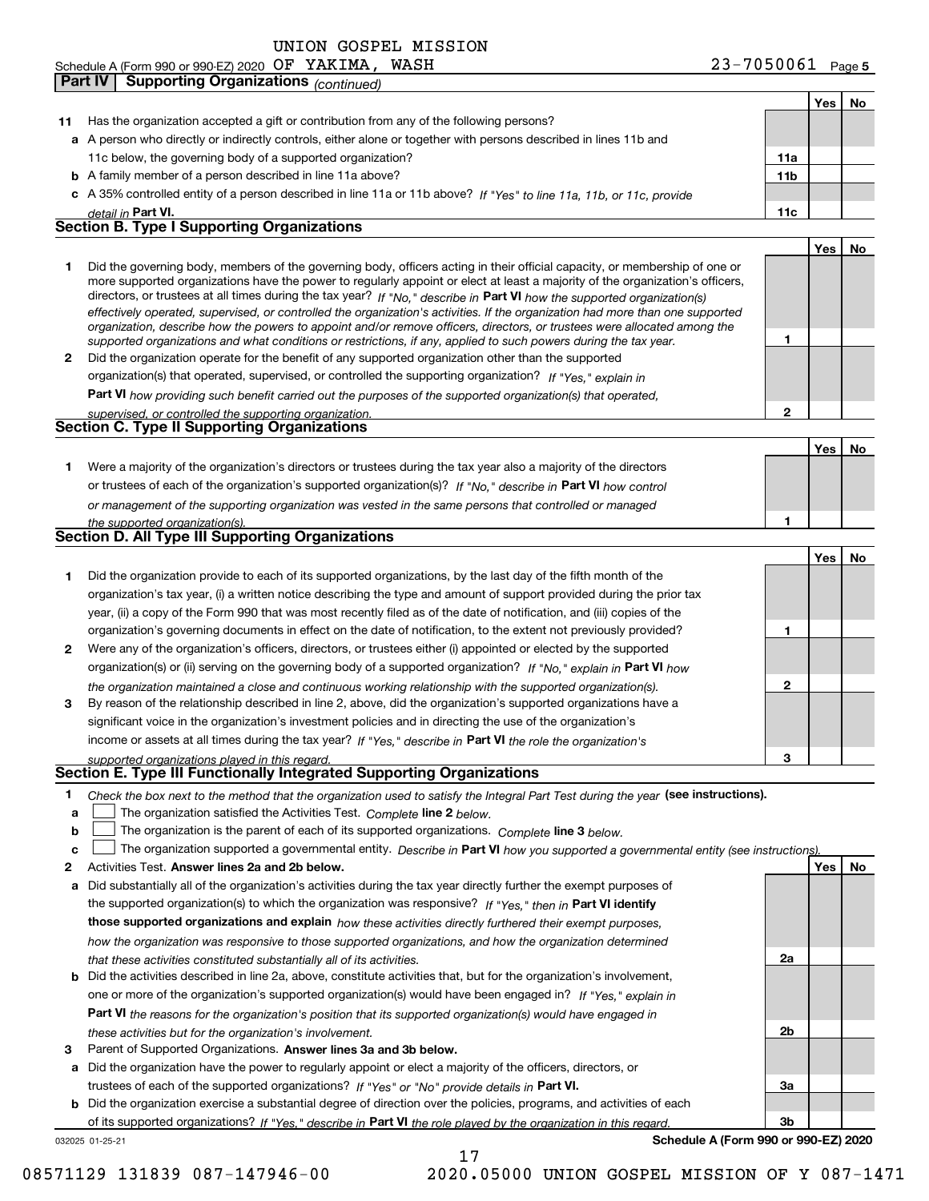UNION GOSPEL MISSION

Schedule A (Form 990 or 990-EZ) 2020 OF YAKIMA, WASH 23-7050061 Page **5**

**Part IV | Supporting Organizations** *(continued)*

| | | | Yes | No |
|---|---|---|---|---|
| **11** | Has the organization accepted a gift or contribution from any of the following persons? | | | |
| **a** | A person who directly or indirectly controls, either alone or together with persons described in lines 11b and 11c below, the governing body of a supported organization? | **11a** | | |
| **b** | A family member of a person described in line 11a above? | **11b** | | |
| **c** | A 35% controlled entity of a person described in line 11a or 11b above? *If "Yes" to line 11a, 11b, or 11c, provide detail in* **Part VI.** | **11c** | | |

## Section B. Type I Supporting Organizations

| | | | Yes | No |
|---|---|---|---|---|
| **1** | Did the governing body, members of the governing body, officers acting in their official capacity, or membership of one or more supported organizations have the power to regularly appoint or elect at least a majority of the organization's officers, directors, or trustees at all times during the tax year? *If "No," describe in* **Part VI** *how the supported organization(s) effectively operated, supervised, or controlled the organization's activities. If the organization had more than one supported organization, describe how the powers to appoint and/or remove officers, directors, or trustees were allocated among the supported organizations and what conditions or restrictions, if any, applied to such powers during the tax year.* | **1** | | |
| **2** | Did the organization operate for the benefit of any supported organization other than the supported organization(s) that operated, supervised, or controlled the supporting organization? *If "Yes," explain in* **Part VI** *how providing such benefit carried out the purposes of the supported organization(s) that operated, supervised, or controlled the supporting organization.* | **2** | | |

## Section C. Type II Supporting Organizations

| | | | Yes | No |
|---|---|---|---|---|
| **1** | Were a majority of the organization's directors or trustees during the tax year also a majority of the directors or trustees of each of the organization's supported organization(s)? *If "No," describe in* **Part VI** *how control or management of the supporting organization was vested in the same persons that controlled or managed the supported organization(s).* | **1** | | |

## Section D. All Type III Supporting Organizations

| | | | Yes | No |
|---|---|---|---|---|
| **1** | Did the organization provide to each of its supported organizations, by the last day of the fifth month of the organization's tax year, (i) a written notice describing the type and amount of support provided during the prior tax year, (ii) a copy of the Form 990 that was most recently filed as of the date of notification, and (iii) copies of the organization's governing documents in effect on the date of notification, to the extent not previously provided? | **1** | | |
| **2** | Were any of the organization's officers, directors, or trustees either (i) appointed or elected by the supported organization(s) or (ii) serving on the governing body of a supported organization? *If "No," explain in* **Part VI** *how the organization maintained a close and continuous working relationship with the supported organization(s).* | **2** | | |
| **3** | By reason of the relationship described in line 2, above, did the organization's supported organizations have a significant voice in the organization's investment policies and in directing the use of the organization's income or assets at all times during the tax year? *If "Yes," describe in* **Part VI** *the role the organization's supported organizations played in this regard.* | **3** | | |

## Section E. Type III Functionally Integrated Supporting Organizations

**1** *Check the box next to the method that the organization used to satisfy the Integral Part Test during the year* **(see instructions).**

**a** ☐ The organization satisfied the Activities Test. *Complete* **line 2** *below.*

**b** ☐ The organization is the parent of each of its supported organizations. *Complete* **line 3** *below.*

**c** ☐ The organization supported a governmental entity. *Describe in* **Part VI** *how you supported a governmental entity (see instructions).*

| | | | Yes | No |
|---|---|---|---|---|
| **2** | Activities Test. **Answer lines 2a and 2b below.** | | | |
| **a** | Did substantially all of the organization's activities during the tax year directly further the exempt purposes of the supported organization(s) to which the organization was responsive? *If "Yes," then in* **Part VI identify those supported organizations and explain** *how these activities directly furthered their exempt purposes, how the organization was responsive to those supported organizations, and how the organization determined that these activities constituted substantially all of its activities.* | **2a** | | |
| **b** | Did the activities described in line 2a, above, constitute activities that, but for the organization's involvement, one or more of the organization's supported organization(s) would have been engaged in? *If "Yes," explain in* **Part VI** *the reasons for the organization's position that its supported organization(s) would have engaged in these activities but for the organization's involvement.* | **2b** | | |
| **3** | Parent of Supported Organizations. **Answer lines 3a and 3b below.** | | | |
| **a** | Did the organization have the power to regularly appoint or elect a majority of the officers, directors, or trustees of each of the supported organizations? *If "Yes" or "No" provide details in* **Part VI.** | **3a** | | |
| **b** | Did the organization exercise a substantial degree of direction over the policies, programs, and activities of each of its supported organizations? *If "Yes," describe in* **Part VI** *the role played by the organization in this regard.* | **3b** | | |

032025 01-25-21 **Schedule A (Form 990 or 990-EZ) 2020**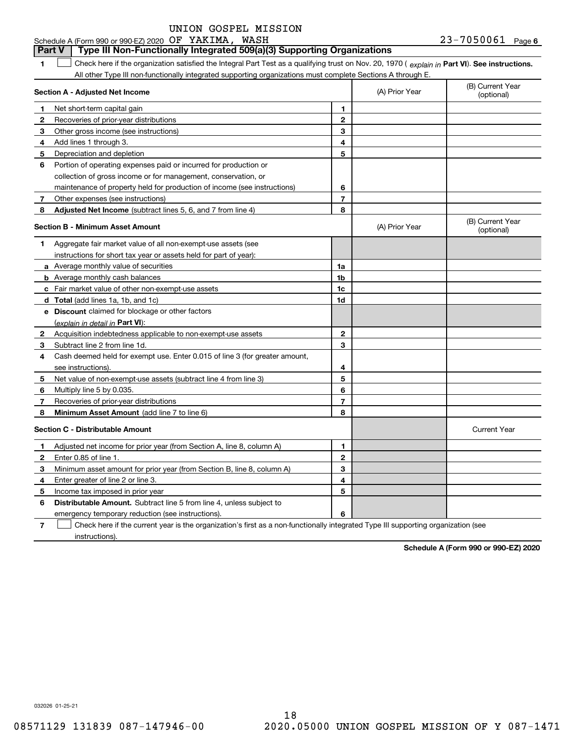UNION GOSPEL MISSION

Schedule A (Form 990 or 990-EZ) 2020 OF YAKIMA, WASH 23-7050061 Page 6

## Part V Type III Non-Functionally Integrated 509(a)(3) Supporting Organizations

**1** ☐ Check here if the organization satisfied the Integral Part Test as a qualifying trust on Nov. 20, 1970 ( *explain in* **Part VI**). **See instructions.** All other Type III non-functionally integrated supporting organizations must complete Sections A through E.

| **Section A - Adjusted Net Income** | | (A) Prior Year | (B) Current Year (optional) |
|---|---|---|---|
| **1** Net short-term capital gain | 1 | | |
| **2** Recoveries of prior-year distributions | 2 | | |
| **3** Other gross income (see instructions) | 3 | | |
| **4** Add lines 1 through 3. | 4 | | |
| **5** Depreciation and depletion | 5 | | |
| **6** Portion of operating expenses paid or incurred for production or collection of gross income or for management, conservation, or maintenance of property held for production of income (see instructions) | 6 | | |
| **7** Other expenses (see instructions) | 7 | | |
| **8** **Adjusted Net Income** (subtract lines 5, 6, and 7 from line 4) | 8 | | |

| **Section B - Minimum Asset Amount** | | (A) Prior Year | (B) Current Year (optional) |
|---|---|---|---|
| **1** Aggregate fair market value of all non-exempt-use assets (see instructions for short tax year or assets held for part of year): | | | |
| **a** Average monthly value of securities | 1a | | |
| **b** Average monthly cash balances | 1b | | |
| **c** Fair market value of other non-exempt-use assets | 1c | | |
| **d** **Total** (add lines 1a, 1b, and 1c) | 1d | | |
| **e** **Discount** claimed for blockage or other factors (*explain in detail in* **Part VI**): | | | |
| **2** Acquisition indebtedness applicable to non-exempt-use assets | 2 | | |
| **3** Subtract line 2 from line 1d. | 3 | | |
| **4** Cash deemed held for exempt use. Enter 0.015 of line 3 (for greater amount, see instructions). | 4 | | |
| **5** Net value of non-exempt-use assets (subtract line 4 from line 3) | 5 | | |
| **6** Multiply line 5 by 0.035. | 6 | | |
| **7** Recoveries of prior-year distributions | 7 | | |
| **8** **Minimum Asset Amount** (add line 7 to line 6) | 8 | | |

| **Section C - Distributable Amount** | | | Current Year |
|---|---|---|---|
| **1** Adjusted net income for prior year (from Section A, line 8, column A) | 1 | | |
| **2** Enter 0.85 of line 1. | 2 | | |
| **3** Minimum asset amount for prior year (from Section B, line 8, column A) | 3 | | |
| **4** Enter greater of line 2 or line 3. | 4 | | |
| **5** Income tax imposed in prior year | 5 | | |
| **6** **Distributable Amount.** Subtract line 5 from line 4, unless subject to emergency temporary reduction (see instructions). | 6 | | |

**7** ☐ Check here if the current year is the organization's first as a non-functionally integrated Type III supporting organization (see instructions).

**Schedule A (Form 990 or 990-EZ) 2020**

032026 01-25-21

08571129 131839 087-147946-00 2020.05000 UNION GOSPEL MISSION OF Y 087-1471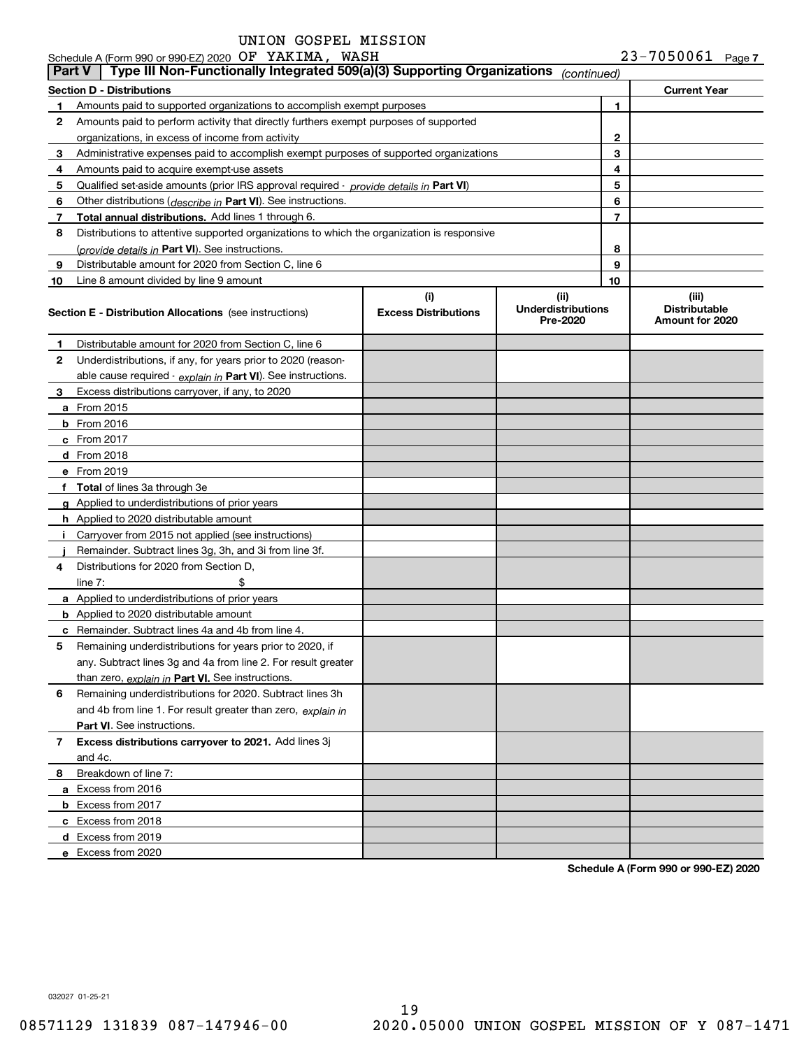UNION GOSPEL MISSION

Schedule A (Form 990 or 990-EZ) 2020 OF YAKIMA, WASH 23-7050061 Page 7

**Part V | Type III Non-Functionally Integrated 509(a)(3) Supporting Organizations** *(continued)*

| **Section D - Distributions** | | **Current Year** |
|---|---|---|
| **1** Amounts paid to supported organizations to accomplish exempt purposes | 1 | |
| **2** Amounts paid to perform activity that directly furthers exempt purposes of supported organizations, in excess of income from activity | 2 | |
| **3** Administrative expenses paid to accomplish exempt purposes of supported organizations | 3 | |
| **4** Amounts paid to acquire exempt-use assets | 4 | |
| **5** Qualified set-aside amounts (prior IRS approval required - *provide details in* **Part VI**) | 5 | |
| **6** Other distributions (*describe in* **Part VI**). See instructions. | 6 | |
| **7** **Total annual distributions.** Add lines 1 through 6. | 7 | |
| **8** Distributions to attentive supported organizations to which the organization is responsive (*provide details in* **Part VI**). See instructions. | 8 | |
| **9** Distributable amount for 2020 from Section C, line 6 | 9 | |
| **10** Line 8 amount divided by line 9 amount | 10 | |

| **Section E - Distribution Allocations** (see instructions) | **(i) Excess Distributions** | **(ii) Underdistributions Pre-2020** | **(iii) Distributable Amount for 2020** |
|---|---|---|---|
| **1** Distributable amount for 2020 from Section C, line 6 | | | |
| **2** Underdistributions, if any, for years prior to 2020 (reasonable cause required - *explain in* **Part VI**). See instructions. | | | |
| **3** Excess distributions carryover, if any, to 2020 | | | |
| **a** From 2015 | | | |
| **b** From 2016 | | | |
| **c** From 2017 | | | |
| **d** From 2018 | | | |
| **e** From 2019 | | | |
| **f** **Total** of lines 3a through 3e | | | |
| **g** Applied to underdistributions of prior years | | | |
| **h** Applied to 2020 distributable amount | | | |
| **i** Carryover from 2015 not applied (see instructions) | | | |
| **j** Remainder. Subtract lines 3g, 3h, and 3i from line 3f. | | | |
| **4** Distributions for 2020 from Section D, line 7: $ | | | |
| **a** Applied to underdistributions of prior years | | | |
| **b** Applied to 2020 distributable amount | | | |
| **c** Remainder. Subtract lines 4a and 4b from line 4. | | | |
| **5** Remaining underdistributions for years prior to 2020, if any. Subtract lines 3g and 4a from line 2. For result greater than zero, *explain in* **Part VI.** See instructions. | | | |
| **6** Remaining underdistributions for 2020. Subtract lines 3h and 4b from line 1. For result greater than zero, *explain in* **Part VI**. See instructions. | | | |
| **7** **Excess distributions carryover to 2021.** Add lines 3j and 4c. | | | |
| **8** Breakdown of line 7: | | | |
| **a** Excess from 2016 | | | |
| **b** Excess from 2017 | | | |
| **c** Excess from 2018 | | | |
| **d** Excess from 2019 | | | |
| **e** Excess from 2020 | | | |

**Schedule A (Form 990 or 990-EZ) 2020**

032027 01-25-21

08571129 131839 087-147946-00 2020.05000 UNION GOSPEL MISSION OF Y 087-1471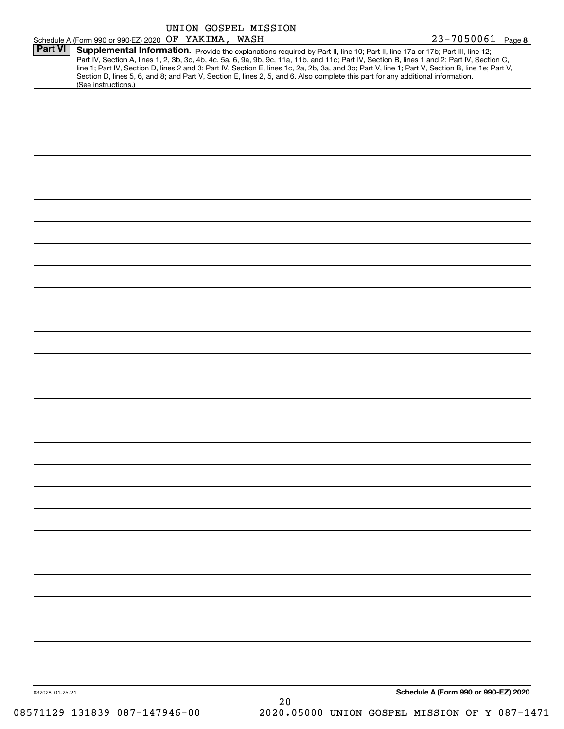UNION GOSPEL MISSION

Schedule A (Form 990 or 990-EZ) 2020 OF YAKIMA, WASH 23-7050061 Page 8

**Part VI** **Supplemental Information.** Provide the explanations required by Part II, line 10; Part II, line 17a or 17b; Part III, line 12; Part IV, Section A, lines 1, 2, 3b, 3c, 4b, 4c, 5a, 6, 9a, 9b, 9c, 11a, 11b, and 11c; Part IV, Section B, lines 1 and 2; Part IV, Section C, line 1; Part IV, Section D, lines 2 and 3; Part IV, Section E, lines 1c, 2a, 2b, 3a, and 3b; Part V, line 1; Part V, Section B, line 1e; Part V, Section D, lines 5, 6, and 8; and Part V, Section E, lines 2, 5, and 6. Also complete this part for any additional information. (See instructions.)

032028 01-25-21 **Schedule A (Form 990 or 990-EZ) 2020**

08571129 131839 087-147946-00 2020.05000 UNION GOSPEL MISSION OF Y 087-1471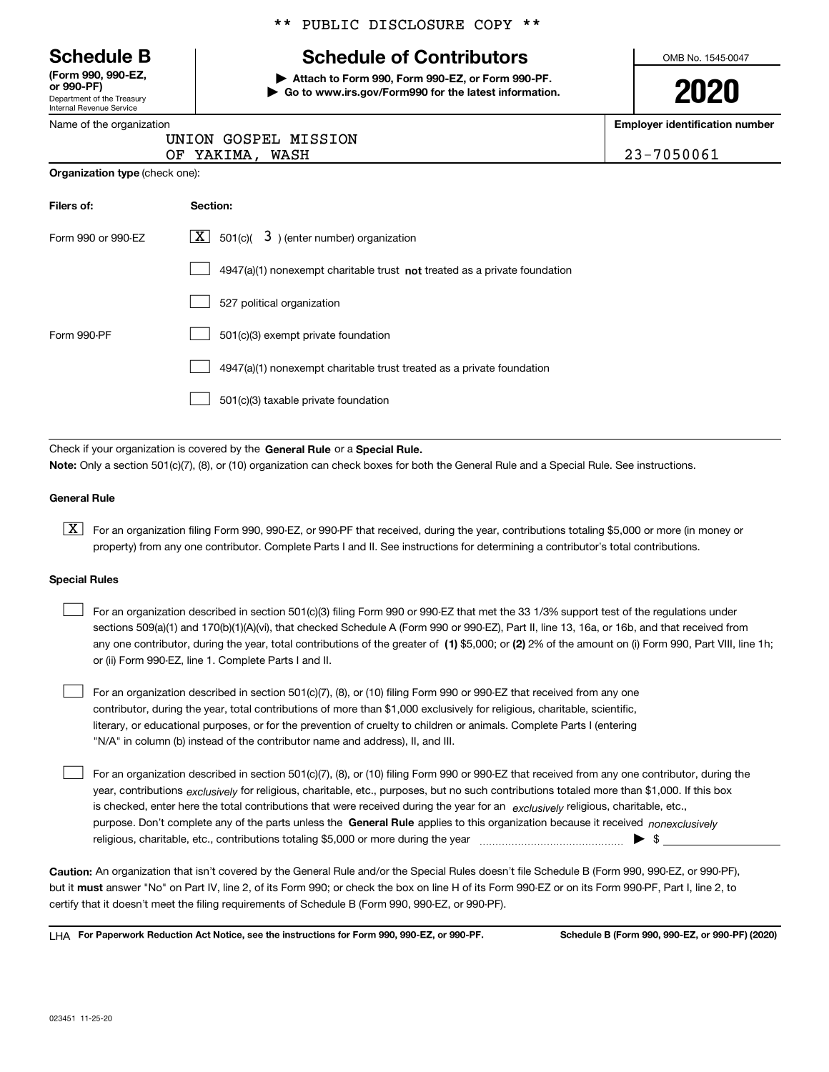\*\* PUBLIC DISCLOSURE COPY \*\*

# Schedule B

**(Form 990, 990-EZ, or 990-PF)**
Department of the Treasury
Internal Revenue Service

## Schedule of Contributors

▶ **Attach to Form 990, Form 990-EZ, or Form 990-PF.**
▶ **Go to www.irs.gov/Form990 for the latest information.**

OMB No. 1545-0047

**2020**

Name of the organization: UNION GOSPEL MISSION OF YAKIMA, WASH

**Employer identification number:** 23-7050061

**Organization type** (check one):

| **Filers of:** | **Section:** |
|---|---|
| Form 990 or 990-EZ | [X] 501(c)( 3 ) (enter number) organization |
| | [ ] 4947(a)(1) nonexempt charitable trust **not** treated as a private foundation |
| | [ ] 527 political organization |
| Form 990-PF | [ ] 501(c)(3) exempt private foundation |
| | [ ] 4947(a)(1) nonexempt charitable trust treated as a private foundation |
| | [ ] 501(c)(3) taxable private foundation |

Check if your organization is covered by the **General Rule** or a **Special Rule.**

**Note:** Only a section 501(c)(7), (8), or (10) organization can check boxes for both the General Rule and a Special Rule. See instructions.

**General Rule**

[X] For an organization filing Form 990, 990-EZ, or 990-PF that received, during the year, contributions totaling $5,000 or more (in money or property) from any one contributor. Complete Parts I and II. See instructions for determining a contributor's total contributions.

**Special Rules**

[ ] For an organization described in section 501(c)(3) filing Form 990 or 990-EZ that met the 33 1/3% support test of the regulations under sections 509(a)(1) and 170(b)(1)(A)(vi), that checked Schedule A (Form 990 or 990-EZ), Part II, line 13, 16a, or 16b, and that received from any one contributor, during the year, total contributions of the greater of **(1)** $5,000; or **(2)** 2% of the amount on (i) Form 990, Part VIII, line 1h; or (ii) Form 990-EZ, line 1. Complete Parts I and II.

[ ] For an organization described in section 501(c)(7), (8), or (10) filing Form 990 or 990-EZ that received from any one contributor, during the year, total contributions of more than $1,000 exclusively for religious, charitable, scientific, literary, or educational purposes, or for the prevention of cruelty to children or animals. Complete Parts I (entering "N/A" in column (b) instead of the contributor name and address), II, and III.

[ ] For an organization described in section 501(c)(7), (8), or (10) filing Form 990 or 990-EZ that received from any one contributor, during the year, contributions *exclusively* for religious, charitable, etc., purposes, but no such contributions totaled more than $1,000. If this box is checked, enter here the total contributions that were received during the year for an *exclusively* religious, charitable, etc., purpose. Don't complete any of the parts unless the **General Rule** applies to this organization because it received *nonexclusively* religious, charitable, etc., contributions totaling $5,000 or more during the year ▶ $ ____________

**Caution:** An organization that isn't covered by the General Rule and/or the Special Rules doesn't file Schedule B (Form 990, 990-EZ, or 990-PF), but it **must** answer "No" on Part IV, line 2, of its Form 990; or check the box on line H of its Form 990-EZ or on its Form 990-PF, Part I, line 2, to certify that it doesn't meet the filing requirements of Schedule B (Form 990, 990-EZ, or 990-PF).

LHA **For Paperwork Reduction Act Notice, see the instructions for Form 990, 990-EZ, or 990-PF.** **Schedule B (Form 990, 990-EZ, or 990-PF) (2020)**

023451 11-25-20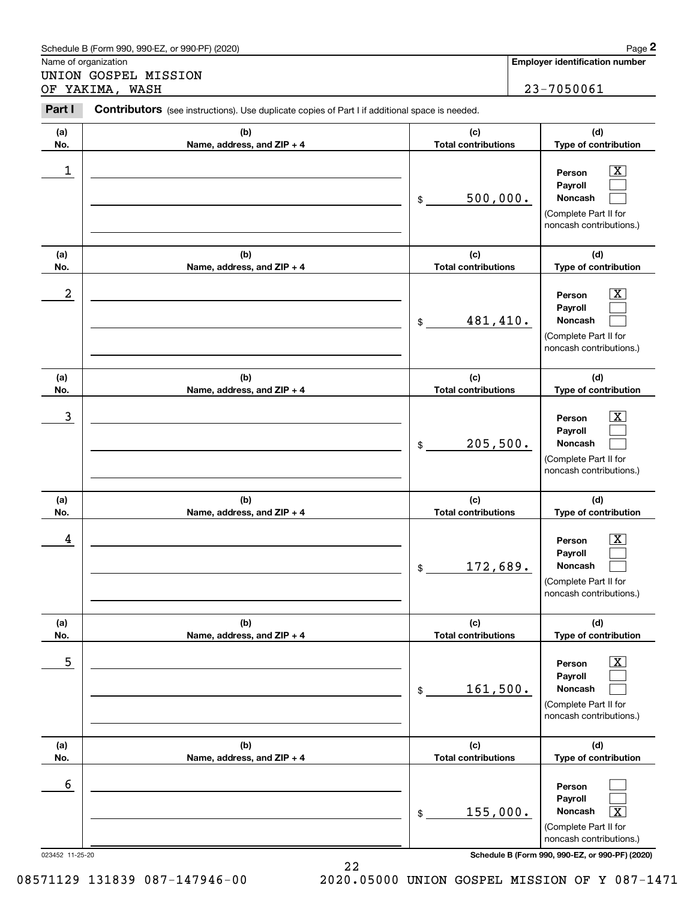Schedule B (Form 990, 990-EZ, or 990-PF) (2020)

Name of organization

UNION GOSPEL MISSION
OF YAKIMA, WASH

**Employer identification number**

23-7050061

**Part I** **Contributors** (see instructions). Use duplicate copies of Part I if additional space is needed.

| (a) No. | (b) Name, address, and ZIP + 4 | (c) Total contributions | (d) Type of contribution |
|---|---|---|---|
| 1 | | $ 500,000. | Person [X] Payroll [ ] Noncash [ ] (Complete Part II for noncash contributions.) |
| 2 | | $ 481,410. | Person [X] Payroll [ ] Noncash [ ] (Complete Part II for noncash contributions.) |
| 3 | | $ 205,500. | Person [X] Payroll [ ] Noncash [ ] (Complete Part II for noncash contributions.) |
| 4 | | $ 172,689. | Person [X] Payroll [ ] Noncash [ ] (Complete Part II for noncash contributions.) |
| 5 | | $ 161,500. | Person [X] Payroll [ ] Noncash [ ] (Complete Part II for noncash contributions.) |
| 6 | | $ 155,000. | Person [ ] Payroll [ ] Noncash [X] (Complete Part II for noncash contributions.) |

023452 11-25-20 **Schedule B (Form 990, 990-EZ, or 990-PF) (2020)**

08571129 131839 087-147946-00 2020.05000 UNION GOSPEL MISSION OF Y 087-1471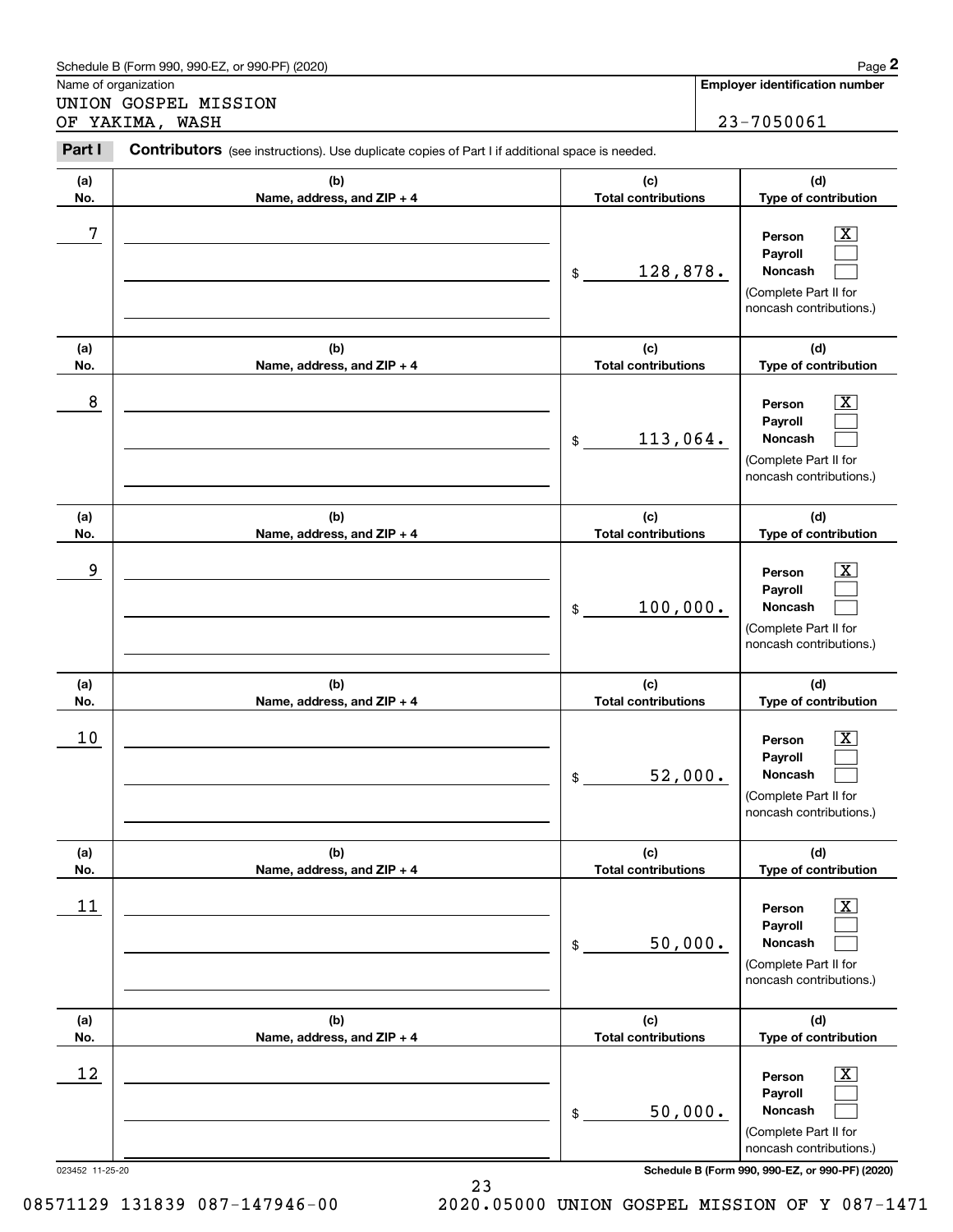Schedule B (Form 990, 990-EZ, or 990-PF) (2020)

Name of organization

UNION GOSPEL MISSION
OF YAKIMA, WASH

**Employer identification number**

23-7050061

**Part I** **Contributors** (see instructions). Use duplicate copies of Part I if additional space is needed.

| (a) No. | (b) Name, address, and ZIP + 4 | (c) Total contributions | (d) Type of contribution |
|---|---|---|---|
| 7 | | $ 128,878. | Person [X] Payroll [ ] Noncash [ ] (Complete Part II for noncash contributions.) |
| 8 | | $ 113,064. | Person [X] Payroll [ ] Noncash [ ] (Complete Part II for noncash contributions.) |
| 9 | | $ 100,000. | Person [X] Payroll [ ] Noncash [ ] (Complete Part II for noncash contributions.) |
| 10 | | $ 52,000. | Person [X] Payroll [ ] Noncash [ ] (Complete Part II for noncash contributions.) |
| 11 | | $ 50,000. | Person [X] Payroll [ ] Noncash [ ] (Complete Part II for noncash contributions.) |
| 12 | | $ 50,000. | Person [X] Payroll [ ] Noncash [ ] (Complete Part II for noncash contributions.) |

023452 11-25-20

**Schedule B (Form 990, 990-EZ, or 990-PF) (2020)**

08571129 131839 087-147946-00 2020.05000 UNION GOSPEL MISSION OF Y 087-1471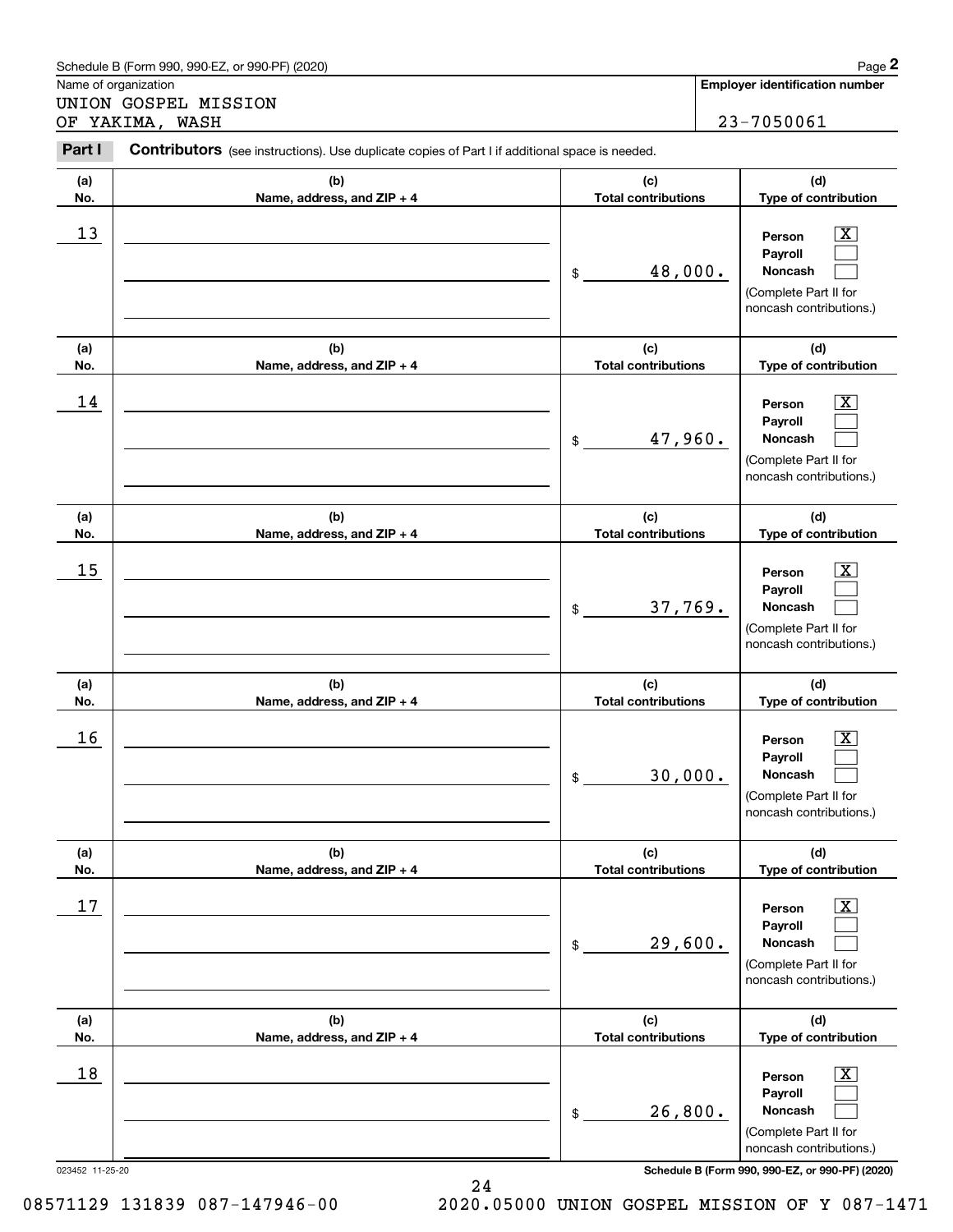Schedule B (Form 990, 990-EZ, or 990-PF) (2020) Page **2**

Name of organization: UNION GOSPEL MISSION OF YAKIMA, WASH

**Employer identification number:** 23-7050061

**Part I** **Contributors** (see instructions). Use duplicate copies of Part I if additional space is needed.

| (a) No. | (b) Name, address, and ZIP + 4 | (c) Total contributions | (d) Type of contribution |
|---|---|---|---|
| 13 | | $ 48,000. | Person [X] Payroll [ ] Noncash [ ] (Complete Part II for noncash contributions.) |
| 14 | | $ 47,960. | Person [X] Payroll [ ] Noncash [ ] (Complete Part II for noncash contributions.) |
| 15 | | $ 37,769. | Person [X] Payroll [ ] Noncash [ ] (Complete Part II for noncash contributions.) |
| 16 | | $ 30,000. | Person [X] Payroll [ ] Noncash [ ] (Complete Part II for noncash contributions.) |
| 17 | | $ 29,600. | Person [X] Payroll [ ] Noncash [ ] (Complete Part II for noncash contributions.) |
| 18 | | $ 26,800. | Person [X] Payroll [ ] Noncash [ ] (Complete Part II for noncash contributions.) |

023452 11-25-20 **Schedule B (Form 990, 990-EZ, or 990-PF) (2020)**

08571129 131839 087-147946-00 2020.05000 UNION GOSPEL MISSION OF Y 087-1471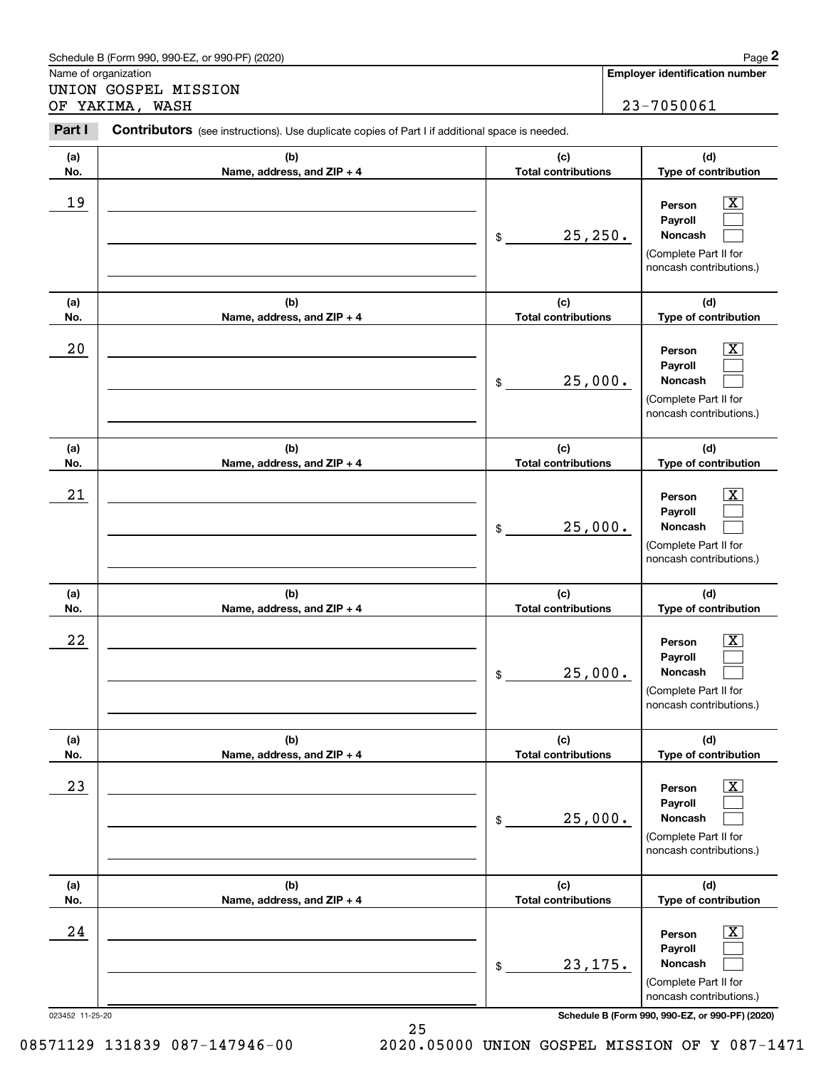Schedule B (Form 990, 990-EZ, or 990-PF) (2020)

Name of organization

UNION GOSPEL MISSION
OF YAKIMA, WASH

**Employer identification number**

23-7050061

**Part I** **Contributors** (see instructions). Use duplicate copies of Part I if additional space is needed.

| (a) No. | (b) Name, address, and ZIP + 4 | (c) Total contributions | (d) Type of contribution |
|---|---|---|---|
| 19 | | $ 25,250. | Person [X] Payroll [ ] Noncash [ ] (Complete Part II for noncash contributions.) |
| 20 | | $ 25,000. | Person [X] Payroll [ ] Noncash [ ] (Complete Part II for noncash contributions.) |
| 21 | | $ 25,000. | Person [X] Payroll [ ] Noncash [ ] (Complete Part II for noncash contributions.) |
| 22 | | $ 25,000. | Person [X] Payroll [ ] Noncash [ ] (Complete Part II for noncash contributions.) |
| 23 | | $ 25,000. | Person [X] Payroll [ ] Noncash [ ] (Complete Part II for noncash contributions.) |
| 24 | | $ 23,175. | Person [X] Payroll [ ] Noncash [ ] (Complete Part II for noncash contributions.) |

023452 11-25-20

**Schedule B (Form 990, 990-EZ, or 990-PF) (2020)**

08571129 131839 087-147946-00 2020.05000 UNION GOSPEL MISSION OF Y 087-1471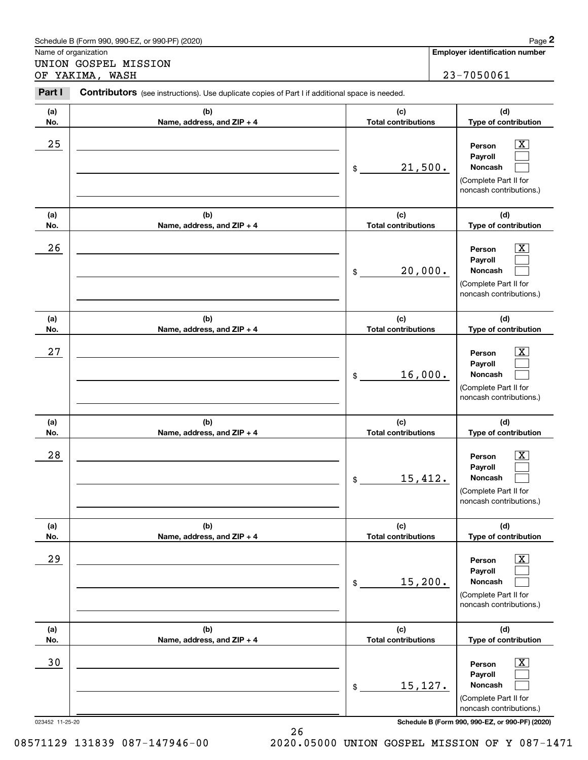Schedule B (Form 990, 990-EZ, or 990-PF) (2020)

Name of organization: UNION GOSPEL MISSION OF YAKIMA, WASH

**Employer identification number:** 23-7050061

**Part I** **Contributors** (see instructions). Use duplicate copies of Part I if additional space is needed.

| (a) No. | (b) Name, address, and ZIP + 4 | (c) Total contributions | (d) Type of contribution |
|---|---|---|---|
| 25 | | $ 21,500. | Person [X] Payroll [ ] Noncash [ ] (Complete Part II for noncash contributions.) |
| 26 | | $ 20,000. | Person [X] Payroll [ ] Noncash [ ] (Complete Part II for noncash contributions.) |
| 27 | | $ 16,000. | Person [X] Payroll [ ] Noncash [ ] (Complete Part II for noncash contributions.) |
| 28 | | $ 15,412. | Person [X] Payroll [ ] Noncash [ ] (Complete Part II for noncash contributions.) |
| 29 | | $ 15,200. | Person [X] Payroll [ ] Noncash [ ] (Complete Part II for noncash contributions.) |
| 30 | | $ 15,127. | Person [X] Payroll [ ] Noncash [ ] (Complete Part II for noncash contributions.) |

023452 11-25-20

**Schedule B (Form 990, 990-EZ, or 990-PF) (2020)**

08571129 131839 087-147946-00 2020.05000 UNION GOSPEL MISSION OF Y 087-1471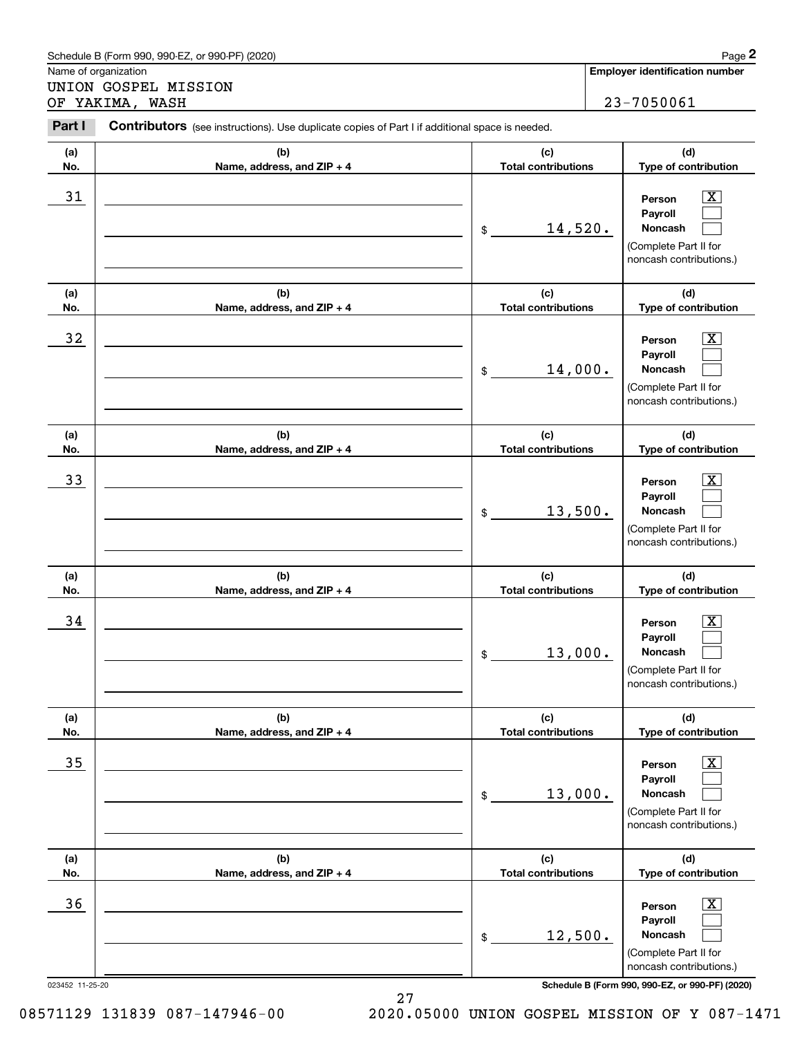Schedule B (Form 990, 990-EZ, or 990-PF) (2020)

Name of organization: UNION GOSPEL MISSION OF YAKIMA, WASH

**Employer identification number:** 23-7050061

**Part I** **Contributors** (see instructions). Use duplicate copies of Part I if additional space is needed.

| (a) No. | (b) Name, address, and ZIP + 4 | (c) Total contributions | (d) Type of contribution |
|---|---|---|---|
| 31 | | $ 14,520. | Person [X] Payroll [ ] Noncash [ ] (Complete Part II for noncash contributions.) |
| 32 | | $ 14,000. | Person [X] Payroll [ ] Noncash [ ] (Complete Part II for noncash contributions.) |
| 33 | | $ 13,500. | Person [X] Payroll [ ] Noncash [ ] (Complete Part II for noncash contributions.) |
| 34 | | $ 13,000. | Person [X] Payroll [ ] Noncash [ ] (Complete Part II for noncash contributions.) |
| 35 | | $ 13,000. | Person [X] Payroll [ ] Noncash [ ] (Complete Part II for noncash contributions.) |
| 36 | | $ 12,500. | Person [X] Payroll [ ] Noncash [ ] (Complete Part II for noncash contributions.) |

023452 11-25-20

**Schedule B (Form 990, 990-EZ, or 990-PF) (2020)**

08571129 131839 087-147946-00    2020.05000 UNION GOSPEL MISSION OF Y 087-1471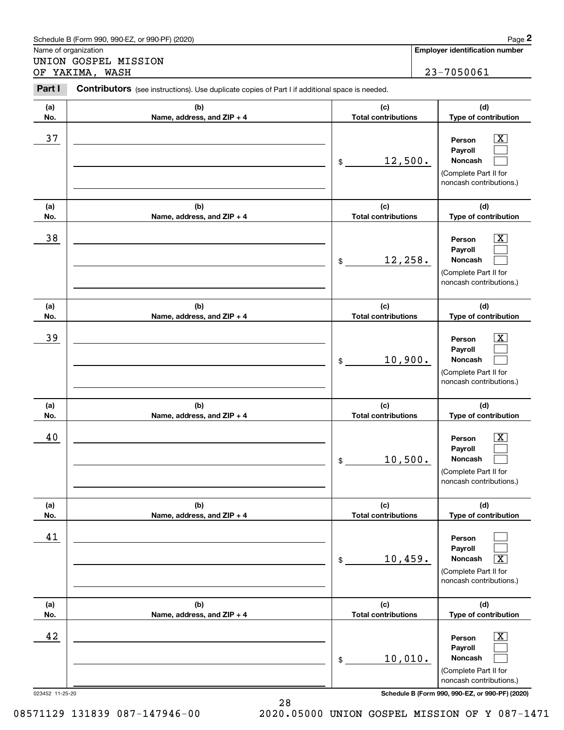Schedule B (Form 990, 990-EZ, or 990-PF) (2020)

Name of organization: UNION GOSPEL MISSION OF YAKIMA, WASH

**Employer identification number**: 23-7050061

**Part I** **Contributors** (see instructions). Use duplicate copies of Part I if additional space is needed.

| (a) No. | (b) Name, address, and ZIP + 4 | (c) Total contributions | (d) Type of contribution |
|---|---|---|---|
| 37 | | $ 12,500. | Person [X] Payroll [ ] Noncash [ ] (Complete Part II for noncash contributions.) |
| 38 | | $ 12,258. | Person [X] Payroll [ ] Noncash [ ] (Complete Part II for noncash contributions.) |
| 39 | | $ 10,900. | Person [X] Payroll [ ] Noncash [ ] (Complete Part II for noncash contributions.) |
| 40 | | $ 10,500. | Person [X] Payroll [ ] Noncash [ ] (Complete Part II for noncash contributions.) |
| 41 | | $ 10,459. | Person [ ] Payroll [ ] Noncash [X] (Complete Part II for noncash contributions.) |
| 42 | | $ 10,010. | Person [X] Payroll [ ] Noncash [ ] (Complete Part II for noncash contributions.) |

023452 11-25-20

**Schedule B (Form 990, 990-EZ, or 990-PF) (2020)**

08571129 131839 087-147946-00 2020.05000 UNION GOSPEL MISSION OF Y 087-1471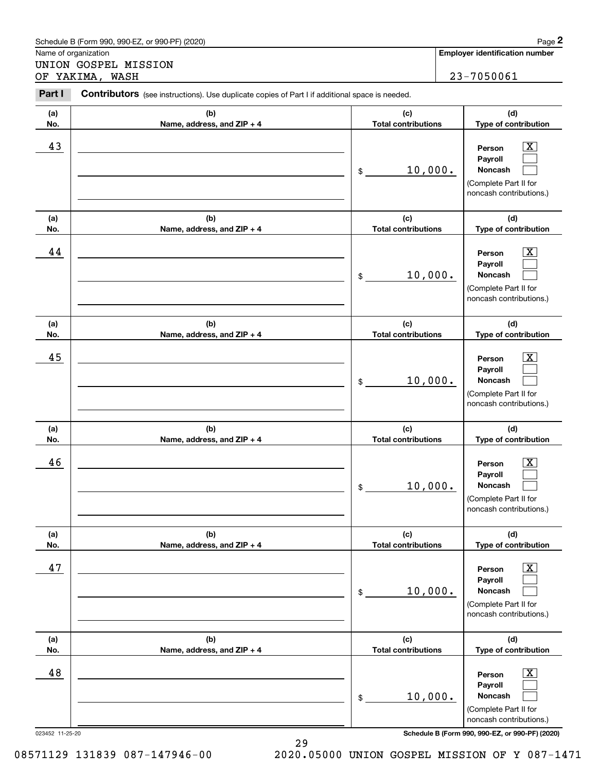Schedule B (Form 990, 990-EZ, or 990-PF) (2020)

Name of organization: UNION GOSPEL MISSION OF YAKIMA, WASH

**Employer identification number:** 23-7050061

**Part I** **Contributors** (see instructions). Use duplicate copies of Part I if additional space is needed.

| (a) No. | (b) Name, address, and ZIP + 4 | (c) Total contributions | (d) Type of contribution |
| --- | --- | --- | --- |
| 43 | | $ 10,000. | Person [X] Payroll [ ] Noncash [ ] (Complete Part II for noncash contributions.) |
| 44 | | $ 10,000. | Person [X] Payroll [ ] Noncash [ ] (Complete Part II for noncash contributions.) |
| 45 | | $ 10,000. | Person [X] Payroll [ ] Noncash [ ] (Complete Part II for noncash contributions.) |
| 46 | | $ 10,000. | Person [X] Payroll [ ] Noncash [ ] (Complete Part II for noncash contributions.) |
| 47 | | $ 10,000. | Person [X] Payroll [ ] Noncash [ ] (Complete Part II for noncash contributions.) |
| 48 | | $ 10,000. | Person [X] Payroll [ ] Noncash [ ] (Complete Part II for noncash contributions.) |

023452 11-25-20 **Schedule B (Form 990, 990-EZ, or 990-PF) (2020)**

08571129 131839 087-147946-00 2020.05000 UNION GOSPEL MISSION OF Y 087-1471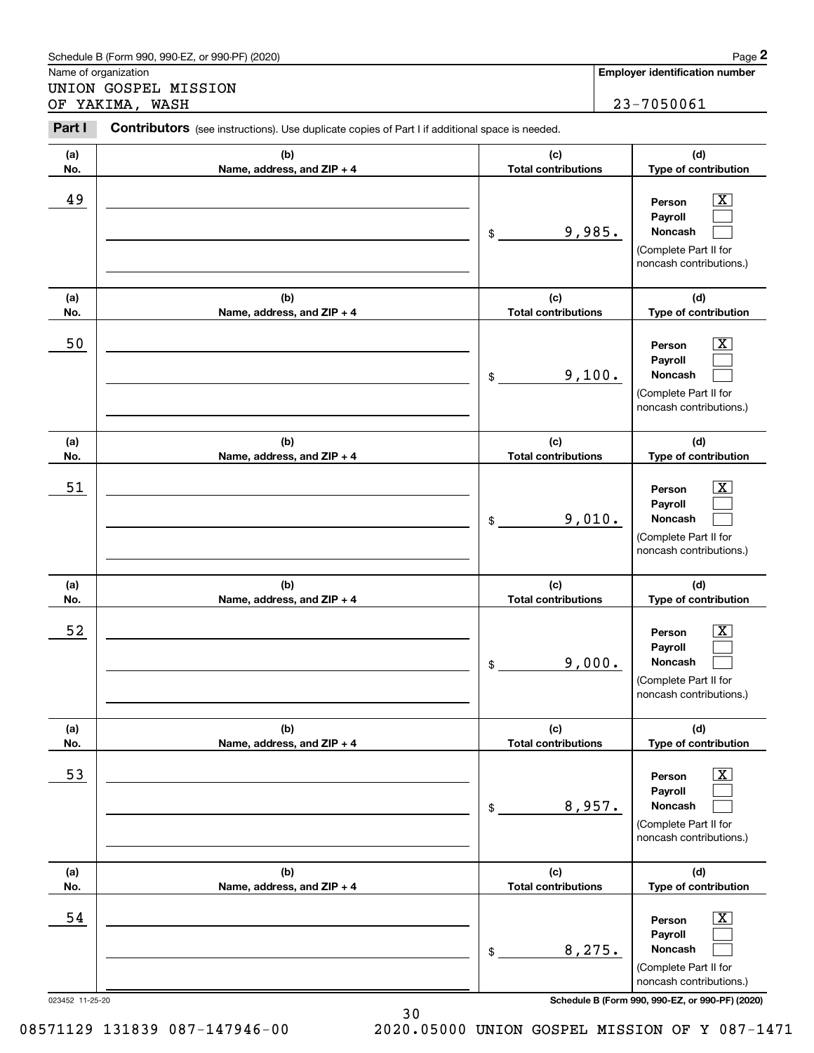Schedule B (Form 990, 990-EZ, or 990-PF) (2020)

Name of organization

UNION GOSPEL MISSION
OF YAKIMA, WASH

**Employer identification number**

23-7050061

**Part I** **Contributors** (see instructions). Use duplicate copies of Part I if additional space is needed.

| (a) No. | (b) Name, address, and ZIP + 4 | (c) Total contributions | (d) Type of contribution |
|---|---|---|---|
| 49 | | $ 9,985. | Person [X] Payroll [ ] Noncash [ ] (Complete Part II for noncash contributions.) |
| 50 | | $ 9,100. | Person [X] Payroll [ ] Noncash [ ] (Complete Part II for noncash contributions.) |
| 51 | | $ 9,010. | Person [X] Payroll [ ] Noncash [ ] (Complete Part II for noncash contributions.) |
| 52 | | $ 9,000. | Person [X] Payroll [ ] Noncash [ ] (Complete Part II for noncash contributions.) |
| 53 | | $ 8,957. | Person [X] Payroll [ ] Noncash [ ] (Complete Part II for noncash contributions.) |
| 54 | | $ 8,275. | Person [X] Payroll [ ] Noncash [ ] (Complete Part II for noncash contributions.) |

023452 11-25-20 **Schedule B (Form 990, 990-EZ, or 990-PF) (2020)**

08571129 131839 087-147946-00 2020.05000 UNION GOSPEL MISSION OF Y 087-1471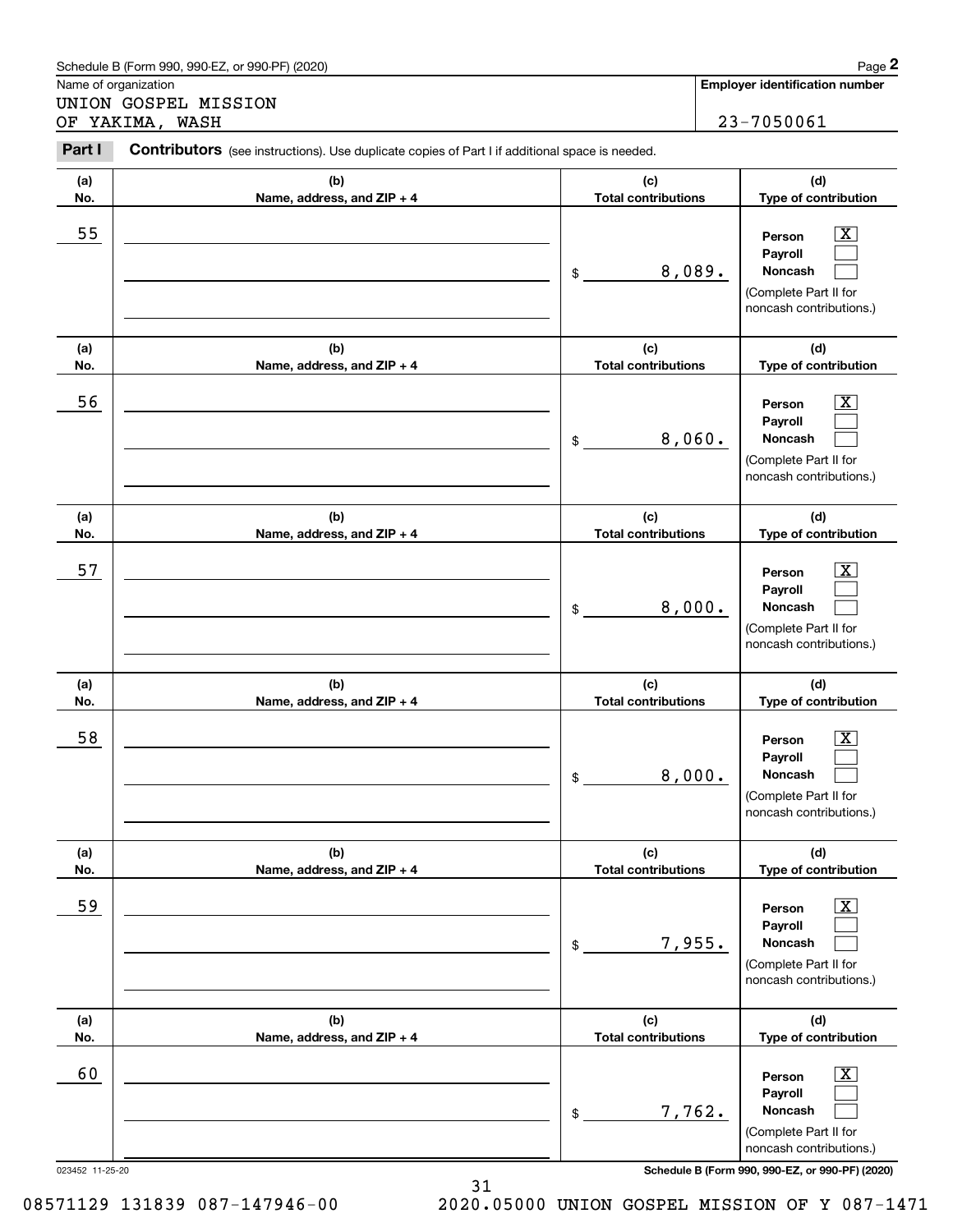Schedule B (Form 990, 990-EZ, or 990-PF) (2020)

Name of organization

UNION GOSPEL MISSION
OF YAKIMA, WASH

**Employer identification number**

23-7050061

**Part I** **Contributors** (see instructions). Use duplicate copies of Part I if additional space is needed.

| (a) No. | (b) Name, address, and ZIP + 4 | (c) Total contributions | (d) Type of contribution |
|---|---|---|---|
| 55 | | $ 8,089. | Person [X] Payroll [ ] Noncash [ ] (Complete Part II for noncash contributions.) |
| 56 | | $ 8,060. | Person [X] Payroll [ ] Noncash [ ] (Complete Part II for noncash contributions.) |
| 57 | | $ 8,000. | Person [X] Payroll [ ] Noncash [ ] (Complete Part II for noncash contributions.) |
| 58 | | $ 8,000. | Person [X] Payroll [ ] Noncash [ ] (Complete Part II for noncash contributions.) |
| 59 | | $ 7,955. | Person [X] Payroll [ ] Noncash [ ] (Complete Part II for noncash contributions.) |
| 60 | | $ 7,762. | Person [X] Payroll [ ] Noncash [ ] (Complete Part II for noncash contributions.) |

023452 11-25-20

**Schedule B (Form 990, 990-EZ, or 990-PF) (2020)**

08571129 131839 087-147946-00 2020.05000 UNION GOSPEL MISSION OF Y 087-1471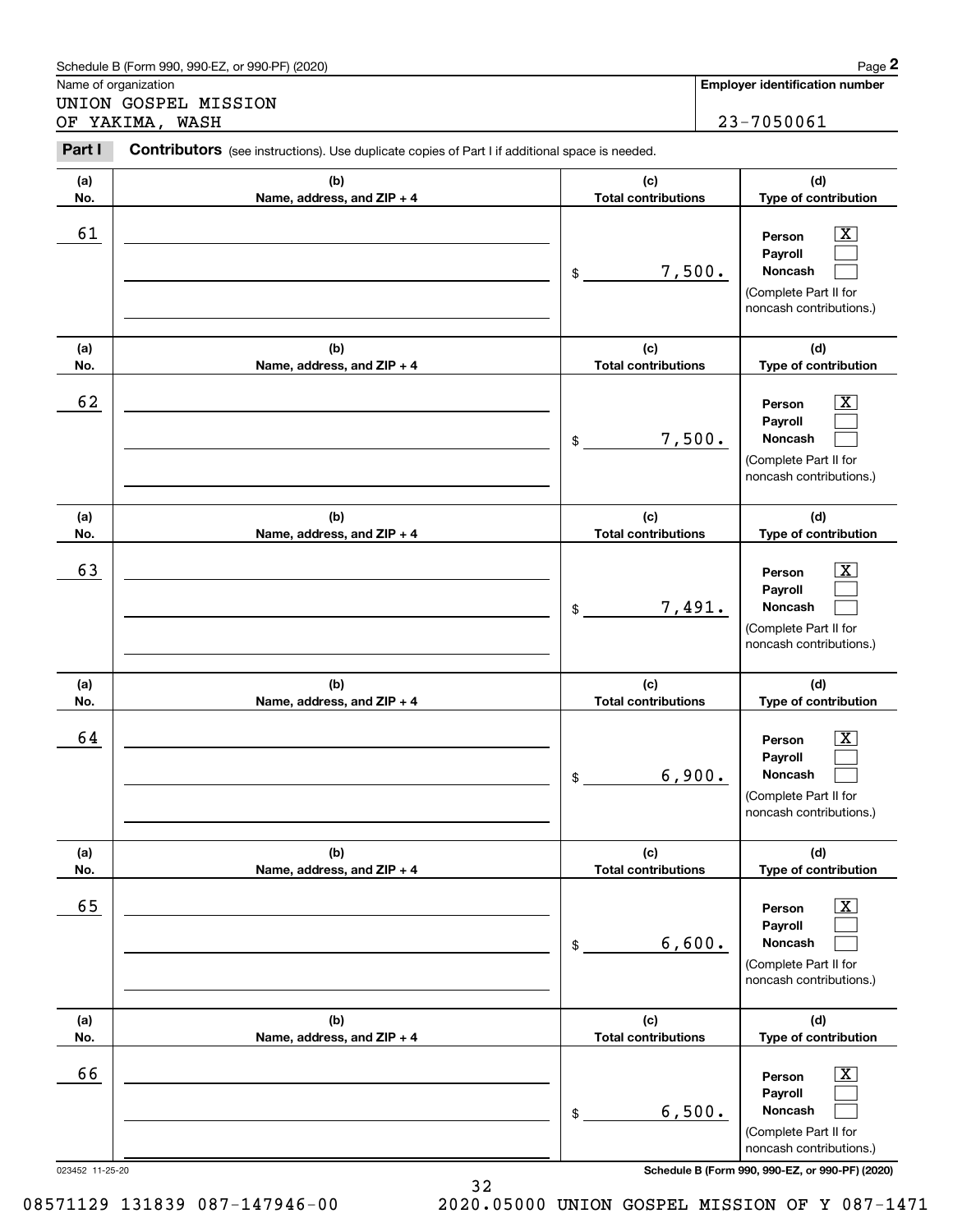Schedule B (Form 990, 990-EZ, or 990-PF) (2020)

Name of organization: UNION GOSPEL MISSION OF YAKIMA, WASH

**Employer identification number:** 23-7050061

## Part I — Contributors (see instructions). Use duplicate copies of Part I if additional space is needed.

| (a) No. | (b) Name, address, and ZIP + 4 | (c) Total contributions | (d) Type of contribution |
|---|---|---|---|
| 61 | | $ 7,500. | Person [X] Payroll [ ] Noncash [ ] (Complete Part II for noncash contributions.) |
| 62 | | $ 7,500. | Person [X] Payroll [ ] Noncash [ ] (Complete Part II for noncash contributions.) |
| 63 | | $ 7,491. | Person [X] Payroll [ ] Noncash [ ] (Complete Part II for noncash contributions.) |
| 64 | | $ 6,900. | Person [X] Payroll [ ] Noncash [ ] (Complete Part II for noncash contributions.) |
| 65 | | $ 6,600. | Person [X] Payroll [ ] Noncash [ ] (Complete Part II for noncash contributions.) |
| 66 | | $ 6,500. | Person [X] Payroll [ ] Noncash [ ] (Complete Part II for noncash contributions.) |

023452 11-25-20

08571129 131839 087-147946-00 2020.05000 UNION GOSPEL MISSION OF Y 087-1471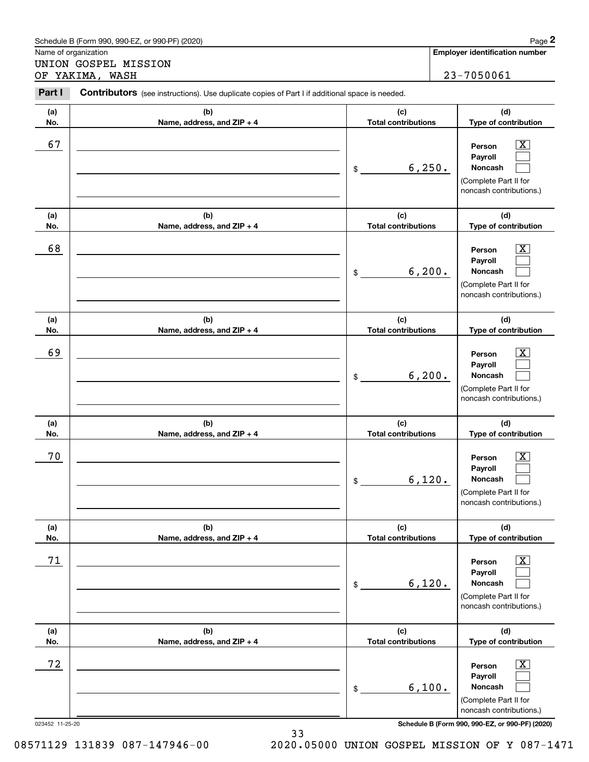Schedule B (Form 990, 990-EZ, or 990-PF) (2020)

Name of organization

UNION GOSPEL MISSION
OF YAKIMA, WASH

**Employer identification number**

23-7050061

**Part I** **Contributors** (see instructions). Use duplicate copies of Part I if additional space is needed.

| (a) No. | (b) Name, address, and ZIP + 4 | (c) Total contributions | (d) Type of contribution |
|---|---|---|---|
| 67 | | $ 6,250. | Person [X] Payroll [ ] Noncash [ ] (Complete Part II for noncash contributions.) |
| 68 | | $ 6,200. | Person [X] Payroll [ ] Noncash [ ] (Complete Part II for noncash contributions.) |
| 69 | | $ 6,200. | Person [X] Payroll [ ] Noncash [ ] (Complete Part II for noncash contributions.) |
| 70 | | $ 6,120. | Person [X] Payroll [ ] Noncash [ ] (Complete Part II for noncash contributions.) |
| 71 | | $ 6,120. | Person [X] Payroll [ ] Noncash [ ] (Complete Part II for noncash contributions.) |
| 72 | | $ 6,100. | Person [X] Payroll [ ] Noncash [ ] (Complete Part II for noncash contributions.) |

023452 11-25-20

**Schedule B (Form 990, 990-EZ, or 990-PF) (2020)**

08571129 131839 087-147946-00 2020.05000 UNION GOSPEL MISSION OF Y 087-1471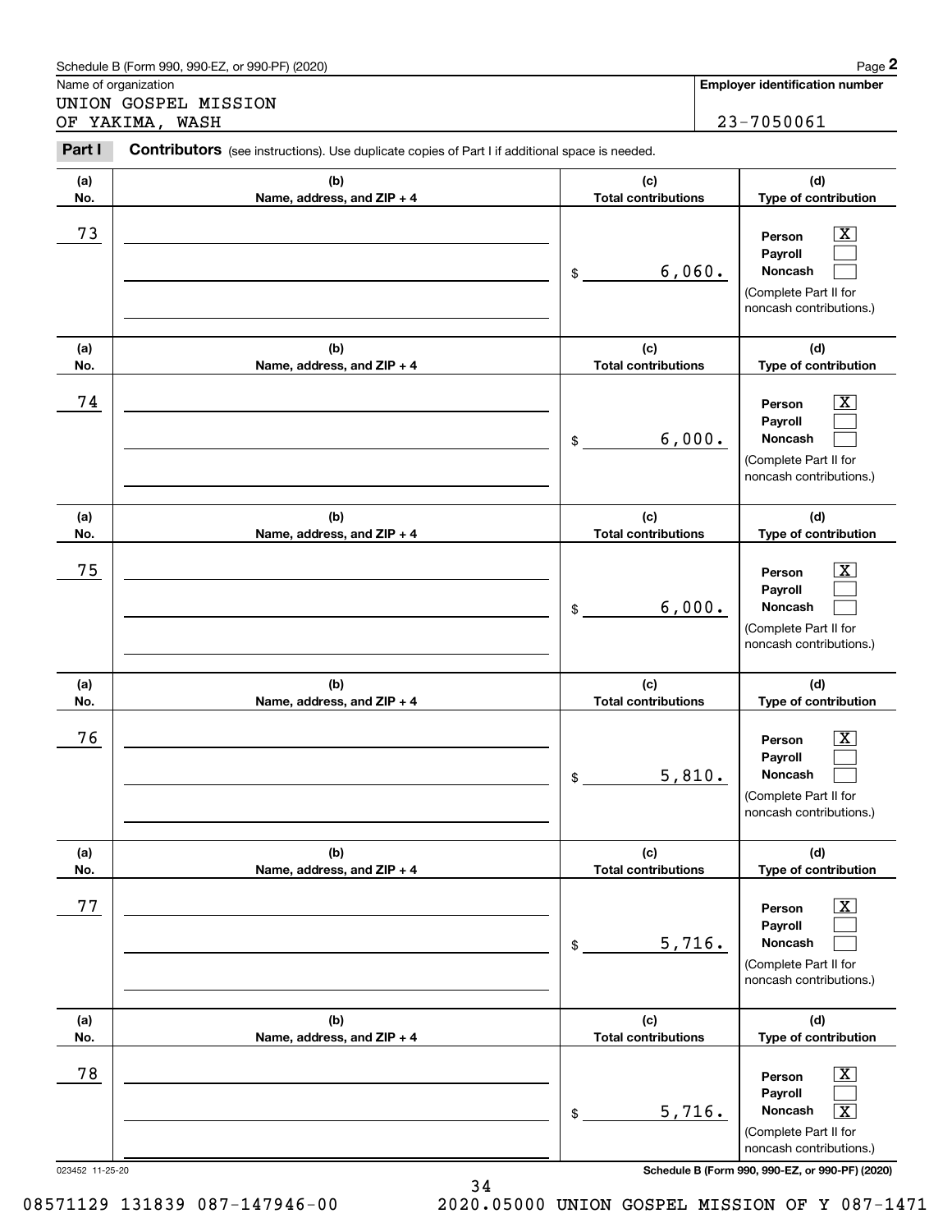Schedule B (Form 990, 990-EZ, or 990-PF) (2020)

Name of organization

UNION GOSPEL MISSION OF YAKIMA, WASH

**Employer identification number**

23-7050061

**Part I** **Contributors** (see instructions). Use duplicate copies of Part I if additional space is needed.

| (a) No. | (b) Name, address, and ZIP + 4 | (c) Total contributions | (d) Type of contribution |
|---|---|---|---|
| 73 | | $ 6,060. | Person [X] Payroll [ ] Noncash [ ] (Complete Part II for noncash contributions.) |
| 74 | | $ 6,000. | Person [X] Payroll [ ] Noncash [ ] (Complete Part II for noncash contributions.) |
| 75 | | $ 6,000. | Person [X] Payroll [ ] Noncash [ ] (Complete Part II for noncash contributions.) |
| 76 | | $ 5,810. | Person [X] Payroll [ ] Noncash [ ] (Complete Part II for noncash contributions.) |
| 77 | | $ 5,716. | Person [X] Payroll [ ] Noncash [ ] (Complete Part II for noncash contributions.) |
| 78 | | $ 5,716. | Person [X] Payroll [ ] Noncash [X] (Complete Part II for noncash contributions.) |

023452 11-25-20

**Schedule B (Form 990, 990-EZ, or 990-PF) (2020)**

08571129 131839 087-147946-00 2020.05000 UNION GOSPEL MISSION OF Y 087-1471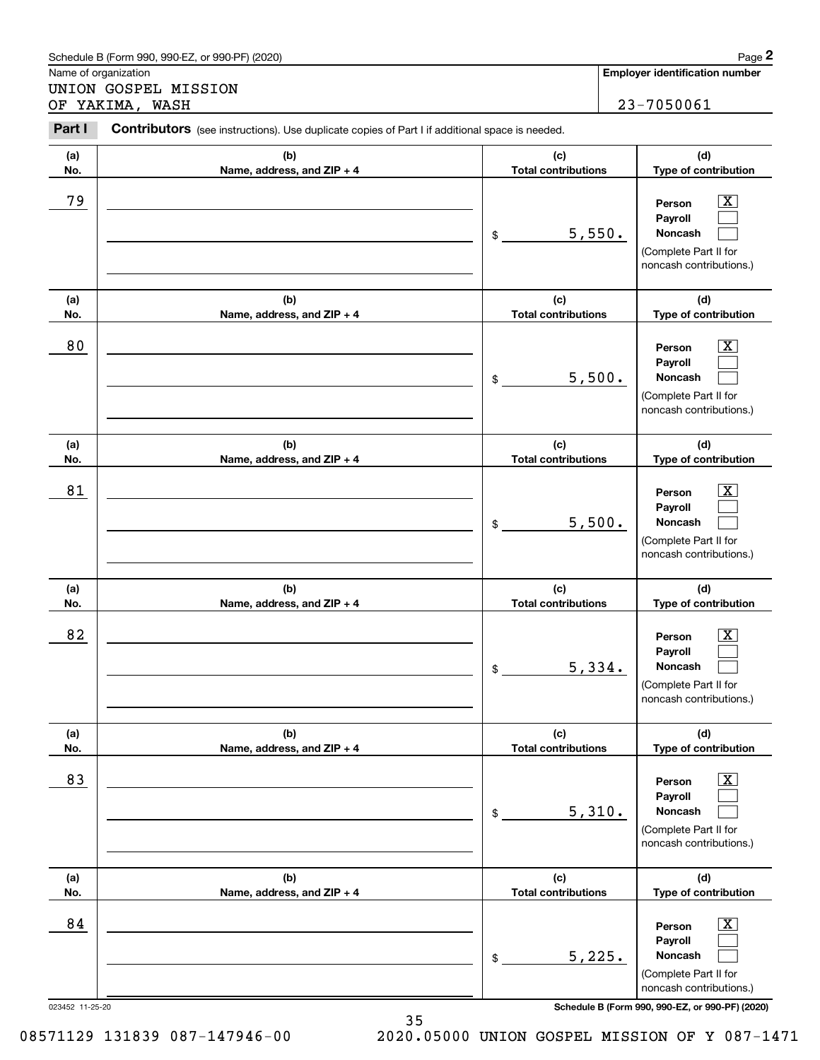Schedule B (Form 990, 990-EZ, or 990-PF) (2020) Page **2**

Name of organization

UNION GOSPEL MISSION
OF YAKIMA, WASH

**Employer identification number**

23-7050061

**Part I** **Contributors** (see instructions). Use duplicate copies of Part I if additional space is needed.

| (a) No. | (b) Name, address, and ZIP + 4 | (c) Total contributions | (d) Type of contribution |
|---|---|---|---|
| 79 | | $ 5,550. | Person [X] Payroll [ ] Noncash [ ] (Complete Part II for noncash contributions.) |
| 80 | | $ 5,500. | Person [X] Payroll [ ] Noncash [ ] (Complete Part II for noncash contributions.) |
| 81 | | $ 5,500. | Person [X] Payroll [ ] Noncash [ ] (Complete Part II for noncash contributions.) |
| 82 | | $ 5,334. | Person [X] Payroll [ ] Noncash [ ] (Complete Part II for noncash contributions.) |
| 83 | | $ 5,310. | Person [X] Payroll [ ] Noncash [ ] (Complete Part II for noncash contributions.) |
| 84 | | $ 5,225. | Person [X] Payroll [ ] Noncash [ ] (Complete Part II for noncash contributions.) |

023452 11-25-20 **Schedule B (Form 990, 990-EZ, or 990-PF) (2020)**

08571129 131839 087-147946-00 2020.05000 UNION GOSPEL MISSION OF Y 087-1471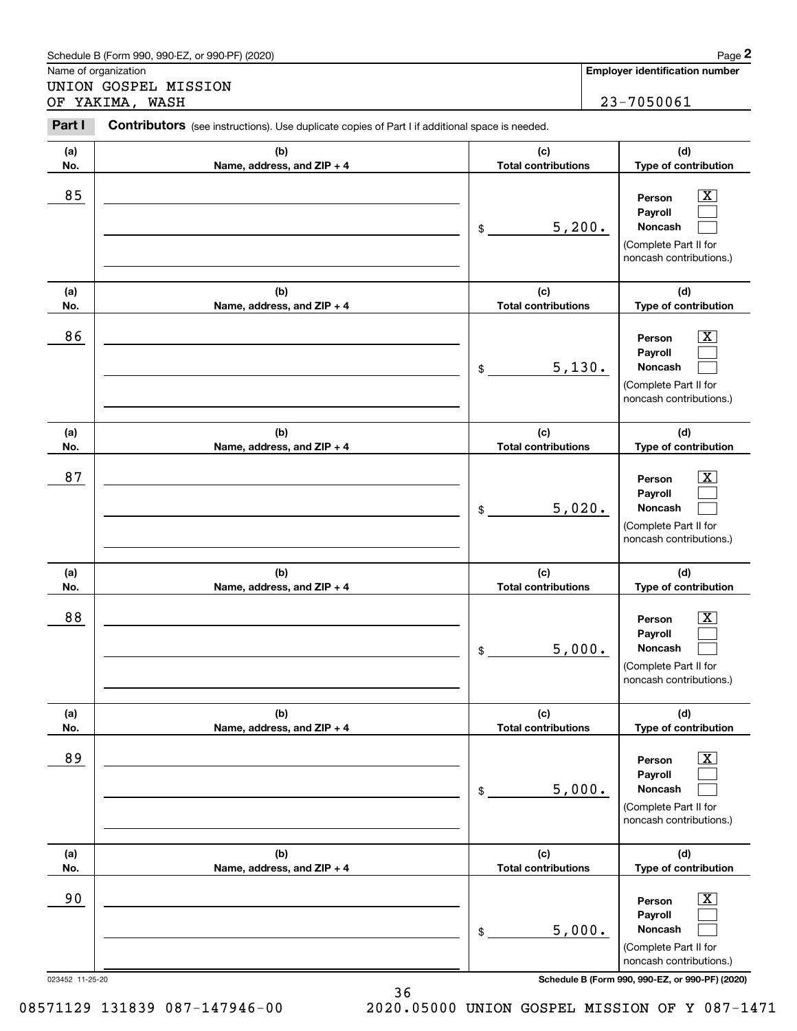Schedule B (Form 990, 990-EZ, or 990-PF) (2020)

Name of organization: UNION GOSPEL MISSION OF YAKIMA, WASH

**Employer identification number:** 23-7050061

**Part I** **Contributors** (see instructions). Use duplicate copies of Part I if additional space is needed.

| (a) No. | (b) Name, address, and ZIP + 4 | (c) Total contributions | (d) Type of contribution |
|---|---|---|---|
| 85 | | $ 5,200. | Person [X] Payroll [ ] Noncash [ ] (Complete Part II for noncash contributions.) |
| 86 | | $ 5,130. | Person [X] Payroll [ ] Noncash [ ] (Complete Part II for noncash contributions.) |
| 87 | | $ 5,020. | Person [X] Payroll [ ] Noncash [ ] (Complete Part II for noncash contributions.) |
| 88 | | $ 5,000. | Person [X] Payroll [ ] Noncash [ ] (Complete Part II for noncash contributions.) |
| 89 | | $ 5,000. | Person [X] Payroll [ ] Noncash [ ] (Complete Part II for noncash contributions.) |
| 90 | | $ 5,000. | Person [X] Payroll [ ] Noncash [ ] (Complete Part II for noncash contributions.) |

023452 11-25-20

**Schedule B (Form 990, 990-EZ, or 990-PF) (2020)**

08571129 131839 087-147946-00 2020.05000 UNION GOSPEL MISSION OF Y 087-1471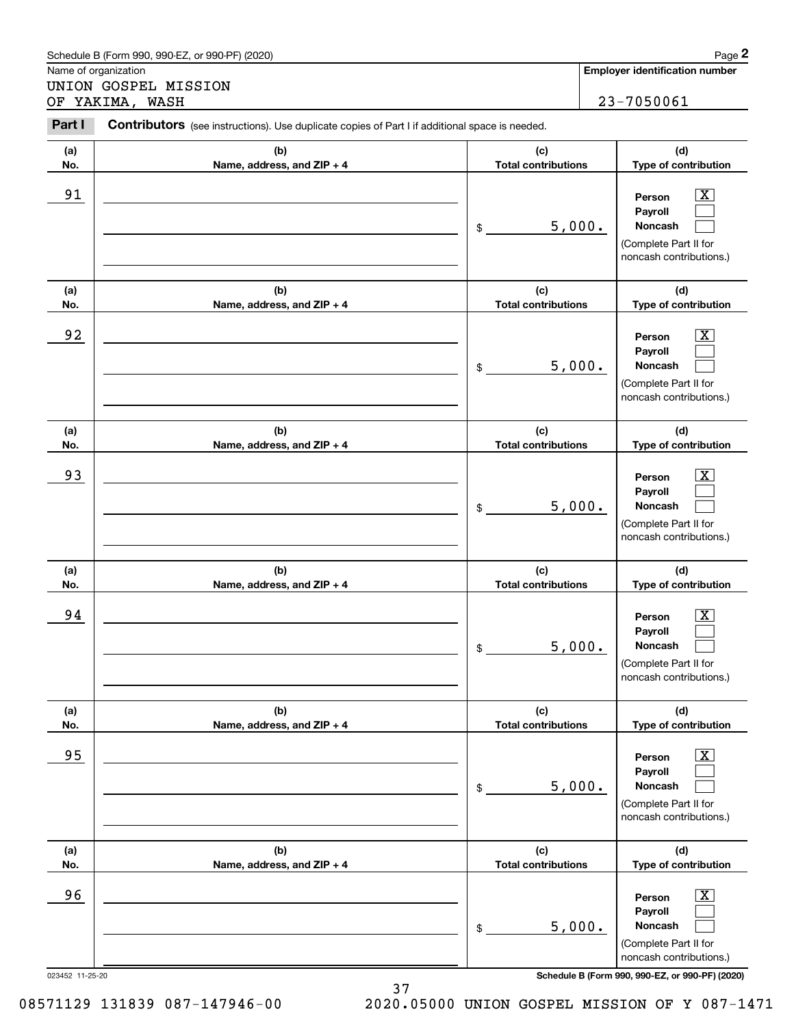Schedule B (Form 990, 990-EZ, or 990-PF) (2020)

Name of organization

UNION GOSPEL MISSION OF YAKIMA, WASH

**Employer identification number**

23-7050061

**Part I** **Contributors** (see instructions). Use duplicate copies of Part I if additional space is needed.

| (a) No. | (b) Name, address, and ZIP + 4 | (c) Total contributions | (d) Type of contribution |
|---|---|---|---|
| 91 | | $ 5,000. | Person [X] Payroll [ ] Noncash [ ] (Complete Part II for noncash contributions.) |
| 92 | | $ 5,000. | Person [X] Payroll [ ] Noncash [ ] (Complete Part II for noncash contributions.) |
| 93 | | $ 5,000. | Person [X] Payroll [ ] Noncash [ ] (Complete Part II for noncash contributions.) |
| 94 | | $ 5,000. | Person [X] Payroll [ ] Noncash [ ] (Complete Part II for noncash contributions.) |
| 95 | | $ 5,000. | Person [X] Payroll [ ] Noncash [ ] (Complete Part II for noncash contributions.) |
| 96 | | $ 5,000. | Person [X] Payroll [ ] Noncash [ ] (Complete Part II for noncash contributions.) |

023452 11-25-20 **Schedule B (Form 990, 990-EZ, or 990-PF) (2020)**

08571129 131839 087-147946-00 2020.05000 UNION GOSPEL MISSION OF Y 087-1471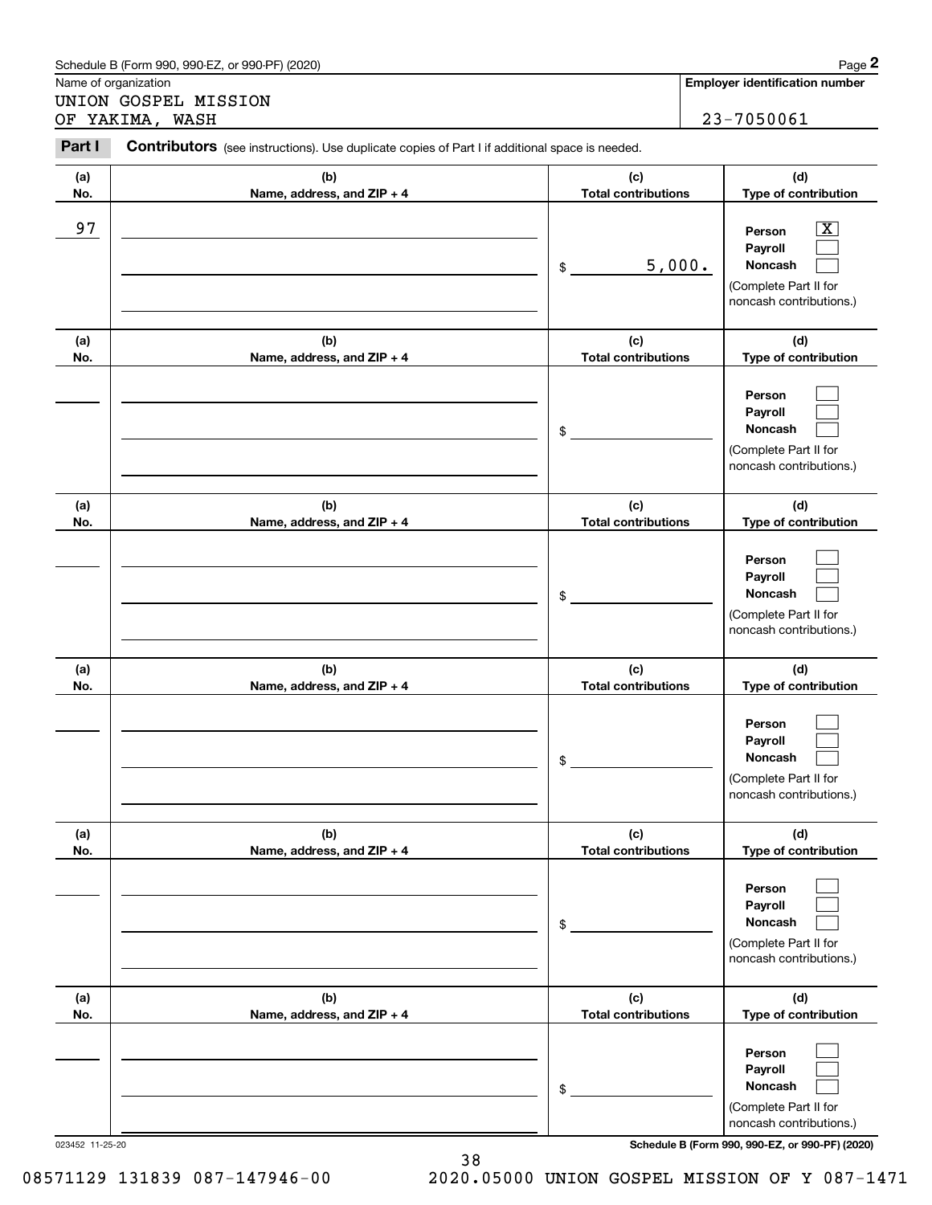Schedule B (Form 990, 990-EZ, or 990-PF) (2020)

Name of organization

UNION GOSPEL MISSION
OF YAKIMA, WASH

**Employer identification number**

23-7050061

**Part I** **Contributors** (see instructions). Use duplicate copies of Part I if additional space is needed.

| (a) No. | (b) Name, address, and ZIP + 4 | (c) Total contributions | (d) Type of contribution |
|---|---|---|---|
| 97 | | $ 5,000. | Person [X] Payroll [ ] Noncash [ ] (Complete Part II for noncash contributions.) |
| | | $ | Person [ ] Payroll [ ] Noncash [ ] (Complete Part II for noncash contributions.) |
| | | $ | Person [ ] Payroll [ ] Noncash [ ] (Complete Part II for noncash contributions.) |
| | | $ | Person [ ] Payroll [ ] Noncash [ ] (Complete Part II for noncash contributions.) |
| | | $ | Person [ ] Payroll [ ] Noncash [ ] (Complete Part II for noncash contributions.) |
| | | $ | Person [ ] Payroll [ ] Noncash [ ] (Complete Part II for noncash contributions.) |

023452 11-25-20

**Schedule B (Form 990, 990-EZ, or 990-PF) (2020)**

08571129 131839 087-147946-00 2020.05000 UNION GOSPEL MISSION OF Y 087-1471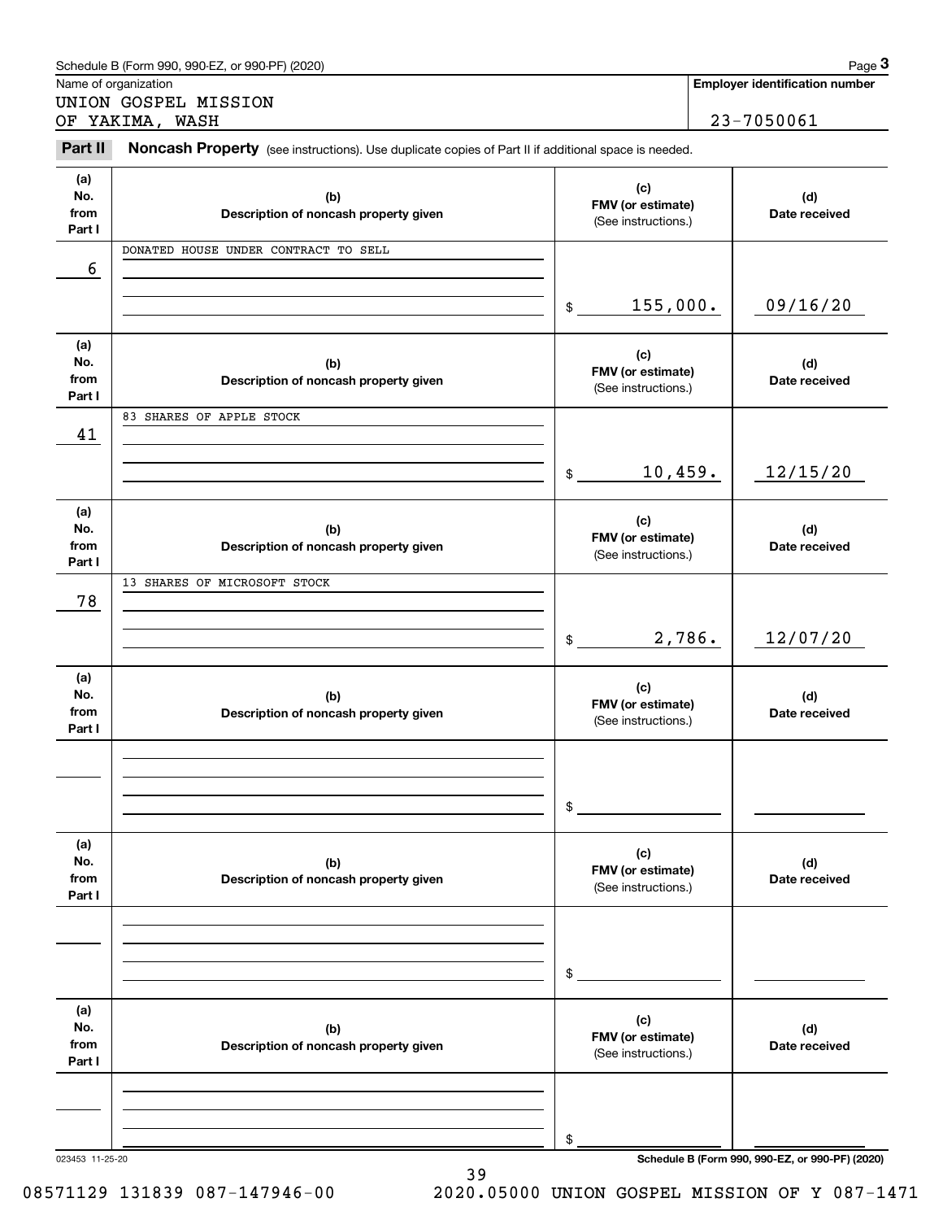Schedule B (Form 990, 990-EZ, or 990-PF) (2020)

Name of organization: UNION GOSPEL MISSION OF YAKIMA, WASH

Employer identification number: 23-7050061

## Part II Noncash Property

(see instructions). Use duplicate copies of Part II if additional space is needed.

| (a) No. from Part I | (b) Description of noncash property given | (c) FMV (or estimate) (See instructions.) | (d) Date received |
|---|---|---|---|
| 6 | DONATED HOUSE UNDER CONTRACT TO SELL | $ 155,000. | 09/16/20 |
| 41 | 83 SHARES OF APPLE STOCK | $ 10,459. | 12/15/20 |
| 78 | 13 SHARES OF MICROSOFT STOCK | $ 2,786. | 12/07/20 |
| | | $ | |
| | | $ | |
| | | $ | |

023453 11-25-20

Schedule B (Form 990, 990-EZ, or 990-PF) (2020)

08571129 131839 087-147946-00    2020.05000 UNION GOSPEL MISSION OF Y 087-1471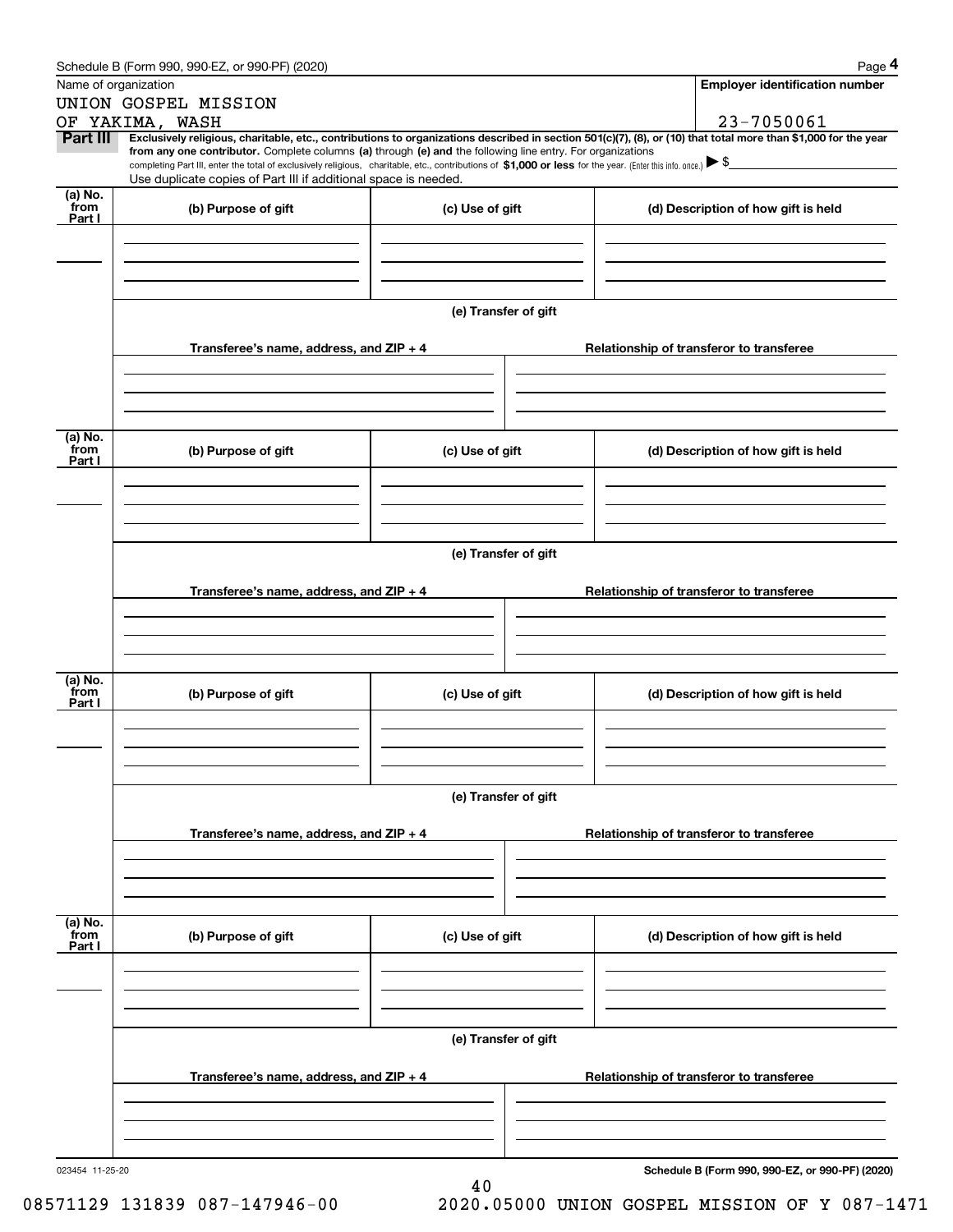Schedule B (Form 990, 990-EZ, or 990-PF) (2020)

Name of organization: UNION GOSPEL MISSION OF YAKIMA, WASH

Employer identification number: 23-7050061

**Part III** **Exclusively religious, charitable, etc., contributions to organizations described in section 501(c)(7), (8), or (10) that total more than $1,000 for the year from any one contributor.** Complete columns **(a)** through **(e) and** the following line entry. For organizations completing Part III, enter the total of exclusively religious, charitable, etc., contributions of **$1,000 or less** for the year. (Enter this info. once.) ▶ $

Use duplicate copies of Part III if additional space is needed.

| (a) No. from Part I | (b) Purpose of gift | (c) Use of gift | (d) Description of how gift is held |
|---|---|---|---|
| | | | |

**(e) Transfer of gift**

| Transferee's name, address, and ZIP + 4 | Relationship of transferor to transferee |
|---|---|
| | |

| (a) No. from Part I | (b) Purpose of gift | (c) Use of gift | (d) Description of how gift is held |
|---|---|---|---|
| | | | |

**(e) Transfer of gift**

| Transferee's name, address, and ZIP + 4 | Relationship of transferor to transferee |
|---|---|
| | |

| (a) No. from Part I | (b) Purpose of gift | (c) Use of gift | (d) Description of how gift is held |
|---|---|---|---|
| | | | |

**(e) Transfer of gift**

| Transferee's name, address, and ZIP + 4 | Relationship of transferor to transferee |
|---|---|
| | |

| (a) No. from Part I | (b) Purpose of gift | (c) Use of gift | (d) Description of how gift is held |
|---|---|---|---|
| | | | |

**(e) Transfer of gift**

| Transferee's name, address, and ZIP + 4 | Relationship of transferor to transferee |
|---|---|
| | |

023454 11-25-20

**Schedule B (Form 990, 990-EZ, or 990-PF) (2020)**

08571129 131839 087-147946-00 2020.05000 UNION GOSPEL MISSION OF Y 087-1471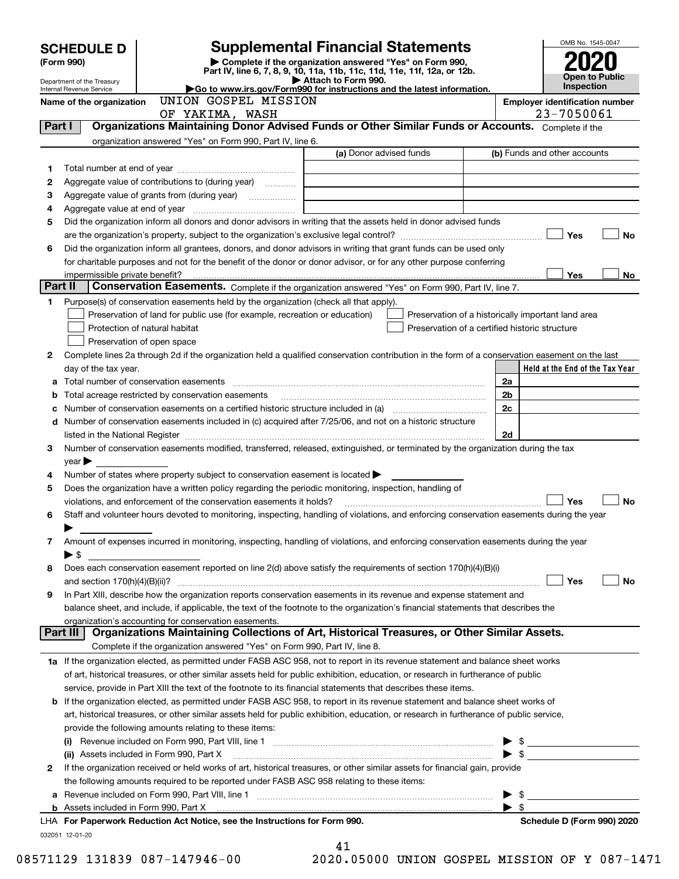# SCHEDULE D (Form 990)

Department of the Treasury
Internal Revenue Service

# Supplemental Financial Statements

▶ Complete if the organization answered "Yes" on Form 990, Part IV, line 6, 7, 8, 9, 10, 11a, 11b, 11c, 11d, 11e, 11f, 12a, or 12b.
▶ Attach to Form 990.
▶Go to www.irs.gov/Form990 for instructions and the latest information.

OMB No. 1545-0047

**2020**

**Open to Public Inspection**

Name of the organization: UNION GOSPEL MISSION OF YAKIMA, WASH

Employer identification number: 23-7050061

## Part I Organizations Maintaining Donor Advised Funds or Other Similar Funds or Accounts. Complete if the organization answered "Yes" on Form 990, Part IV, line 6.

| | | (a) Donor advised funds | (b) Funds and other accounts |
|---|---|---|---|
| 1 | Total number at end of year | | |
| 2 | Aggregate value of contributions to (during year) | | |
| 3 | Aggregate value of grants from (during year) | | |
| 4 | Aggregate value at end of year | | |

5 Did the organization inform all donors and donor advisors in writing that the assets held in donor advised funds are the organization's property, subject to the organization's exclusive legal control? ☐ Yes ☐ No

6 Did the organization inform all grantees, donors, and donor advisors in writing that grant funds can be used only for charitable purposes and not for the benefit of the donor or donor advisor, or for any other purpose conferring impermissible private benefit? ☐ Yes ☐ No

## Part II Conservation Easements. Complete if the organization answered "Yes" on Form 990, Part IV, line 7.

1 Purpose(s) of conservation easements held by the organization (check all that apply).

- ☐ Preservation of land for public use (for example, recreation or education)
- ☐ Protection of natural habitat
- ☐ Preservation of open space
- ☐ Preservation of a historically important land area
- ☐ Preservation of a certified historic structure

2 Complete lines 2a through 2d if the organization held a qualified conservation contribution in the form of a conservation easement on the last day of the tax year.

| | | | Held at the End of the Tax Year |
|---|---|---|---|
| a | Total number of conservation easements | 2a | |
| b | Total acreage restricted by conservation easements | 2b | |
| c | Number of conservation easements on a certified historic structure included in (a) | 2c | |
| d | Number of conservation easements included in (c) acquired after 7/25/06, and not on a historic structure listed in the National Register | 2d | |

3 Number of conservation easements modified, transferred, released, extinguished, or terminated by the organization during the tax year ▶

4 Number of states where property subject to conservation easement is located ▶

5 Does the organization have a written policy regarding the periodic monitoring, inspection, handling of violations, and enforcement of the conservation easements it holds? ☐ Yes ☐ No

6 Staff and volunteer hours devoted to monitoring, inspecting, handling of violations, and enforcing conservation easements during the year ▶

7 Amount of expenses incurred in monitoring, inspecting, handling of violations, and enforcing conservation easements during the year ▶ $

8 Does each conservation easement reported on line 2(d) above satisfy the requirements of section 170(h)(4)(B)(i) and section 170(h)(4)(B)(ii)? ☐ Yes ☐ No

9 In Part XIII, describe how the organization reports conservation easements in its revenue and expense statement and balance sheet, and include, if applicable, the text of the footnote to the organization's financial statements that describes the organization's accounting for conservation easements.

## Part III Organizations Maintaining Collections of Art, Historical Treasures, or Other Similar Assets. Complete if the organization answered "Yes" on Form 990, Part IV, line 8.

1a If the organization elected, as permitted under FASB ASC 958, not to report in its revenue statement and balance sheet works of art, historical treasures, or other similar assets held for public exhibition, education, or research in furtherance of public service, provide in Part XIII the text of the footnote to its financial statements that describes these items.

b If the organization elected, as permitted under FASB ASC 958, to report in its revenue statement and balance sheet works of art, historical treasures, or other similar assets held for public exhibition, education, or research in furtherance of public service, provide the following amounts relating to these items:

(i) Revenue included on Form 990, Part VIII, line 1 ▶ $

(ii) Assets included in Form 990, Part X ▶ $

2 If the organization received or held works of art, historical treasures, or other similar assets for financial gain, provide the following amounts required to be reported under FASB ASC 958 relating to these items:

a Revenue included on Form 990, Part VIII, line 1 ▶ $

b Assets included in Form 990, Part X ▶ $

LHA For Paperwork Reduction Act Notice, see the Instructions for Form 990. Schedule D (Form 990) 2020

032051 12-01-20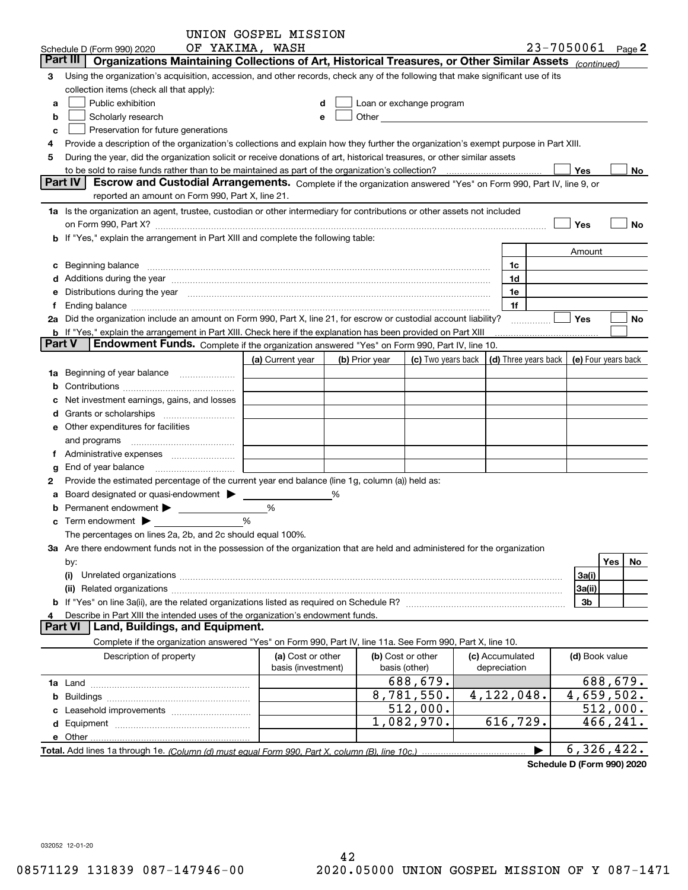UNION GOSPEL MISSION OF YAKIMA, WASH

Schedule D (Form 990) 2020 23-7050061 Page 2

## Part III Organizations Maintaining Collections of Art, Historical Treasures, or Other Similar Assets *(continued)*

**3** Using the organization's acquisition, accession, and other records, check any of the following that make significant use of its collection items (check all that apply):

- **a** ☐ Public exhibition
- **b** ☐ Scholarly research
- **c** ☐ Preservation for future generations
- **d** ☐ Loan or exchange program
- **e** ☐ Other

**4** Provide a description of the organization's collections and explain how they further the organization's exempt purpose in Part XIII.

**5** During the year, did the organization solicit or receive donations of art, historical treasures, or other similar assets to be sold to raise funds rather than to be maintained as part of the organization's collection? ☐ Yes ☐ No

## Part IV Escrow and Custodial Arrangements.

Complete if the organization answered "Yes" on Form 990, Part IV, line 9, or reported an amount on Form 990, Part X, line 21.

**1a** Is the organization an agent, trustee, custodian or other intermediary for contributions or other assets not included on Form 990, Part X? ☐ Yes ☐ No

**b** If "Yes," explain the arrangement in Part XIII and complete the following table:

| | | | Amount |
|---|---|---|---|
| **c** | Beginning balance | 1c | |
| **d** | Additions during the year | 1d | |
| **e** | Distributions during the year | 1e | |
| **f** | Ending balance | 1f | |

**2a** Did the organization include an amount on Form 990, Part X, line 21, for escrow or custodial account liability? ☐ Yes ☐ No

**b** If "Yes," explain the arrangement in Part XIII. Check here if the explanation has been provided on Part XIII ☐

## Part V Endowment Funds.

Complete if the organization answered "Yes" on Form 990, Part IV, line 10.

| | | (a) Current year | (b) Prior year | (c) Two years back | (d) Three years back | (e) Four years back |
|---|---|---|---|---|---|---|
| **1a** | Beginning of year balance | | | | | |
| **b** | Contributions | | | | | |
| **c** | Net investment earnings, gains, and losses | | | | | |
| **d** | Grants or scholarships | | | | | |
| **e** | Other expenditures for facilities and programs | | | | | |
| **f** | Administrative expenses | | | | | |
| **g** | End of year balance | | | | | |

**2** Provide the estimated percentage of the current year end balance (line 1g, column (a)) held as:

- **a** Board designated or quasi-endowment ▶ %
- **b** Permanent endowment ▶ %
- **c** Term endowment ▶ %

The percentages on lines 2a, 2b, and 2c should equal 100%.

**3a** Are there endowment funds not in the possession of the organization that are held and administered for the organization by:

| | | | Yes | No |
|---|---|---|---|---|
| **(i)** | Unrelated organizations | 3a(i) | | |
| **(ii)** | Related organizations | 3a(ii) | | |
| **b** | If "Yes" on line 3a(ii), are the related organizations listed as required on Schedule R? | 3b | | |

**4** Describe in Part XIII the intended uses of the organization's endowment funds.

## Part VI Land, Buildings, and Equipment.

Complete if the organization answered "Yes" on Form 990, Part IV, line 11a. See Form 990, Part X, line 10.

| Description of property | (a) Cost or other basis (investment) | (b) Cost or other basis (other) | (c) Accumulated depreciation | (d) Book value |
|---|---|---|---|---|
| **1a** Land | | 688,679. | | 688,679. |
| **b** Buildings | | 8,781,550. | 4,122,048. | 4,659,502. |
| **c** Leasehold improvements | | 512,000. | | 512,000. |
| **d** Equipment | | 1,082,970. | 616,729. | 466,241. |
| **e** Other | | | | |
| **Total.** Add lines 1a through 1e. *(Column (d) must equal Form 990, Part X, column (B), line 10c.)* ▶ | | | | 6,326,422. |

**Schedule D (Form 990) 2020**

032052 12-01-20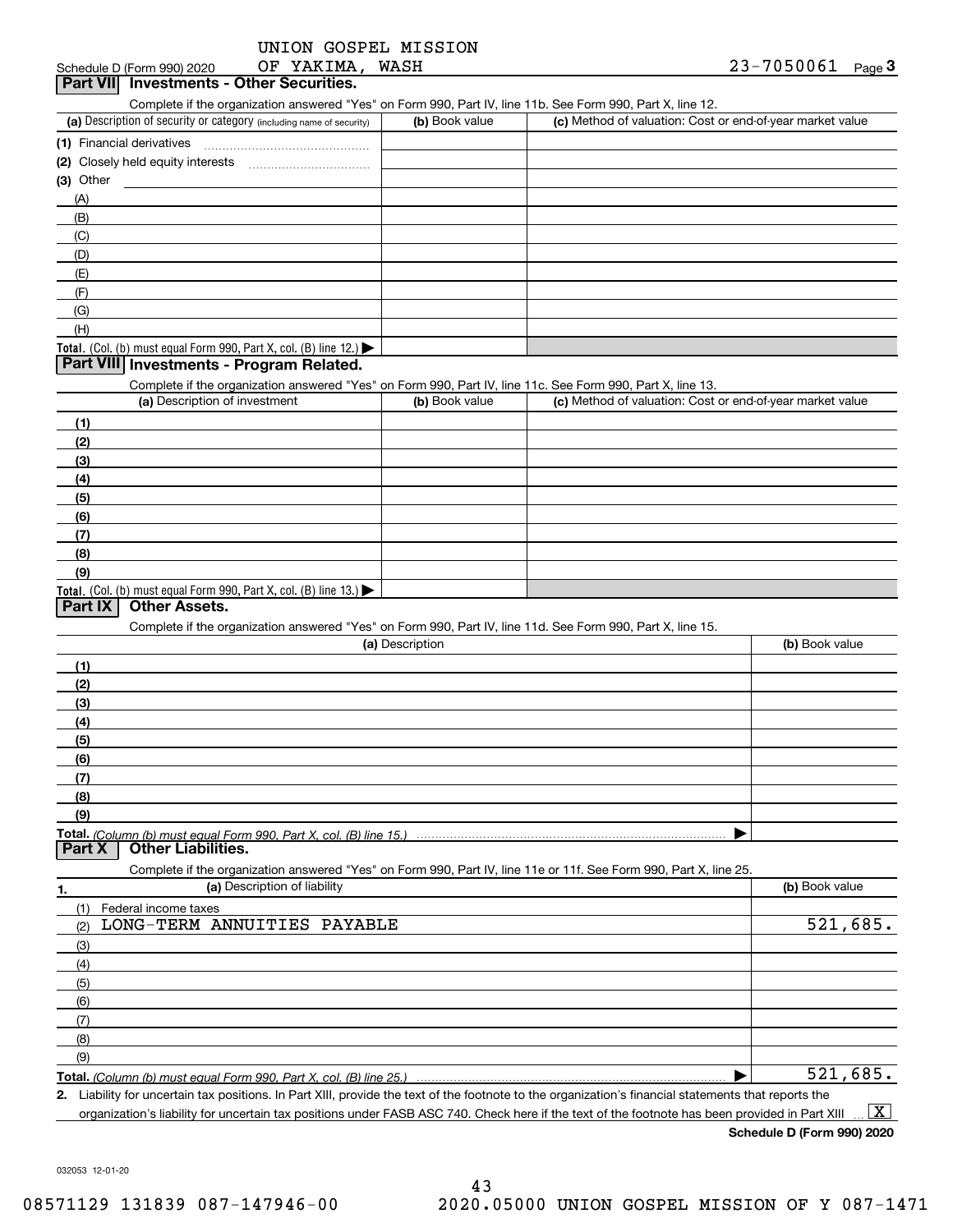UNION GOSPEL MISSION OF YAKIMA, WASH 23-7050061

Schedule D (Form 990) 2020

## Part VII Investments - Other Securities.

Complete if the organization answered "Yes" on Form 990, Part IV, line 11b. See Form 990, Part X, line 12.

| (a) Description of security or category (including name of security) | (b) Book value | (c) Method of valuation: Cost or end-of-year market value |
|---|---|---|
| (1) Financial derivatives | | |
| (2) Closely held equity interests | | |
| (3) Other | | |
| (A) | | |
| (B) | | |
| (C) | | |
| (D) | | |
| (E) | | |
| (F) | | |
| (G) | | |
| (H) | | |
| **Total.** (Col. (b) must equal Form 990, Part X, col. (B) line 12.) | | |

## Part VIII Investments - Program Related.

Complete if the organization answered "Yes" on Form 990, Part IV, line 11c. See Form 990, Part X, line 13.

| (a) Description of investment | (b) Book value | (c) Method of valuation: Cost or end-of-year market value |
|---|---|---|
| (1) | | |
| (2) | | |
| (3) | | |
| (4) | | |
| (5) | | |
| (6) | | |
| (7) | | |
| (8) | | |
| (9) | | |
| **Total.** (Col. (b) must equal Form 990, Part X, col. (B) line 13.) | | |

## Part IX Other Assets.

Complete if the organization answered "Yes" on Form 990, Part IV, line 11d. See Form 990, Part X, line 15.

| (a) Description | (b) Book value |
|---|---|
| (1) | |
| (2) | |
| (3) | |
| (4) | |
| (5) | |
| (6) | |
| (7) | |
| (8) | |
| (9) | |
| **Total.** *(Column (b) must equal Form 990, Part X, col. (B) line 15.)* | |

## Part X Other Liabilities.

Complete if the organization answered "Yes" on Form 990, Part IV, line 11e or 11f. See Form 990, Part X, line 25.

| 1. (a) Description of liability | (b) Book value |
|---|---|
| (1) Federal income taxes | |
| (2) LONG-TERM ANNUITIES PAYABLE | 521,685. |
| (3) | |
| (4) | |
| (5) | |
| (6) | |
| (7) | |
| (8) | |
| (9) | |
| **Total.** *(Column (b) must equal Form 990, Part X, col. (B) line 25.)* | 521,685. |

**2.** Liability for uncertain tax positions. In Part XIII, provide the text of the footnote to the organization's financial statements that reports the organization's liability for uncertain tax positions under FASB ASC 740. Check here if the text of the footnote has been provided in Part XIII [X]

**Schedule D (Form 990) 2020**

032053 12-01-20

08571129 131839 087-147946-00 2020.05000 UNION GOSPEL MISSION OF Y 087-1471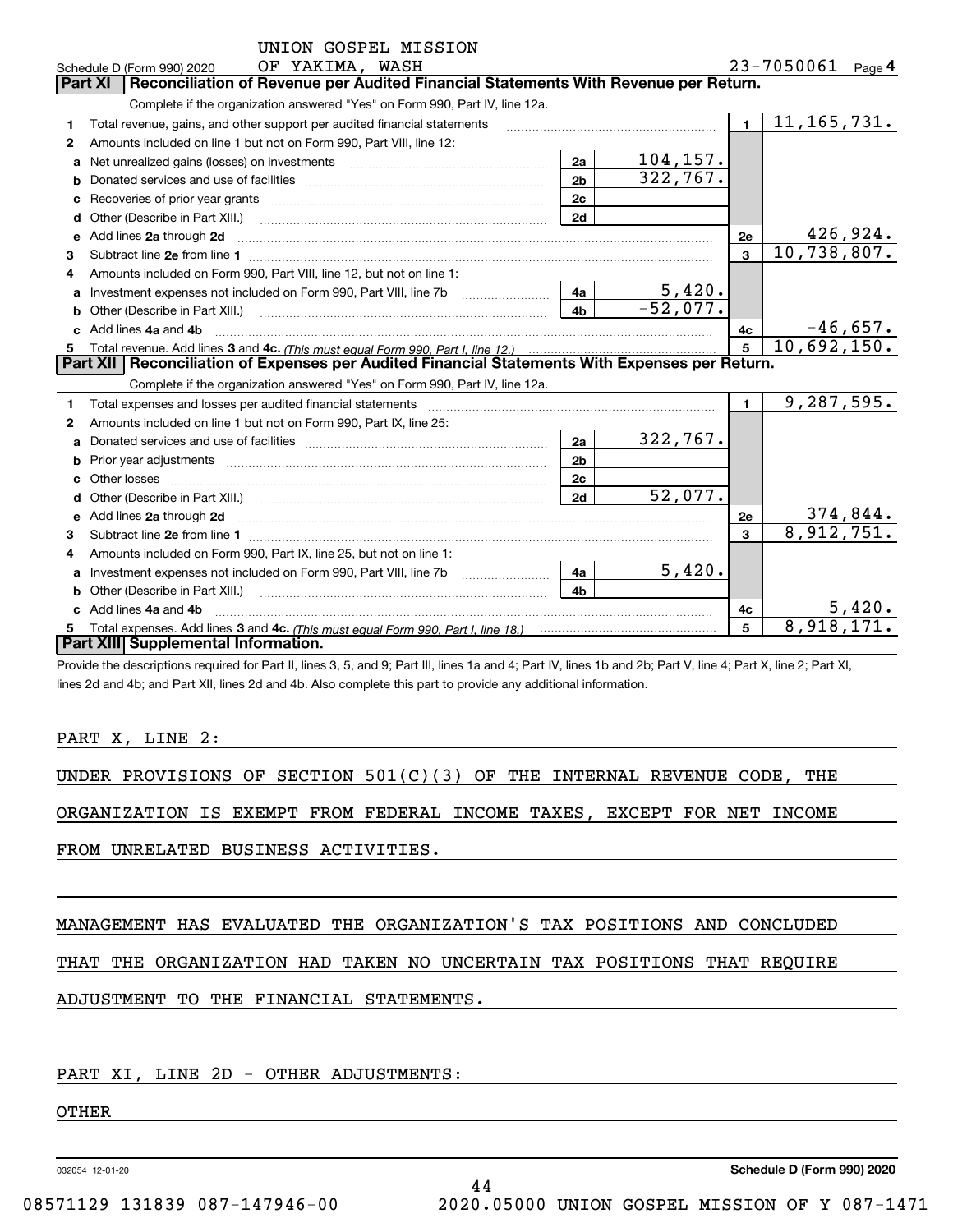UNION GOSPEL MISSION

Schedule D (Form 990) 2020 OF YAKIMA, WASH 23-7050061 Page 4

## Part XI | Reconciliation of Revenue per Audited Financial Statements With Revenue per Return.

Complete if the organization answered "Yes" on Form 990, Part IV, line 12a.

| | | | | | |
|---|---|---|---|---|---|
| 1 | Total revenue, gains, and other support per audited financial statements | | | 1 | 11,165,731. |
| 2 | Amounts included on line 1 but not on Form 990, Part VIII, line 12: | | | | |
| a | Net unrealized gains (losses) on investments | 2a | 104,157. | | |
| b | Donated services and use of facilities | 2b | 322,767. | | |
| c | Recoveries of prior year grants | 2c | | | |
| d | Other (Describe in Part XIII.) | 2d | | | |
| e | Add lines 2a through 2d | | | 2e | 426,924. |
| 3 | Subtract line 2e from line 1 | | | 3 | 10,738,807. |
| 4 | Amounts included on Form 990, Part VIII, line 12, but not on line 1: | | | | |
| a | Investment expenses not included on Form 990, Part VIII, line 7b | 4a | 5,420. | | |
| b | Other (Describe in Part XIII.) | 4b | -52,077. | | |
| c | Add lines 4a and 4b | | | 4c | -46,657. |
| 5 | Total revenue. Add lines 3 and 4c. *(This must equal Form 990, Part I, line 12.)* | | | 5 | 10,692,150. |

## Part XII | Reconciliation of Expenses per Audited Financial Statements With Expenses per Return.

Complete if the organization answered "Yes" on Form 990, Part IV, line 12a.

| | | | | | |
|---|---|---|---|---|---|
| 1 | Total expenses and losses per audited financial statements | | | 1 | 9,287,595. |
| 2 | Amounts included on line 1 but not on Form 990, Part IX, line 25: | | | | |
| a | Donated services and use of facilities | 2a | 322,767. | | |
| b | Prior year adjustments | 2b | | | |
| c | Other losses | 2c | | | |
| d | Other (Describe in Part XIII.) | 2d | 52,077. | | |
| e | Add lines 2a through 2d | | | 2e | 374,844. |
| 3 | Subtract line 2e from line 1 | | | 3 | 8,912,751. |
| 4 | Amounts included on Form 990, Part IX, line 25, but not on line 1: | | | | |
| a | Investment expenses not included on Form 990, Part VIII, line 7b | 4a | 5,420. | | |
| b | Other (Describe in Part XIII.) | 4b | | | |
| c | Add lines 4a and 4b | | | 4c | 5,420. |
| 5 | Total expenses. Add lines 3 and 4c. *(This must equal Form 990, Part I, line 18.)* | | | 5 | 8,918,171. |

## Part XIII | Supplemental Information.

Provide the descriptions required for Part II, lines 3, 5, and 9; Part III, lines 1a and 4; Part IV, lines 1b and 2b; Part V, line 4; Part X, line 2; Part XI, lines 2d and 4b; and Part XII, lines 2d and 4b. Also complete this part to provide any additional information.

PART X, LINE 2:

UNDER PROVISIONS OF SECTION 501(C)(3) OF THE INTERNAL REVENUE CODE, THE ORGANIZATION IS EXEMPT FROM FEDERAL INCOME TAXES, EXCEPT FOR NET INCOME FROM UNRELATED BUSINESS ACTIVITIES.

MANAGEMENT HAS EVALUATED THE ORGANIZATION'S TAX POSITIONS AND CONCLUDED THAT THE ORGANIZATION HAD TAKEN NO UNCERTAIN TAX POSITIONS THAT REQUIRE ADJUSTMENT TO THE FINANCIAL STATEMENTS.

PART XI, LINE 2D - OTHER ADJUSTMENTS:

OTHER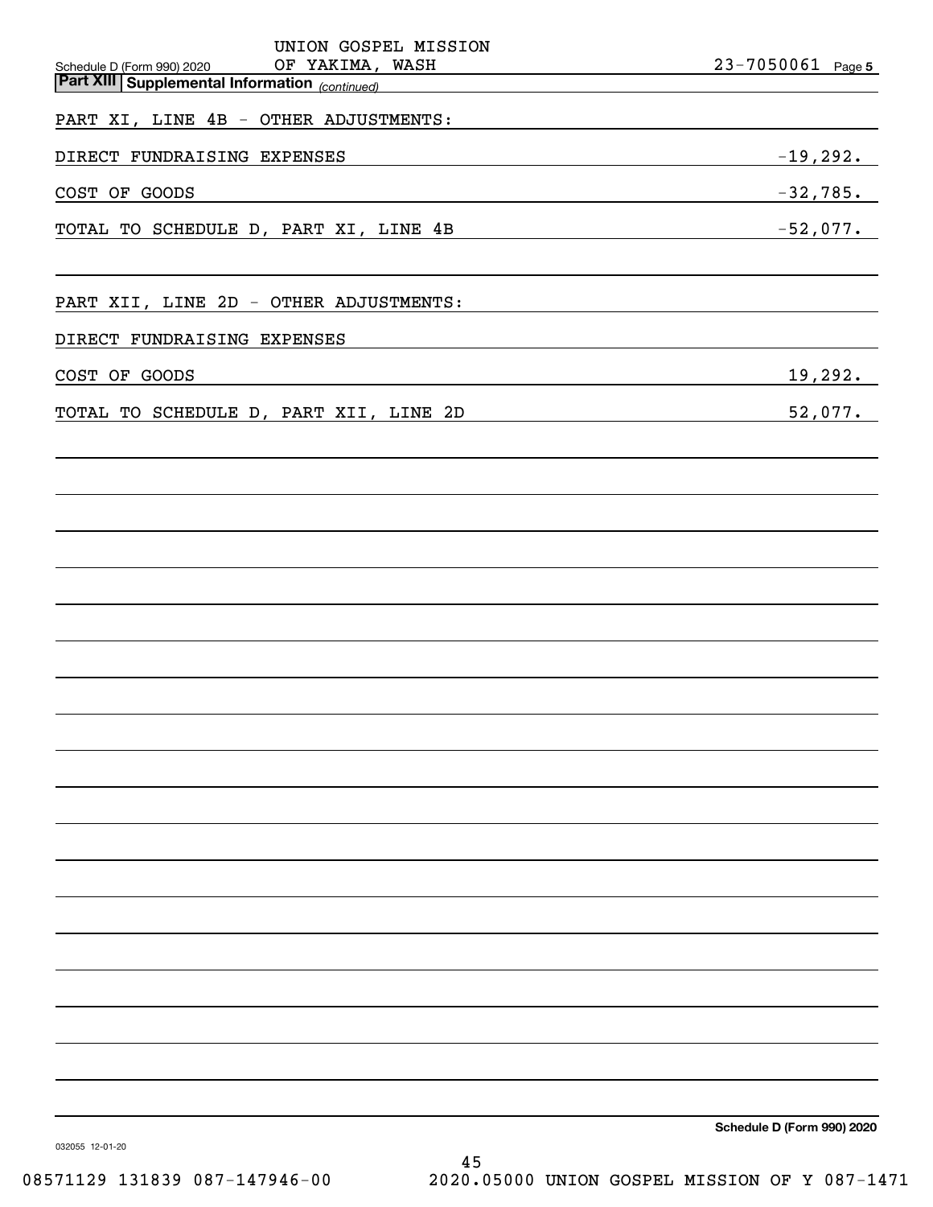UNION GOSPEL MISSION

Schedule D (Form 990) 2020 OF YAKIMA, WASH 23-7050061 Page 5

**Part XIII Supplemental Information** *(continued)*

PART XI, LINE 4B - OTHER ADJUSTMENTS:

| | |
|---|---|
| DIRECT FUNDRAISING EXPENSES | -19,292. |
| COST OF GOODS | -32,785. |
| TOTAL TO SCHEDULE D, PART XI, LINE 4B | -52,077. |

PART XII, LINE 2D - OTHER ADJUSTMENTS:

| | |
|---|---|
| DIRECT FUNDRAISING EXPENSES | |
| COST OF GOODS | 19,292. |
| TOTAL TO SCHEDULE D, PART XII, LINE 2D | 52,077. |

**Schedule D (Form 990) 2020**

032055 12-01-20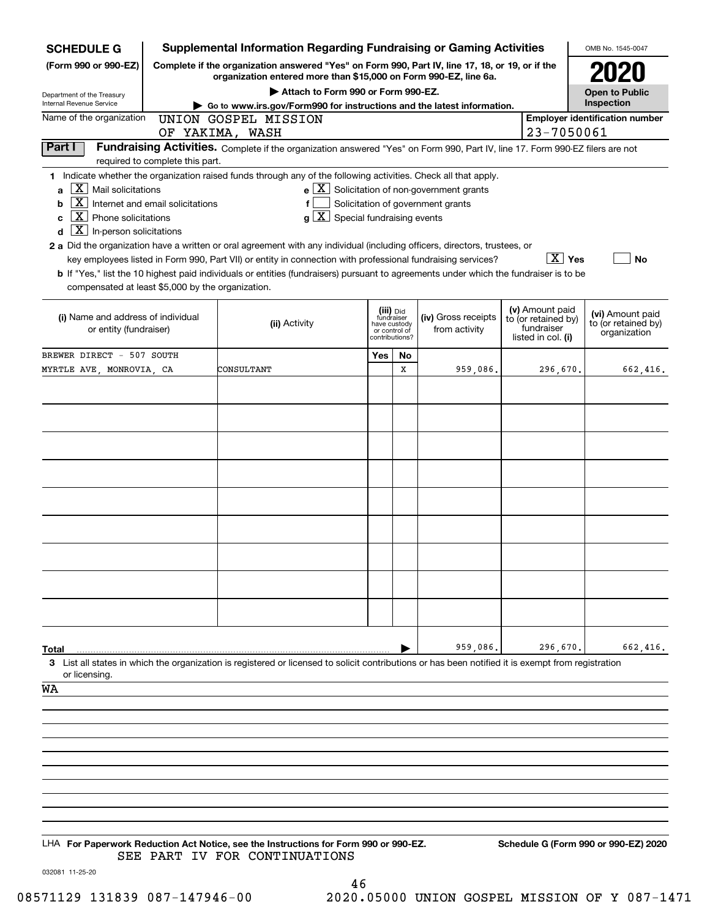**SCHEDULE G (Form 990 or 990-EZ)**

Department of the Treasury
Internal Revenue Service

# Supplemental Information Regarding Fundraising or Gaming Activities

**Complete if the organization answered "Yes" on Form 990, Part IV, line 17, 18, or 19, or if the organization entered more than $15,000 on Form 990-EZ, line 6a.**

▶ Attach to Form 990 or Form 990-EZ.

▶ Go to www.irs.gov/Form990 for instructions and the latest information.

OMB No. 1545-0047

**2020**

**Open to Public Inspection**

Name of the organization: UNION GOSPEL MISSION OF YAKIMA, WASH

Employer identification number: 23-7050061

## Part I — Fundraising Activities.

Complete if the organization answered "Yes" on Form 990, Part IV, line 17. Form 990-EZ filers are not required to complete this part.

**1** Indicate whether the organization raised funds through any of the following activities. Check all that apply.

- **a** [X] Mail solicitations
- **b** [X] Internet and email solicitations
- **c** [X] Phone solicitations
- **d** [X] In-person solicitations
- **e** [X] Solicitation of non-government grants
- **f** [ ] Solicitation of government grants
- **g** [X] Special fundraising events

**2 a** Did the organization have a written or oral agreement with any individual (including officers, directors, trustees, or key employees listed in Form 990, Part VII) or entity in connection with professional fundraising services? [X] Yes [ ] No

**b** If "Yes," list the 10 highest paid individuals or entities (fundraisers) pursuant to agreements under which the fundraiser is to be compensated at least $5,000 by the organization.

| (i) Name and address of individual or entity (fundraiser) | (ii) Activity | (iii) Did fundraiser have custody or control of contributions? Yes | No | (iv) Gross receipts from activity | (v) Amount paid to (or retained by) fundraiser listed in col. (i) | (vi) Amount paid to (or retained by) organization |
|---|---|---|---|---|---|---|
| BREWER DIRECT - 507 SOUTH MYRTLE AVE, MONROVIA, CA | CONSULTANT | | X | 959,086. | 296,670. | 662,416. |
| | | | | | | |
| | | | | | | |
| | | | | | | |
| | | | | | | |
| | | | | | | |
| | | | | | | |
| | | | | | | |
| | | | | | | |
| | | | | | | |
| **Total** | | | ▶ | 959,086. | 296,670. | 662,416. |

**3** List all states in which the organization is registered or licensed to solicit contributions or has been notified it is exempt from registration or licensing.

WA

LHA **For Paperwork Reduction Act Notice, see the Instructions for Form 990 or 990-EZ.** **Schedule G (Form 990 or 990-EZ) 2020**

SEE PART IV FOR CONTINUATIONS

032081 11-25-20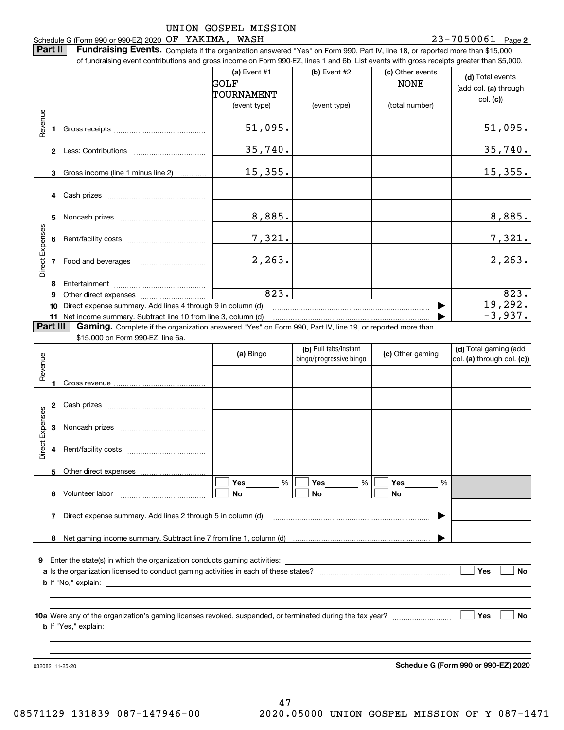UNION GOSPEL MISSION

Schedule G (Form 990 or 990-EZ) 2020 OF YAKIMA, WASH    23-7050061 Page **2**

**Part II** **Fundraising Events.** Complete if the organization answered "Yes" on Form 990, Part IV, line 18, or reported more than $15,000 of fundraising event contributions and gross income on Form 990-EZ, lines 1 and 6b. List events with gross receipts greater than $5,000.

| | | (a) Event #1 GOLF TOURNAMENT (event type) | (b) Event #2 (event type) | (c) Other events NONE (total number) | (d) Total events (add col. (a) through col. (c)) |
|---|---|---|---|---|---|
| Revenue | 1 Gross receipts | 51,095. | | | 51,095. |
| | 2 Less: Contributions | 35,740. | | | 35,740. |
| | 3 Gross income (line 1 minus line 2) | 15,355. | | | 15,355. |
| Direct Expenses | 4 Cash prizes | | | | |
| | 5 Noncash prizes | 8,885. | | | 8,885. |
| | 6 Rent/facility costs | 7,321. | | | 7,321. |
| | 7 Food and beverages | 2,263. | | | 2,263. |
| | 8 Entertainment | | | | |
| | 9 Other direct expenses | 823. | | | 823. |
| | 10 Direct expense summary. Add lines 4 through 9 in column (d) | | | | 19,292. |
| | 11 Net income summary. Subtract line 10 from line 3, column (d) | | | | -3,937. |

**Part III** **Gaming.** Complete if the organization answered "Yes" on Form 990, Part IV, line 19, or reported more than $15,000 on Form 990-EZ, line 6a.

| | | (a) Bingo | (b) Pull tabs/instant bingo/progressive bingo | (c) Other gaming | (d) Total gaming (add col. (a) through col. (c)) |
|---|---|---|---|---|---|
| Revenue | 1 Gross revenue | | | | |
| Direct Expenses | 2 Cash prizes | | | | |
| | 3 Noncash prizes | | | | |
| | 4 Rent/facility costs | | | | |
| | 5 Other direct expenses | | | | |
| | 6 Volunteer labor | ☐ Yes ___ % ☐ No | ☐ Yes ___ % ☐ No | ☐ Yes ___ % ☐ No | |
| | 7 Direct expense summary. Add lines 2 through 5 in column (d) | | | | |
| | 8 Net gaming income summary. Subtract line 7 from line 1, column (d) | | | | |

**9** Enter the state(s) in which the organization conducts gaming activities: ____________

**a** Is the organization licensed to conduct gaming activities in each of these states? ☐ Yes ☐ No

**b** If "No," explain: ____________

**10a** Were any of the organization's gaming licenses revoked, suspended, or terminated during the tax year? ☐ Yes ☐ No

**b** If "Yes," explain: ____________

032082 11-25-20

**Schedule G (Form 990 or 990-EZ) 2020**

08571129 131839 087-147946-00    2020.05000 UNION GOSPEL MISSION OF Y 087-1471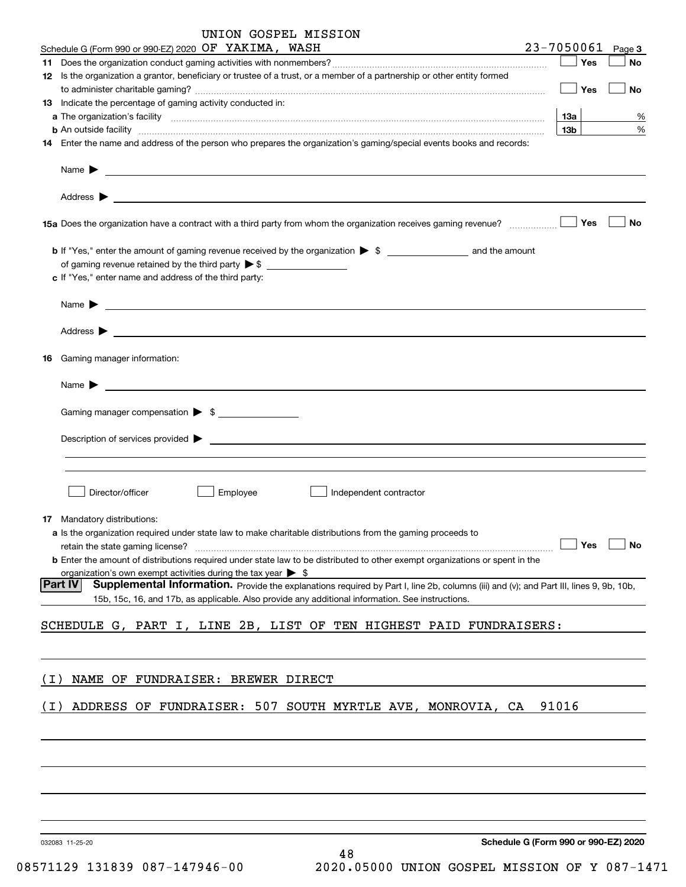UNION GOSPEL MISSION

Schedule G (Form 990 or 990-EZ) 2020 OF YAKIMA, WASH 23-7050061 Page 3

**11** Does the organization conduct gaming activities with nonmembers? ☐ Yes ☐ No

**12** Is the organization a grantor, beneficiary or trustee of a trust, or a member of a partnership or other entity formed to administer charitable gaming? ☐ Yes ☐ No

**13** Indicate the percentage of gaming activity conducted in:

**a** The organization's facility **13a** %

**b** An outside facility **13b** %

**14** Enter the name and address of the person who prepares the organization's gaming/special events books and records:

Name ▶

Address ▶

**15a** Does the organization have a contract with a third party from whom the organization receives gaming revenue? ☐ Yes ☐ No

**b** If "Yes," enter the amount of gaming revenue received by the organization ▶ $ ______ and the amount of gaming revenue retained by the third party ▶ $ ______

**c** If "Yes," enter name and address of the third party:

Name ▶

Address ▶

**16** Gaming manager information:

Name ▶

Gaming manager compensation ▶ $

Description of services provided ▶

☐ Director/officer ☐ Employee ☐ Independent contractor

**17** Mandatory distributions:

**a** Is the organization required under state law to make charitable distributions from the gaming proceeds to retain the state gaming license? ☐ Yes ☐ No

**b** Enter the amount of distributions required under state law to be distributed to other exempt organizations or spent in the organization's own exempt activities during the tax year ▶ $

**Part IV** **Supplemental Information.** Provide the explanations required by Part I, line 2b, columns (iii) and (v); and Part III, lines 9, 9b, 10b, 15b, 15c, 16, and 17b, as applicable. Also provide any additional information. See instructions.

SCHEDULE G, PART I, LINE 2B, LIST OF TEN HIGHEST PAID FUNDRAISERS:

(I) NAME OF FUNDRAISER: BREWER DIRECT

(I) ADDRESS OF FUNDRAISER: 507 SOUTH MYRTLE AVE, MONROVIA, CA 91016

032083 11-25-20 **Schedule G (Form 990 or 990-EZ) 2020**

08571129 131839 087-147946-00 2020.05000 UNION GOSPEL MISSION OF Y 087-1471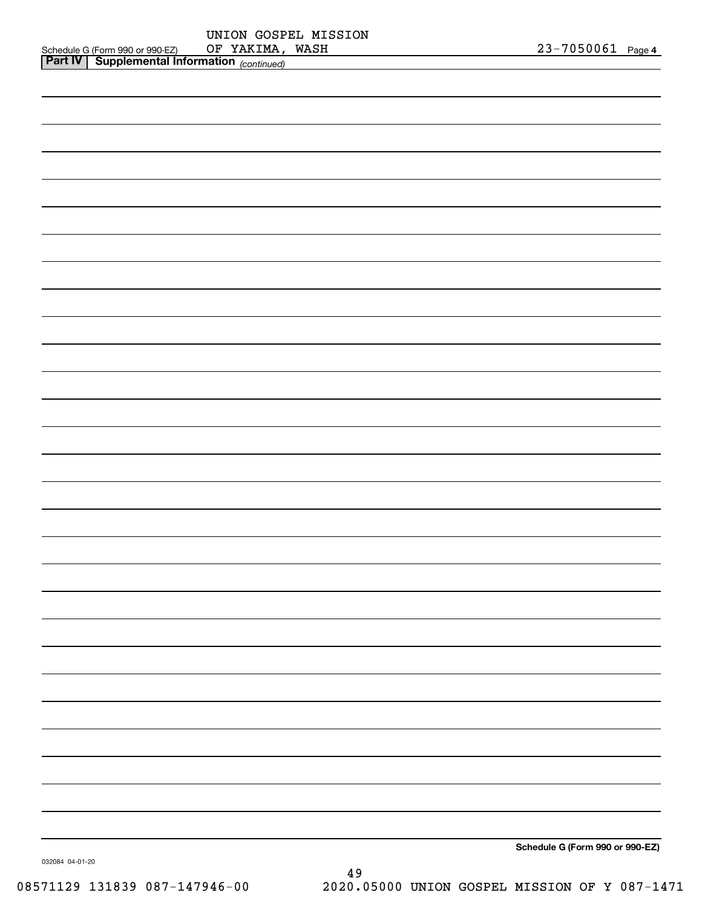Schedule G (Form 990 or 990-EZ) UNION GOSPEL MISSION OF YAKIMA, WASH 23-7050061 Page 4

**Part IV | Supplemental Information** *(continued)*

**Schedule G (Form 990 or 990-EZ)**

032084 04-01-20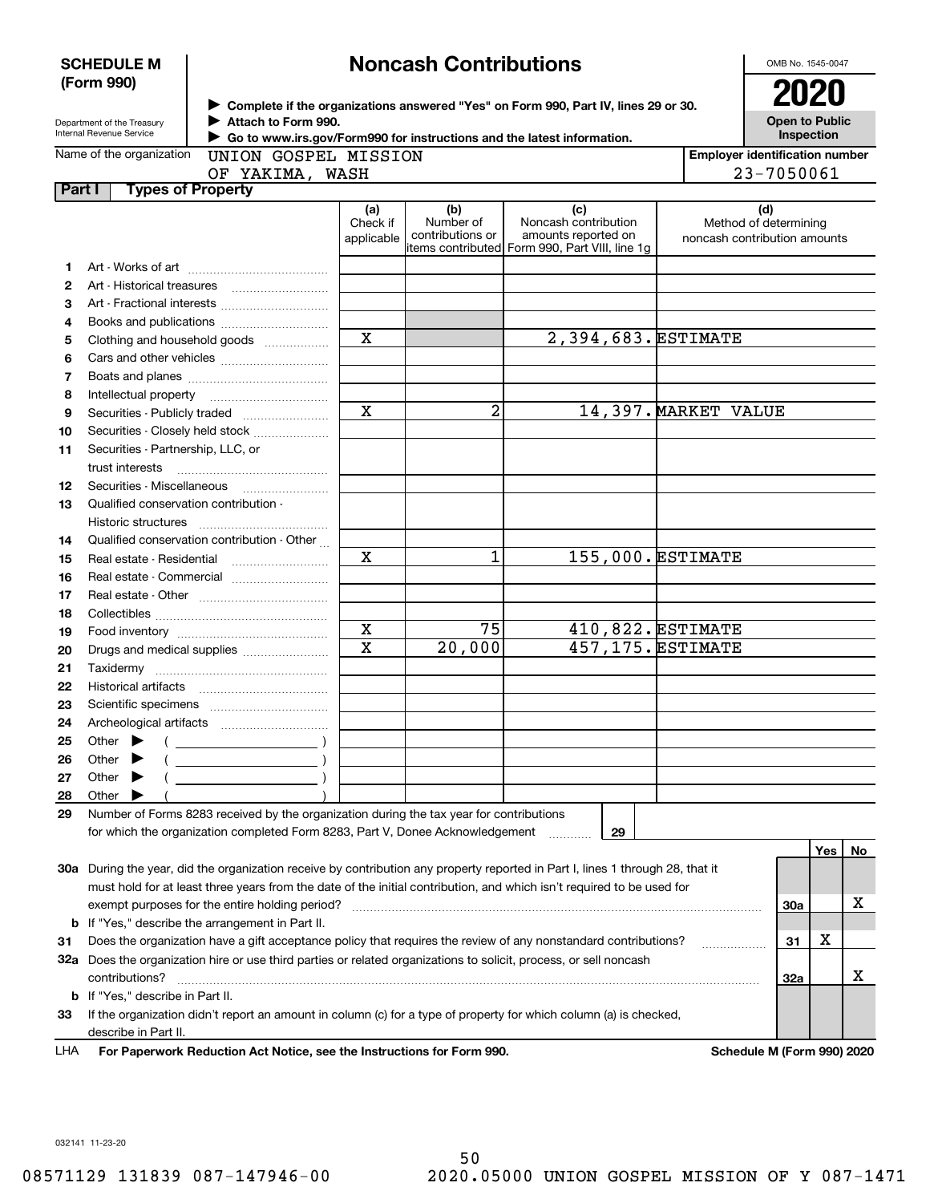**SCHEDULE M (Form 990)**

Department of the Treasury
Internal Revenue Service

# Noncash Contributions

▶ Complete if the organizations answered "Yes" on Form 990, Part IV, lines 29 or 30.
▶ Attach to Form 990.
▶ Go to www.irs.gov/Form990 for instructions and the latest information.

OMB No. 1545-0047

**2020**

**Open to Public Inspection**

Name of the organization: UNION GOSPEL MISSION OF YAKIMA, WASH

Employer identification number: 23-7050061

**Part I Types of Property**

| | | (a) Check if applicable | (b) Number of contributions or items contributed | (c) Noncash contribution amounts reported on Form 990, Part VIII, line 1g | (d) Method of determining noncash contribution amounts |
|---|---|---|---|---|---|
| 1 | Art - Works of art | | | | |
| 2 | Art - Historical treasures | | | | |
| 3 | Art - Fractional interests | | | | |
| 4 | Books and publications | | | | |
| 5 | Clothing and household goods | X | | 2,394,683. | ESTIMATE |
| 6 | Cars and other vehicles | | | | |
| 7 | Boats and planes | | | | |
| 8 | Intellectual property | | | | |
| 9 | Securities - Publicly traded | X | 2 | 14,397. | MARKET VALUE |
| 10 | Securities - Closely held stock | | | | |
| 11 | Securities - Partnership, LLC, or trust interests | | | | |
| 12 | Securities - Miscellaneous | | | | |
| 13 | Qualified conservation contribution - Historic structures | | | | |
| 14 | Qualified conservation contribution - Other | | | | |
| 15 | Real estate - Residential | X | 1 | 155,000. | ESTIMATE |
| 16 | Real estate - Commercial | | | | |
| 17 | Real estate - Other | | | | |
| 18 | Collectibles | | | | |
| 19 | Food inventory | X | 75 | 410,822. | ESTIMATE |
| 20 | Drugs and medical supplies | X | 20,000 | 457,175. | ESTIMATE |
| 21 | Taxidermy | | | | |
| 22 | Historical artifacts | | | | |
| 23 | Scientific specimens | | | | |
| 24 | Archeological artifacts | | | | |
| 25 | Other ▶ ( ) | | | | |
| 26 | Other ▶ ( ) | | | | |
| 27 | Other ▶ ( ) | | | | |
| 28 | Other ▶ ( ) | | | | |

29 Number of Forms 8283 received by the organization during the tax year for contributions for which the organization completed Form 8283, Part V, Donee Acknowledgement ..... 29

| | | | Yes | No |
|---|---|---|---|---|
| 30a | During the year, did the organization receive by contribution any property reported in Part I, lines 1 through 28, that it must hold for at least three years from the date of the initial contribution, and which isn't required to be used for exempt purposes for the entire holding period? | 30a | | X |
| b | If "Yes," describe the arrangement in Part II. | | | |
| 31 | Does the organization have a gift acceptance policy that requires the review of any nonstandard contributions? | 31 | X | |
| 32a | Does the organization hire or use third parties or related organizations to solicit, process, or sell noncash contributions? | 32a | | X |
| b | If "Yes," describe in Part II. | | | |
| 33 | If the organization didn't report an amount in column (c) for a type of property for which column (a) is checked, describe in Part II. | | | |

LHA For Paperwork Reduction Act Notice, see the Instructions for Form 990. Schedule M (Form 990) 2020

032141 11-23-20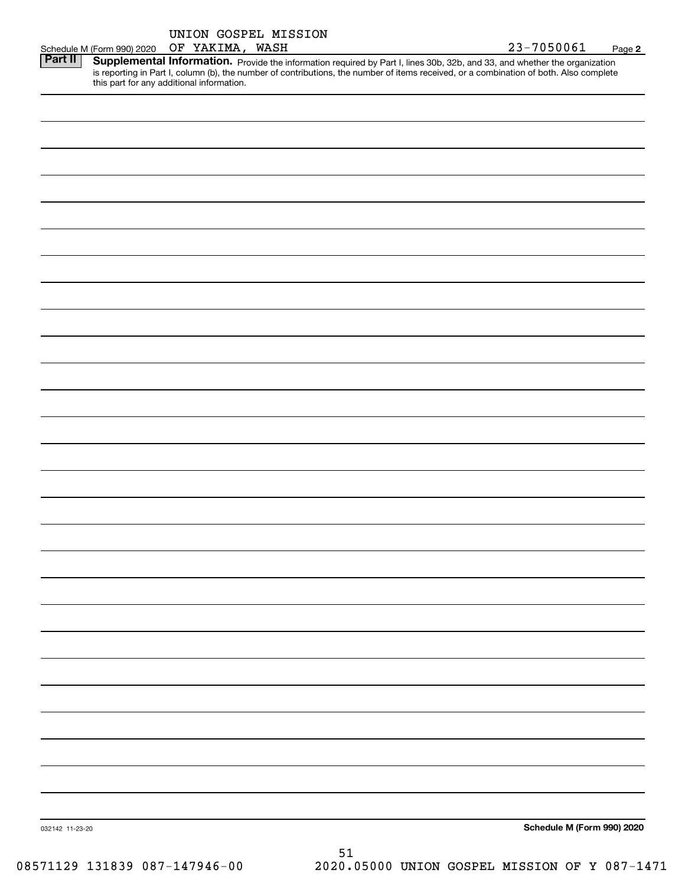Schedule M (Form 990) 2020 UNION GOSPEL MISSION OF YAKIMA, WASH 23-7050061 Page 2

**Part II** **Supplemental Information.** Provide the information required by Part I, lines 30b, 32b, and 33, and whether the organization is reporting in Part I, column (b), the number of contributions, the number of items received, or a combination of both. Also complete this part for any additional information.

032142 11-23-20 **Schedule M (Form 990) 2020**

08571129 131839 087-147946-00 2020.05000 UNION GOSPEL MISSION OF Y 087-1471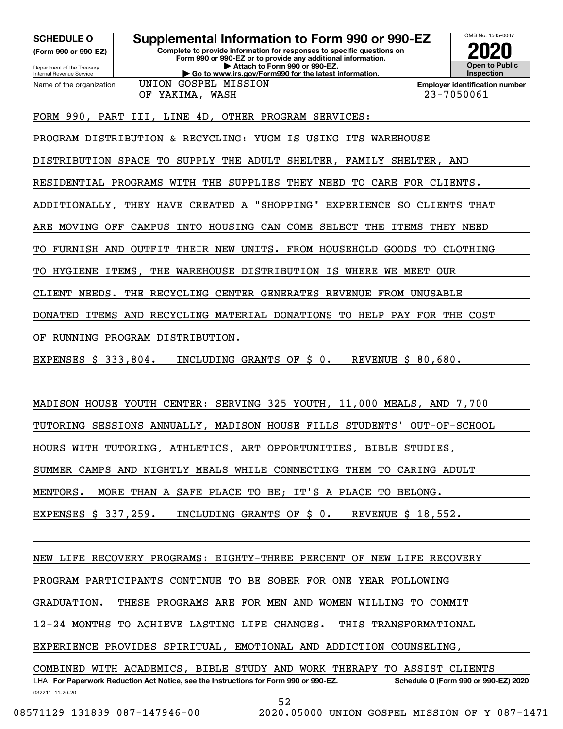**SCHEDULE O (Form 990 or 990-EZ)**

Department of the Treasury
Internal Revenue Service

# Supplemental Information to Form 990 or 990-EZ

**Complete to provide information for responses to specific questions on Form 990 or 990-EZ or to provide any additional information.**
**▶ Attach to Form 990 or 990-EZ.**
**▶ Go to www.irs.gov/Form990 for the latest information.**

OMB No. 1545-0047

**2020**

**Open to Public Inspection**

Name of the organization: UNION GOSPEL MISSION OF YAKIMA, WASH

**Employer identification number:** 23-7050061

FORM 990, PART III, LINE 4D, OTHER PROGRAM SERVICES:

PROGRAM DISTRIBUTION & RECYCLING: YUGM IS USING ITS WAREHOUSE DISTRIBUTION SPACE TO SUPPLY THE ADULT SHELTER, FAMILY SHELTER, AND RESIDENTIAL PROGRAMS WITH THE SUPPLIES THEY NEED TO CARE FOR CLIENTS. ADDITIONALLY, THEY HAVE CREATED A "SHOPPING" EXPERIENCE SO CLIENTS THAT ARE MOVING OFF CAMPUS INTO HOUSING CAN COME SELECT THE ITEMS THEY NEED TO FURNISH AND OUTFIT THEIR NEW UNITS. FROM HOUSEHOLD GOODS TO CLOTHING TO HYGIENE ITEMS, THE WAREHOUSE DISTRIBUTION IS WHERE WE MEET OUR CLIENT NEEDS. THE RECYCLING CENTER GENERATES REVENUE FROM UNUSABLE DONATED ITEMS AND RECYCLING MATERIAL DONATIONS TO HELP PAY FOR THE COST OF RUNNING PROGRAM DISTRIBUTION.

EXPENSES $ 333,804. INCLUDING GRANTS OF $ 0. REVENUE $ 80,680.

MADISON HOUSE YOUTH CENTER: SERVING 325 YOUTH, 11,000 MEALS, AND 7,700 TUTORING SESSIONS ANNUALLY, MADISON HOUSE FILLS STUDENTS' OUT-OF-SCHOOL HOURS WITH TUTORING, ATHLETICS, ART OPPORTUNITIES, BIBLE STUDIES, SUMMER CAMPS AND NIGHTLY MEALS WHILE CONNECTING THEM TO CARING ADULT MENTORS. MORE THAN A SAFE PLACE TO BE; IT'S A PLACE TO BELONG.

EXPENSES $ 337,259. INCLUDING GRANTS OF $ 0. REVENUE $ 18,552.

NEW LIFE RECOVERY PROGRAMS: EIGHTY-THREE PERCENT OF NEW LIFE RECOVERY PROGRAM PARTICIPANTS CONTINUE TO BE SOBER FOR ONE YEAR FOLLOWING GRADUATION. THESE PROGRAMS ARE FOR MEN AND WOMEN WILLING TO COMMIT 12-24 MONTHS TO ACHIEVE LASTING LIFE CHANGES. THIS TRANSFORMATIONAL EXPERIENCE PROVIDES SPIRITUAL, EMOTIONAL AND ADDICTION COUNSELING, COMBINED WITH ACADEMICS, BIBLE STUDY AND WORK THERAPY TO ASSIST CLIENTS

LHA **For Paperwork Reduction Act Notice, see the Instructions for Form 990 or 990-EZ.** **Schedule O (Form 990 or 990-EZ) 2020**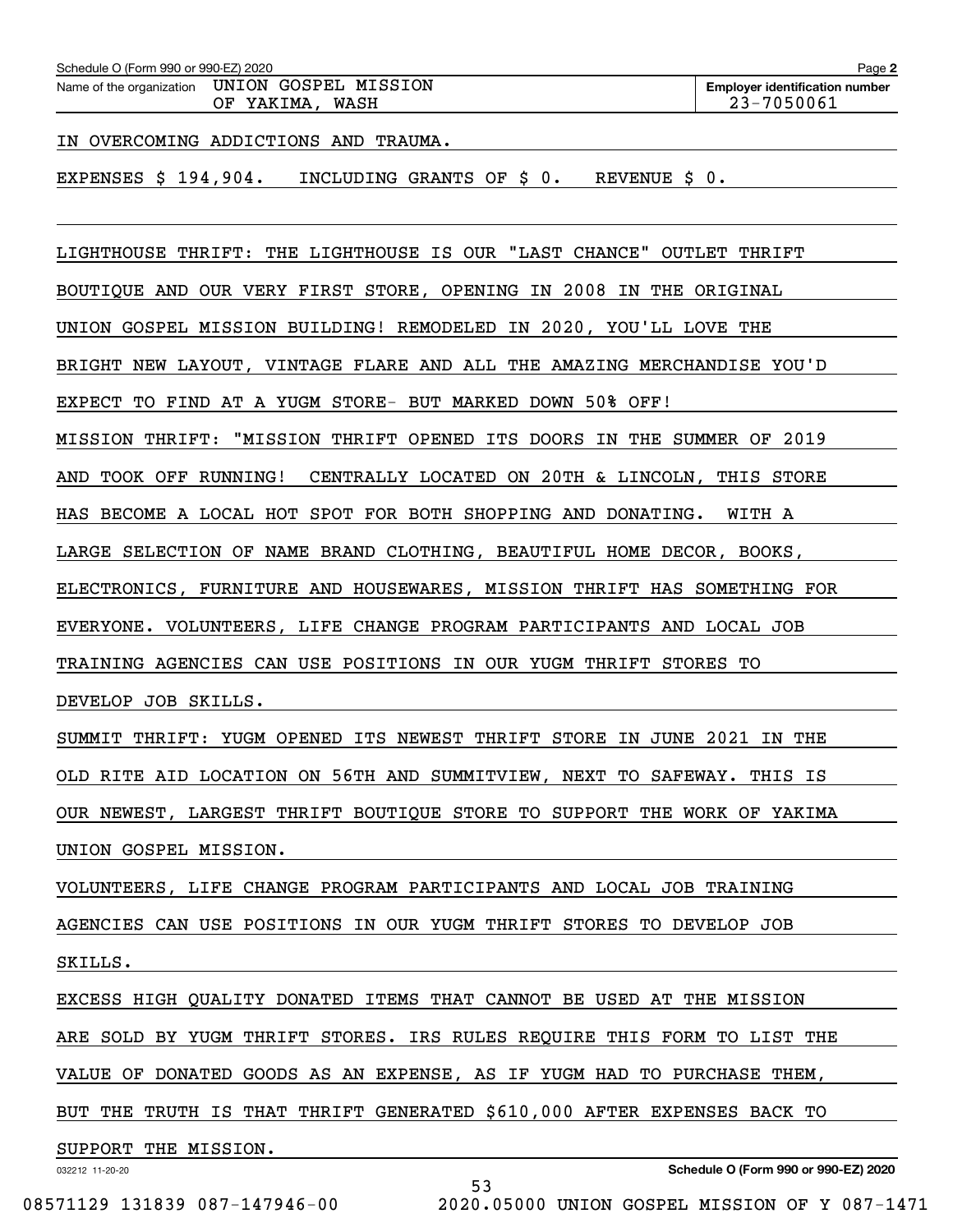Schedule O (Form 990 or 990-EZ) 2020

Name of the organization: UNION GOSPEL MISSION OF YAKIMA, WASH

Employer identification number: 23-7050061

IN OVERCOMING ADDICTIONS AND TRAUMA.

EXPENSES $ 194,904. INCLUDING GRANTS OF $ 0. REVENUE $ 0.

LIGHTHOUSE THRIFT: THE LIGHTHOUSE IS OUR "LAST CHANCE" OUTLET THRIFT BOUTIQUE AND OUR VERY FIRST STORE, OPENING IN 2008 IN THE ORIGINAL UNION GOSPEL MISSION BUILDING! REMODELED IN 2020, YOU'LL LOVE THE BRIGHT NEW LAYOUT, VINTAGE FLARE AND ALL THE AMAZING MERCHANDISE YOU'D EXPECT TO FIND AT A YUGM STORE- BUT MARKED DOWN 50% OFF!

MISSION THRIFT: "MISSION THRIFT OPENED ITS DOORS IN THE SUMMER OF 2019 AND TOOK OFF RUNNING! CENTRALLY LOCATED ON 20TH & LINCOLN, THIS STORE HAS BECOME A LOCAL HOT SPOT FOR BOTH SHOPPING AND DONATING. WITH A LARGE SELECTION OF NAME BRAND CLOTHING, BEAUTIFUL HOME DECOR, BOOKS, ELECTRONICS, FURNITURE AND HOUSEWARES, MISSION THRIFT HAS SOMETHING FOR EVERYONE. VOLUNTEERS, LIFE CHANGE PROGRAM PARTICIPANTS AND LOCAL JOB TRAINING AGENCIES CAN USE POSITIONS IN OUR YUGM THRIFT STORES TO DEVELOP JOB SKILLS.

SUMMIT THRIFT: YUGM OPENED ITS NEWEST THRIFT STORE IN JUNE 2021 IN THE OLD RITE AID LOCATION ON 56TH AND SUMMITVIEW, NEXT TO SAFEWAY. THIS IS OUR NEWEST, LARGEST THRIFT BOUTIQUE STORE TO SUPPORT THE WORK OF YAKIMA UNION GOSPEL MISSION.

VOLUNTEERS, LIFE CHANGE PROGRAM PARTICIPANTS AND LOCAL JOB TRAINING AGENCIES CAN USE POSITIONS IN OUR YUGM THRIFT STORES TO DEVELOP JOB SKILLS.

EXCESS HIGH QUALITY DONATED ITEMS THAT CANNOT BE USED AT THE MISSION ARE SOLD BY YUGM THRIFT STORES. IRS RULES REQUIRE THIS FORM TO LIST THE VALUE OF DONATED GOODS AS AN EXPENSE, AS IF YUGM HAD TO PURCHASE THEM, BUT THE TRUTH IS THAT THRIFT GENERATED $610,000 AFTER EXPENSES BACK TO SUPPORT THE MISSION.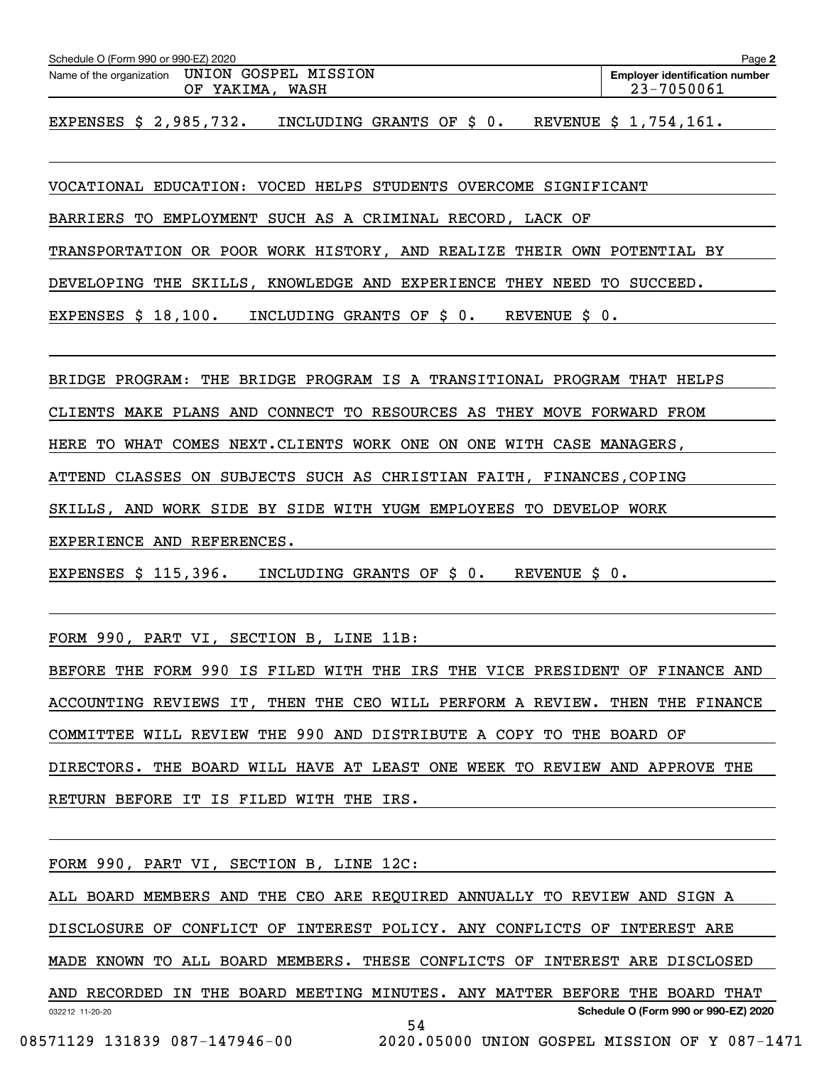Name of the organization: UNION GOSPEL MISSION OF YAKIMA, WASH

Employer identification number: 23-7050061

EXPENSES $ 2,985,732. INCLUDING GRANTS OF $ 0. REVENUE $ 1,754,161.

VOCATIONAL EDUCATION: VOCED HELPS STUDENTS OVERCOME SIGNIFICANT BARRIERS TO EMPLOYMENT SUCH AS A CRIMINAL RECORD, LACK OF TRANSPORTATION OR POOR WORK HISTORY, AND REALIZE THEIR OWN POTENTIAL BY DEVELOPING THE SKILLS, KNOWLEDGE AND EXPERIENCE THEY NEED TO SUCCEED.

EXPENSES $ 18,100. INCLUDING GRANTS OF $ 0. REVENUE $ 0.

BRIDGE PROGRAM: THE BRIDGE PROGRAM IS A TRANSITIONAL PROGRAM THAT HELPS CLIENTS MAKE PLANS AND CONNECT TO RESOURCES AS THEY MOVE FORWARD FROM HERE TO WHAT COMES NEXT.CLIENTS WORK ONE ON ONE WITH CASE MANAGERS, ATTEND CLASSES ON SUBJECTS SUCH AS CHRISTIAN FAITH, FINANCES,COPING SKILLS, AND WORK SIDE BY SIDE WITH YUGM EMPLOYEES TO DEVELOP WORK EXPERIENCE AND REFERENCES.

EXPENSES $ 115,396. INCLUDING GRANTS OF $ 0. REVENUE $ 0.

FORM 990, PART VI, SECTION B, LINE 11B:

BEFORE THE FORM 990 IS FILED WITH THE IRS THE VICE PRESIDENT OF FINANCE AND ACCOUNTING REVIEWS IT, THEN THE CEO WILL PERFORM A REVIEW. THEN THE FINANCE COMMITTEE WILL REVIEW THE 990 AND DISTRIBUTE A COPY TO THE BOARD OF DIRECTORS. THE BOARD WILL HAVE AT LEAST ONE WEEK TO REVIEW AND APPROVE THE RETURN BEFORE IT IS FILED WITH THE IRS.

FORM 990, PART VI, SECTION B, LINE 12C:

ALL BOARD MEMBERS AND THE CEO ARE REQUIRED ANNUALLY TO REVIEW AND SIGN A DISCLOSURE OF CONFLICT OF INTEREST POLICY. ANY CONFLICTS OF INTEREST ARE MADE KNOWN TO ALL BOARD MEMBERS. THESE CONFLICTS OF INTEREST ARE DISCLOSED AND RECORDED IN THE BOARD MEETING MINUTES. ANY MATTER BEFORE THE BOARD THAT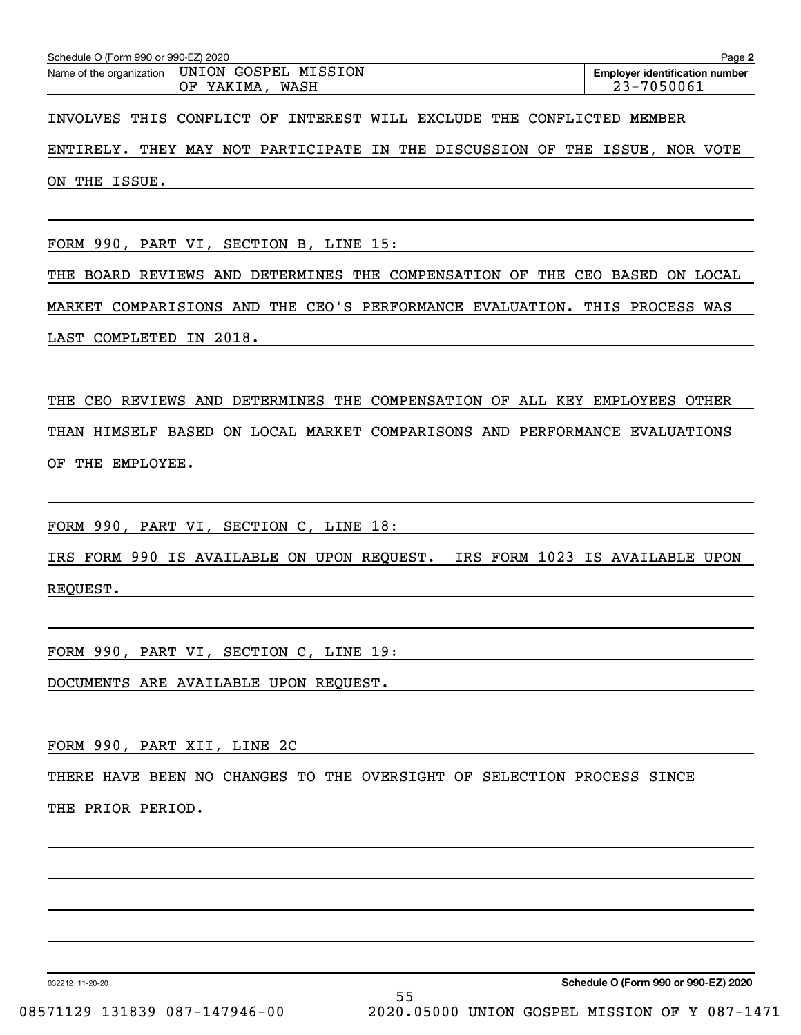Name of the organization: UNION GOSPEL MISSION OF YAKIMA, WASH

Employer identification number: 23-7050061

INVOLVES THIS CONFLICT OF INTEREST WILL EXCLUDE THE CONFLICTED MEMBER ENTIRELY. THEY MAY NOT PARTICIPATE IN THE DISCUSSION OF THE ISSUE, NOR VOTE ON THE ISSUE.

FORM 990, PART VI, SECTION B, LINE 15:

THE BOARD REVIEWS AND DETERMINES THE COMPENSATION OF THE CEO BASED ON LOCAL MARKET COMPARISIONS AND THE CEO'S PERFORMANCE EVALUATION. THIS PROCESS WAS LAST COMPLETED IN 2018.

THE CEO REVIEWS AND DETERMINES THE COMPENSATION OF ALL KEY EMPLOYEES OTHER THAN HIMSELF BASED ON LOCAL MARKET COMPARISONS AND PERFORMANCE EVALUATIONS OF THE EMPLOYEE.

FORM 990, PART VI, SECTION C, LINE 18:

IRS FORM 990 IS AVAILABLE ON UPON REQUEST. IRS FORM 1023 IS AVAILABLE UPON REQUEST.

FORM 990, PART VI, SECTION C, LINE 19:

DOCUMENTS ARE AVAILABLE UPON REQUEST.

FORM 990, PART XII, LINE 2C

THERE HAVE BEEN NO CHANGES TO THE OVERSIGHT OF SELECTION PROCESS SINCE THE PRIOR PERIOD.